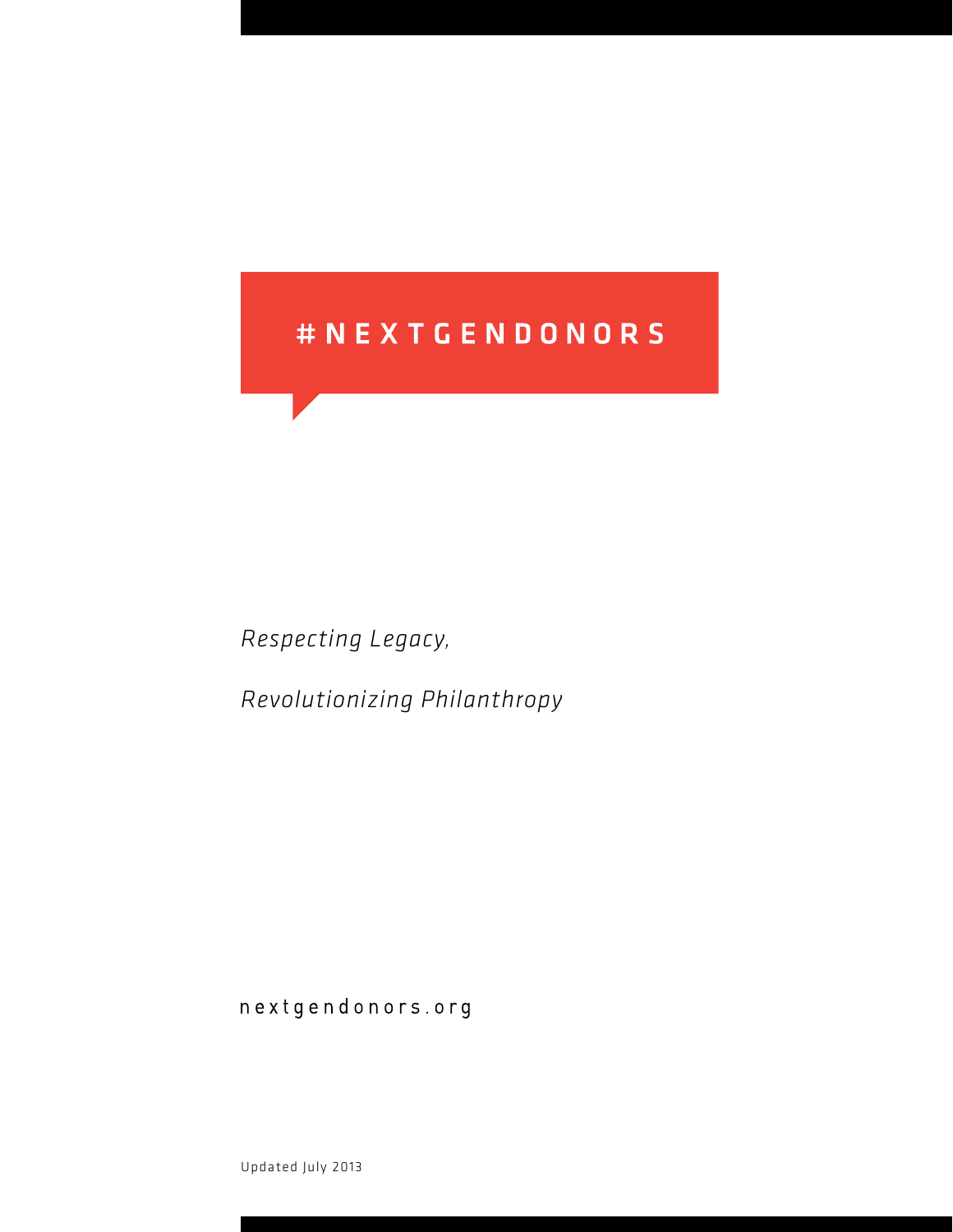# #NEXTGENDONORS

*Respecting Legacy,*

*Revolutionizing Philanthropy*

nextgendonors.org

Updated July 2013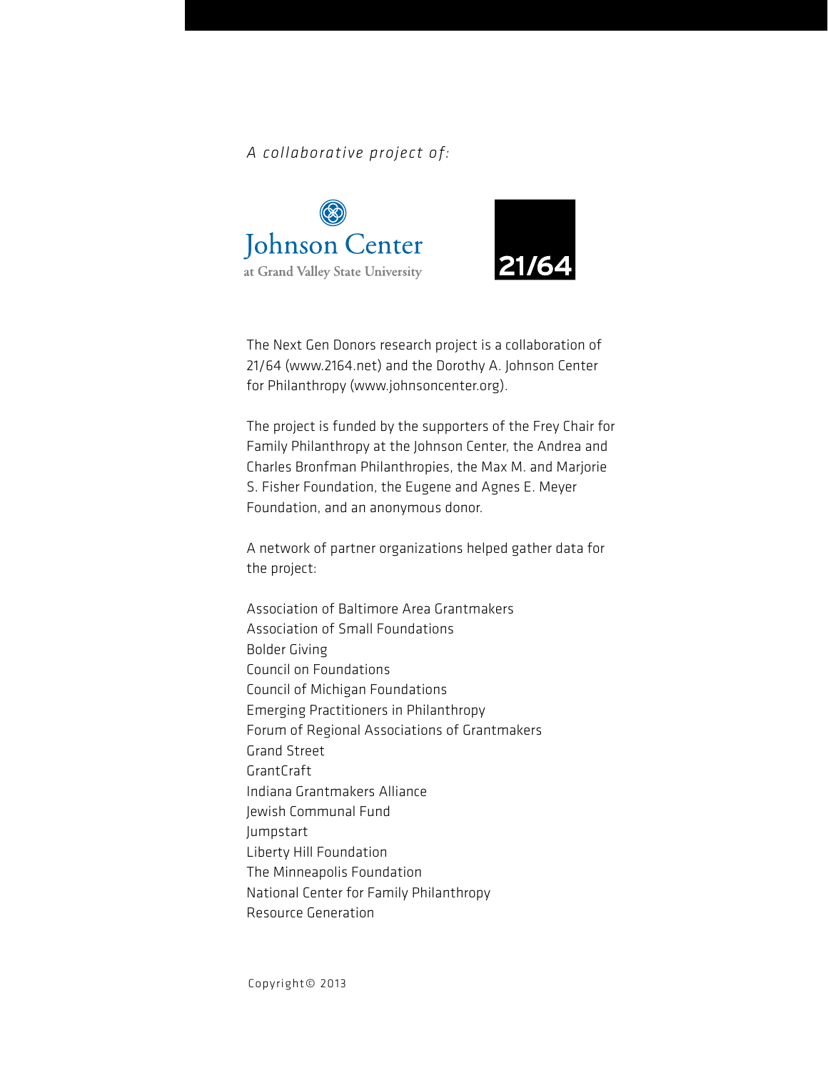*A collaborative project of:*

Johnson Center
at Grand Valley State University

21/64

The Next Gen Donors research project is a collaboration of 21/64 (www.2164.net) and the Dorothy A. Johnson Center for Philanthropy (www.johnsoncenter.org).

The project is funded by the supporters of the Frey Chair for Family Philanthropy at the Johnson Center, the Andrea and Charles Bronfman Philanthropies, the Max M. and Marjorie S. Fisher Foundation, the Eugene and Agnes E. Meyer Foundation, and an anonymous donor.

A network of partner organizations helped gather data for the project:

Association of Baltimore Area Grantmakers
Association of Small Foundations
Bolder Giving
Council on Foundations
Council of Michigan Foundations
Emerging Practitioners in Philanthropy
Forum of Regional Associations of Grantmakers
Grand Street
GrantCraft
Indiana Grantmakers Alliance
Jewish Communal Fund
Jumpstart
Liberty Hill Foundation
The Minneapolis Foundation
National Center for Family Philanthropy
Resource Generation

Copyright© 2013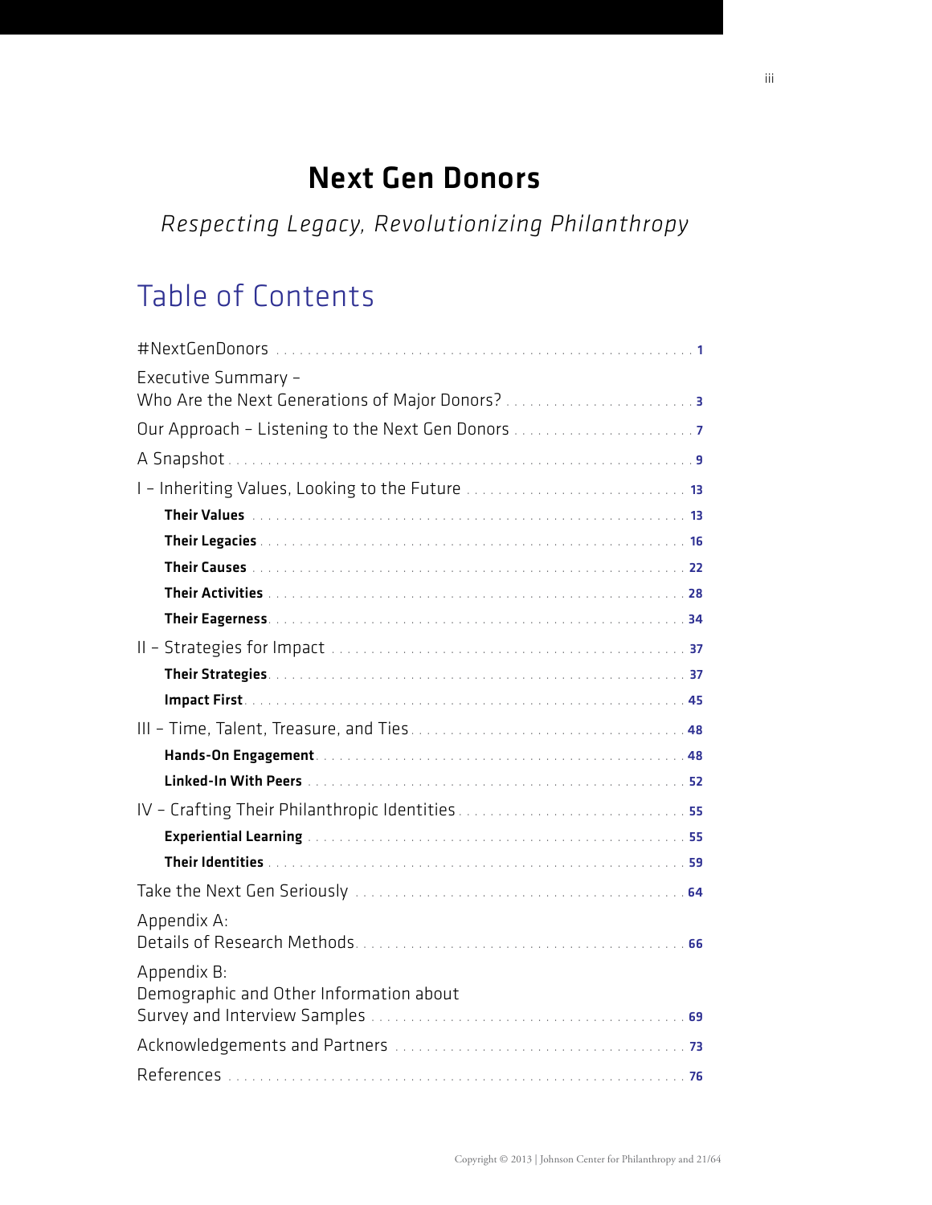# Next Gen Donors

*Respecting Legacy, Revolutionizing Philanthropy*

## Table of Contents

#NextGenDonors . . . . . . . . . . . . . . . . . . . . . . . . . . . . . . . . . . . . . . . . . . . . . . . . . . 1

Executive Summary –
Who Are the Next Generations of Major Donors? . . . . . . . . . . . . . . . . . . . . . . . . 3

Our Approach – Listening to the Next Gen Donors . . . . . . . . . . . . . . . . . . . . . . . 7

A Snapshot . . . . . . . . . . . . . . . . . . . . . . . . . . . . . . . . . . . . . . . . . . . . . . . . . . . . . 9

I – Inheriting Values, Looking to the Future . . . . . . . . . . . . . . . . . . . . . . . . . . . . 13

- **Their Values** . . . . . . . . . . . . . . . . . . . . . . . . . . . . . . . . . . . . . . . . . . . . . . . 13
- **Their Legacies** . . . . . . . . . . . . . . . . . . . . . . . . . . . . . . . . . . . . . . . . . . . . . 16
- **Their Causes** . . . . . . . . . . . . . . . . . . . . . . . . . . . . . . . . . . . . . . . . . . . . . . . 22
- **Their Activities** . . . . . . . . . . . . . . . . . . . . . . . . . . . . . . . . . . . . . . . . . . . . . 28
- **Their Eagerness** . . . . . . . . . . . . . . . . . . . . . . . . . . . . . . . . . . . . . . . . . . . . 34

II – Strategies for Impact . . . . . . . . . . . . . . . . . . . . . . . . . . . . . . . . . . . . . . . . . 37

- **Their Strategies** . . . . . . . . . . . . . . . . . . . . . . . . . . . . . . . . . . . . . . . . . . . . 37
- **Impact First** . . . . . . . . . . . . . . . . . . . . . . . . . . . . . . . . . . . . . . . . . . . . . . . 45

III – Time, Talent, Treasure, and Ties . . . . . . . . . . . . . . . . . . . . . . . . . . . . . . . . 48

- **Hands-On Engagement** . . . . . . . . . . . . . . . . . . . . . . . . . . . . . . . . . . . . . . . 48
- **Linked-In With Peers** . . . . . . . . . . . . . . . . . . . . . . . . . . . . . . . . . . . . . . . . 52

IV – Crafting Their Philanthropic Identities . . . . . . . . . . . . . . . . . . . . . . . . . . . . 55

- **Experiential Learning** . . . . . . . . . . . . . . . . . . . . . . . . . . . . . . . . . . . . . . . . 55
- **Their Identities** . . . . . . . . . . . . . . . . . . . . . . . . . . . . . . . . . . . . . . . . . . . . . 59

Take the Next Gen Seriously . . . . . . . . . . . . . . . . . . . . . . . . . . . . . . . . . . . . . . . 64

Appendix A:
Details of Research Methods . . . . . . . . . . . . . . . . . . . . . . . . . . . . . . . . . . . . . . . 66

Appendix B:
Demographic and Other Information about
Survey and Interview Samples . . . . . . . . . . . . . . . . . . . . . . . . . . . . . . . . . . . . . . 69

Acknowledgements and Partners . . . . . . . . . . . . . . . . . . . . . . . . . . . . . . . . . . . . 73

References . . . . . . . . . . . . . . . . . . . . . . . . . . . . . . . . . . . . . . . . . . . . . . . . . . . . . 76

Copyright © 2013 | Johnson Center for Philanthropy and 21/64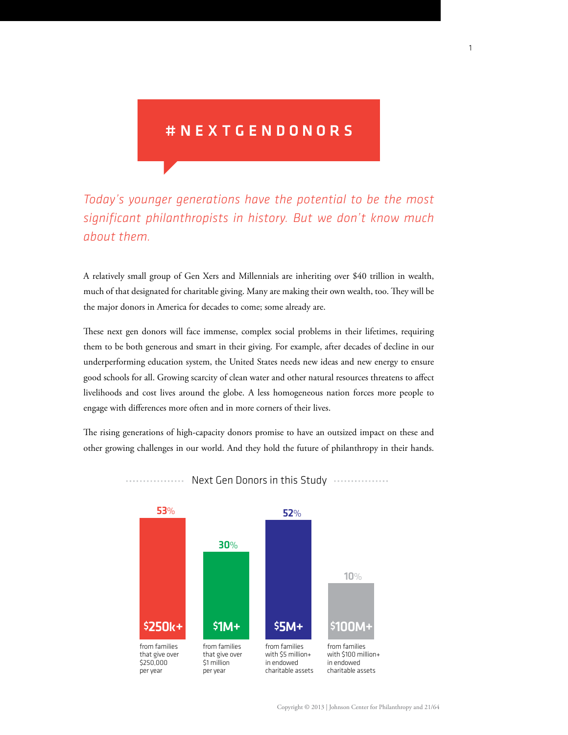# #NEXTGENDONORS

*Today's younger generations have the potential to be the most significant philanthropists in history. But we don't know much about them.*

A relatively small group of Gen Xers and Millennials are inheriting over $40 trillion in wealth, much of that designated for charitable giving. Many are making their own wealth, too. They will be the major donors in America for decades to come; some already are.

These next gen donors will face immense, complex social problems in their lifetimes, requiring them to be both generous and smart in their giving. For example, after decades of decline in our underperforming education system, the United States needs new ideas and new energy to ensure good schools for all. Growing scarcity of clean water and other natural resources threatens to affect livelihoods and cost lives around the globe. A less homogeneous nation forces more people to engage with differences more often and in more corners of their lives.

The rising generations of high-capacity donors promise to have an outsized impact on these and other growing challenges in our world. And they hold the future of philanthropy in their hands.

## Next Gen Donors in this Study

| Percentage | Category | Description |
| --- | --- | --- |
| 53% | $250k+ | from families that give over $250,000 per year |
| 30% | $1M+ | from families that give over $1 million per year |
| 52% | $5M+ | from families with $5 million+ in endowed charitable assets |
| 10% | $100M+ | from families with $100 million+ in endowed charitable assets |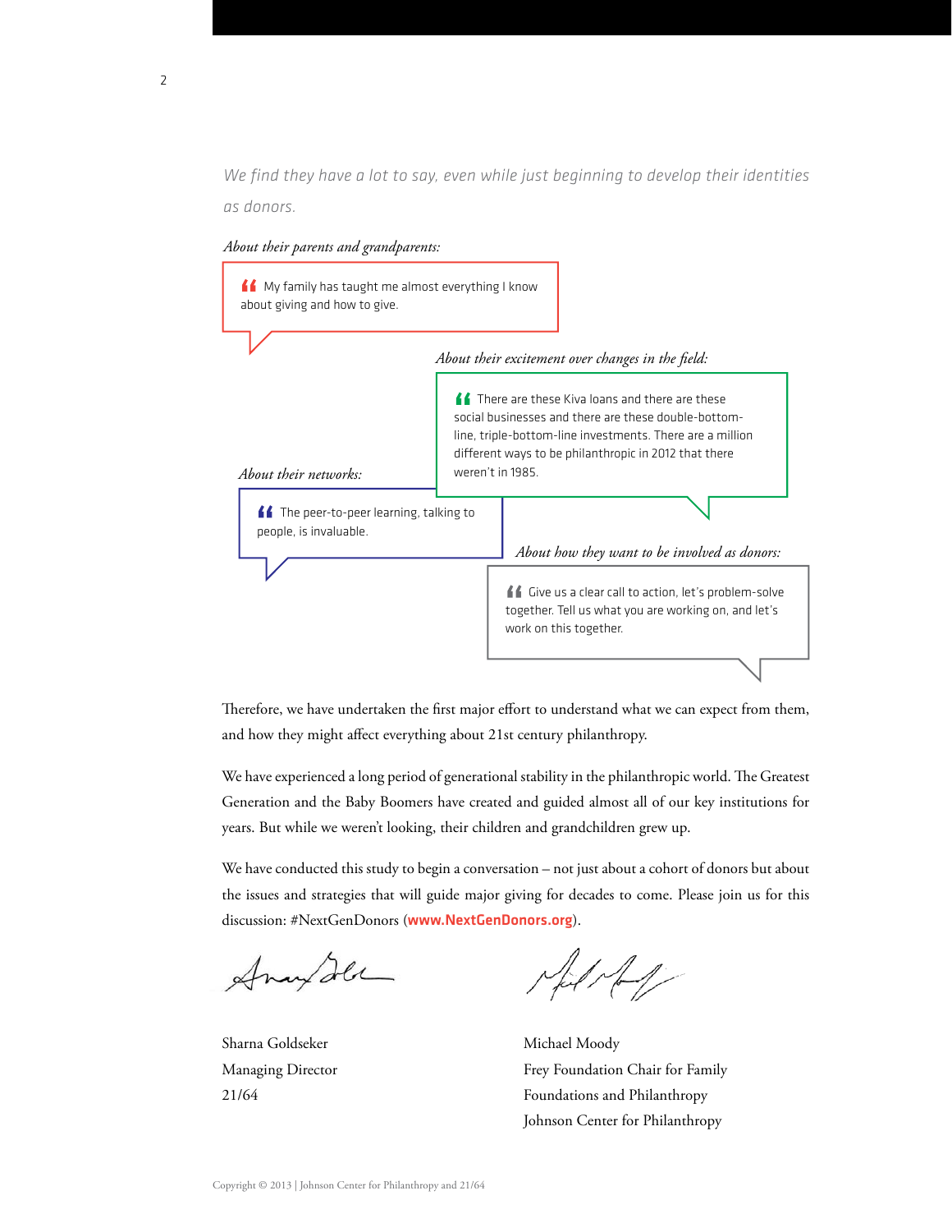*We find they have a lot to say, even while just beginning to develop their identities as donors.*

*About their parents and grandparents:*

> My family has taught me almost everything I know about giving and how to give.

*About their excitement over changes in the field:*

> There are these Kiva loans and there are these social businesses and there are these double-bottom-line, triple-bottom-line investments. There are a million different ways to be philanthropic in 2012 that there weren't in 1985.

*About their networks:*

> The peer-to-peer learning, talking to people, is invaluable.

*About how they want to be involved as donors:*

> Give us a clear call to action, let's problem-solve together. Tell us what you are working on, and let's work on this together.

Therefore, we have undertaken the first major effort to understand what we can expect from them, and how they might affect everything about 21st century philanthropy.

We have experienced a long period of generational stability in the philanthropic world. The Greatest Generation and the Baby Boomers have created and guided almost all of our key institutions for years. But while we weren't looking, their children and grandchildren grew up.

We have conducted this study to begin a conversation – not just about a cohort of donors but about the issues and strategies that will guide major giving for decades to come. Please join us for this discussion: #NextGenDonors (**www.NextGenDonors.org**).

Sharna Goldseker
Managing Director
21/64

Michael Moody
Frey Foundation Chair for Family Foundations and Philanthropy
Johnson Center for Philanthropy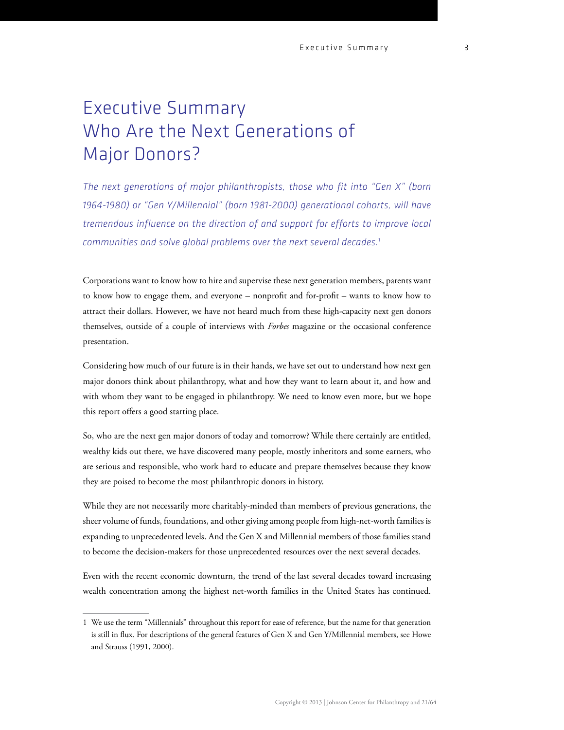# Executive Summary
# Who Are the Next Generations of Major Donors?

*The next generations of major philanthropists, those who fit into "Gen X" (born 1964-1980) or "Gen Y/Millennial" (born 1981-2000) generational cohorts, will have tremendous influence on the direction of and support for efforts to improve local communities and solve global problems over the next several decades.*[1]

Corporations want to know how to hire and supervise these next generation members, parents want to know how to engage them, and everyone – nonprofit and for-profit – wants to know how to attract their dollars. However, we have not heard much from these high-capacity next gen donors themselves, outside of a couple of interviews with *Forbes* magazine or the occasional conference presentation.

Considering how much of our future is in their hands, we have set out to understand how next gen major donors think about philanthropy, what and how they want to learn about it, and how and with whom they want to be engaged in philanthropy. We need to know even more, but we hope this report offers a good starting place.

So, who are the next gen major donors of today and tomorrow? While there certainly are entitled, wealthy kids out there, we have discovered many people, mostly inheritors and some earners, who are serious and responsible, who work hard to educate and prepare themselves because they know they are poised to become the most philanthropic donors in history.

While they are not necessarily more charitably-minded than members of previous generations, the sheer volume of funds, foundations, and other giving among people from high-net-worth families is expanding to unprecedented levels. And the Gen X and Millennial members of those families stand to become the decision-makers for those unprecedented resources over the next several decades.

Even with the recent economic downturn, the trend of the last several decades toward increasing wealth concentration among the highest net-worth families in the United States has continued.

---

1 We use the term "Millennials" throughout this report for ease of reference, but the name for that generation is still in flux. For descriptions of the general features of Gen X and Gen Y/Millennial members, see Howe and Strauss (1991, 2000).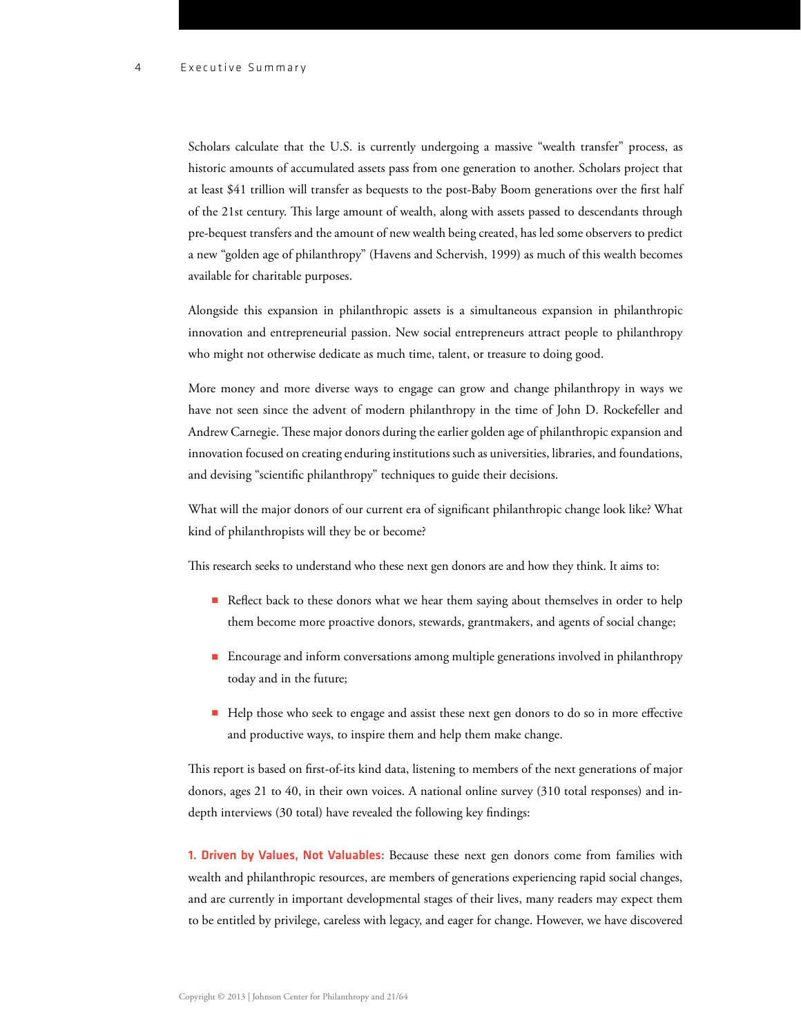Scholars calculate that the U.S. is currently undergoing a massive "wealth transfer" process, as historic amounts of accumulated assets pass from one generation to another. Scholars project that at least $41 trillion will transfer as bequests to the post-Baby Boom generations over the first half of the 21st century. This large amount of wealth, along with assets passed to descendants through pre-bequest transfers and the amount of new wealth being created, has led some observers to predict a new "golden age of philanthropy" (Havens and Schervish, 1999) as much of this wealth becomes available for charitable purposes.

Alongside this expansion in philanthropic assets is a simultaneous expansion in philanthropic innovation and entrepreneurial passion. New social entrepreneurs attract people to philanthropy who might not otherwise dedicate as much time, talent, or treasure to doing good.

More money and more diverse ways to engage can grow and change philanthropy in ways we have not seen since the advent of modern philanthropy in the time of John D. Rockefeller and Andrew Carnegie. These major donors during the earlier golden age of philanthropic expansion and innovation focused on creating enduring institutions such as universities, libraries, and foundations, and devising "scientific philanthropy" techniques to guide their decisions.

What will the major donors of our current era of significant philanthropic change look like? What kind of philanthropists will they be or become?

This research seeks to understand who these next gen donors are and how they think. It aims to:

- Reflect back to these donors what we hear them saying about themselves in order to help them become more proactive donors, stewards, grantmakers, and agents of social change;
- Encourage and inform conversations among multiple generations involved in philanthropy today and in the future;
- Help those who seek to engage and assist these next gen donors to do so in more effective and productive ways, to inspire them and help them make change.

This report is based on first-of-its kind data, listening to members of the next generations of major donors, ages 21 to 40, in their own voices. A national online survey (310 total responses) and in-depth interviews (30 total) have revealed the following key findings:

**1. Driven by Values, Not Valuables:** Because these next gen donors come from families with wealth and philanthropic resources, are members of generations experiencing rapid social changes, and are currently in important developmental stages of their lives, many readers may expect them to be entitled by privilege, careless with legacy, and eager for change. However, we have discovered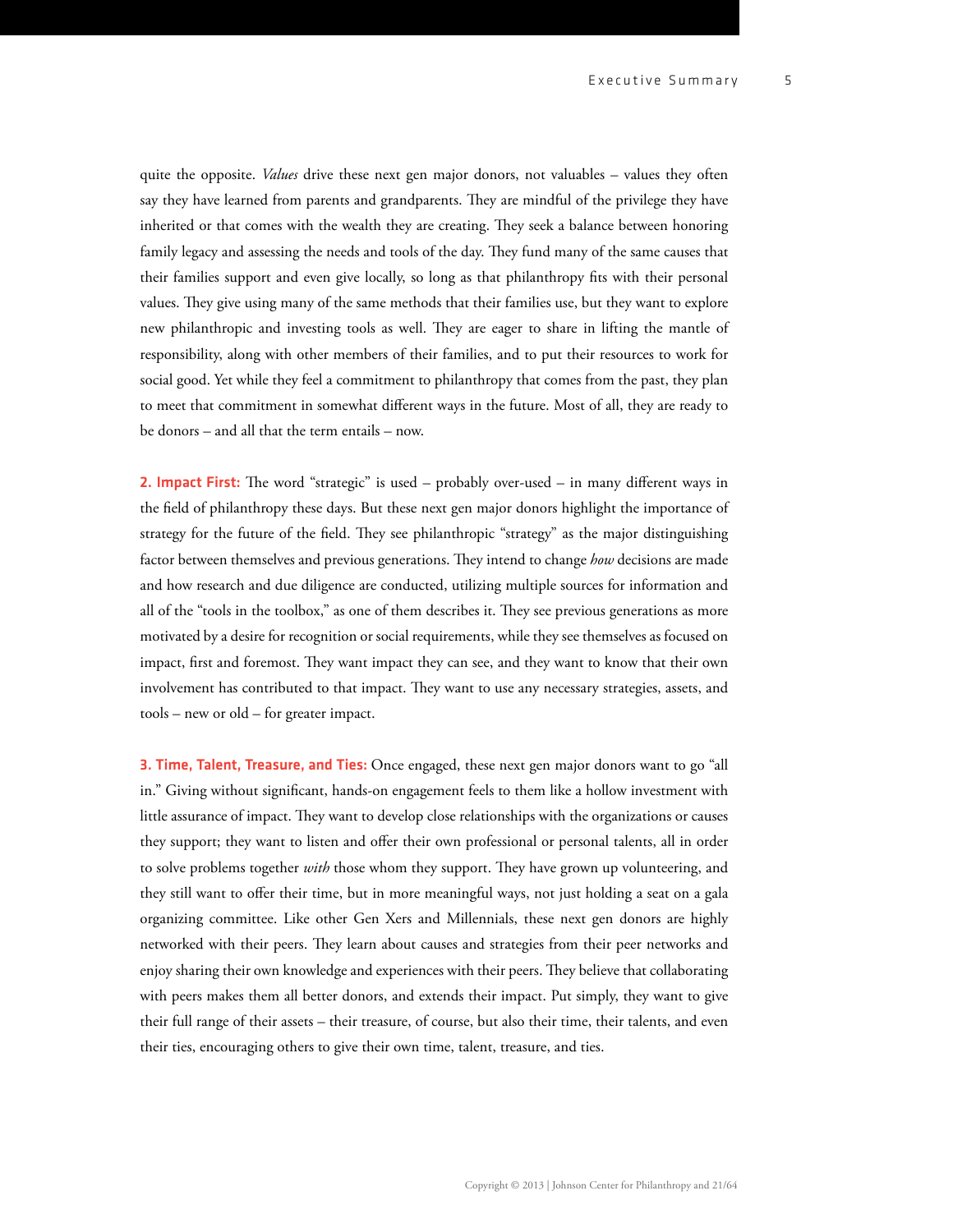quite the opposite. *Values* drive these next gen major donors, not valuables – values they often say they have learned from parents and grandparents. They are mindful of the privilege they have inherited or that comes with the wealth they are creating. They seek a balance between honoring family legacy and assessing the needs and tools of the day. They fund many of the same causes that their families support and even give locally, so long as that philanthropy fits with their personal values. They give using many of the same methods that their families use, but they want to explore new philanthropic and investing tools as well. They are eager to share in lifting the mantle of responsibility, along with other members of their families, and to put their resources to work for social good. Yet while they feel a commitment to philanthropy that comes from the past, they plan to meet that commitment in somewhat different ways in the future. Most of all, they are ready to be donors – and all that the term entails – now.

**2. Impact First:** The word "strategic" is used – probably over-used – in many different ways in the field of philanthropy these days. But these next gen major donors highlight the importance of strategy for the future of the field. They see philanthropic "strategy" as the major distinguishing factor between themselves and previous generations. They intend to change *how* decisions are made and how research and due diligence are conducted, utilizing multiple sources for information and all of the "tools in the toolbox," as one of them describes it. They see previous generations as more motivated by a desire for recognition or social requirements, while they see themselves as focused on impact, first and foremost. They want impact they can see, and they want to know that their own involvement has contributed to that impact. They want to use any necessary strategies, assets, and tools – new or old – for greater impact.

**3. Time, Talent, Treasure, and Ties:** Once engaged, these next gen major donors want to go "all in." Giving without significant, hands-on engagement feels to them like a hollow investment with little assurance of impact. They want to develop close relationships with the organizations or causes they support; they want to listen and offer their own professional or personal talents, all in order to solve problems together *with* those whom they support. They have grown up volunteering, and they still want to offer their time, but in more meaningful ways, not just holding a seat on a gala organizing committee. Like other Gen Xers and Millennials, these next gen donors are highly networked with their peers. They learn about causes and strategies from their peer networks and enjoy sharing their own knowledge and experiences with their peers. They believe that collaborating with peers makes them all better donors, and extends their impact. Put simply, they want to give their full range of their assets – their treasure, of course, but also their time, their talents, and even their ties, encouraging others to give their own time, talent, treasure, and ties.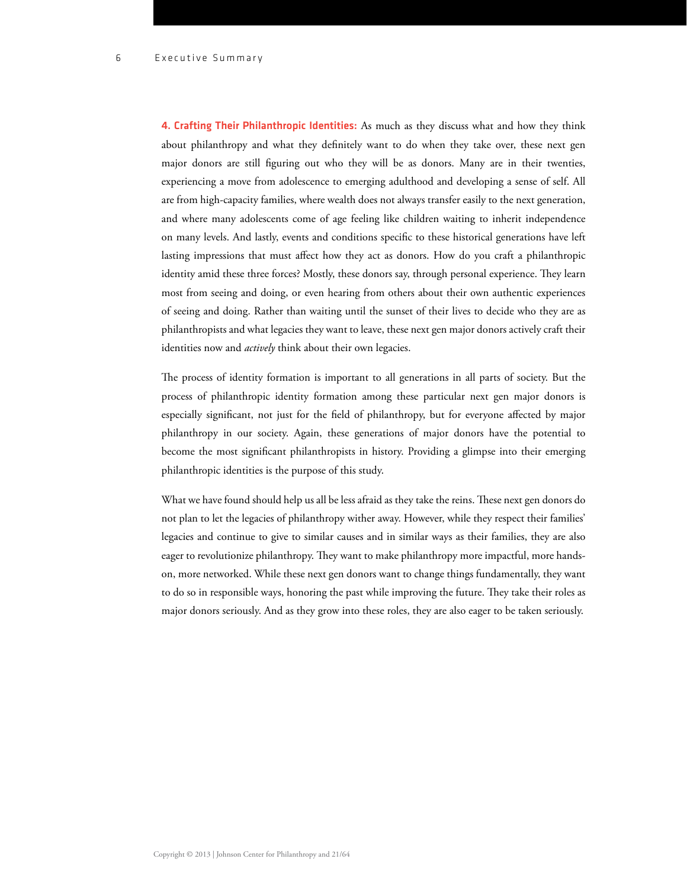**4. Crafting Their Philanthropic Identities:** As much as they discuss what and how they think about philanthropy and what they definitely want to do when they take over, these next gen major donors are still figuring out who they will be as donors. Many are in their twenties, experiencing a move from adolescence to emerging adulthood and developing a sense of self. All are from high-capacity families, where wealth does not always transfer easily to the next generation, and where many adolescents come of age feeling like children waiting to inherit independence on many levels. And lastly, events and conditions specific to these historical generations have left lasting impressions that must affect how they act as donors. How do you craft a philanthropic identity amid these three forces? Mostly, these donors say, through personal experience. They learn most from seeing and doing, or even hearing from others about their own authentic experiences of seeing and doing. Rather than waiting until the sunset of their lives to decide who they are as philanthropists and what legacies they want to leave, these next gen major donors actively craft their identities now and *actively* think about their own legacies.

The process of identity formation is important to all generations in all parts of society. But the process of philanthropic identity formation among these particular next gen major donors is especially significant, not just for the field of philanthropy, but for everyone affected by major philanthropy in our society. Again, these generations of major donors have the potential to become the most significant philanthropists in history. Providing a glimpse into their emerging philanthropic identities is the purpose of this study.

What we have found should help us all be less afraid as they take the reins. These next gen donors do not plan to let the legacies of philanthropy wither away. However, while they respect their families' legacies and continue to give to similar causes and in similar ways as their families, they are also eager to revolutionize philanthropy. They want to make philanthropy more impactful, more hands-on, more networked. While these next gen donors want to change things fundamentally, they want to do so in responsible ways, honoring the past while improving the future. They take their roles as major donors seriously. And as they grow into these roles, they are also eager to be taken seriously.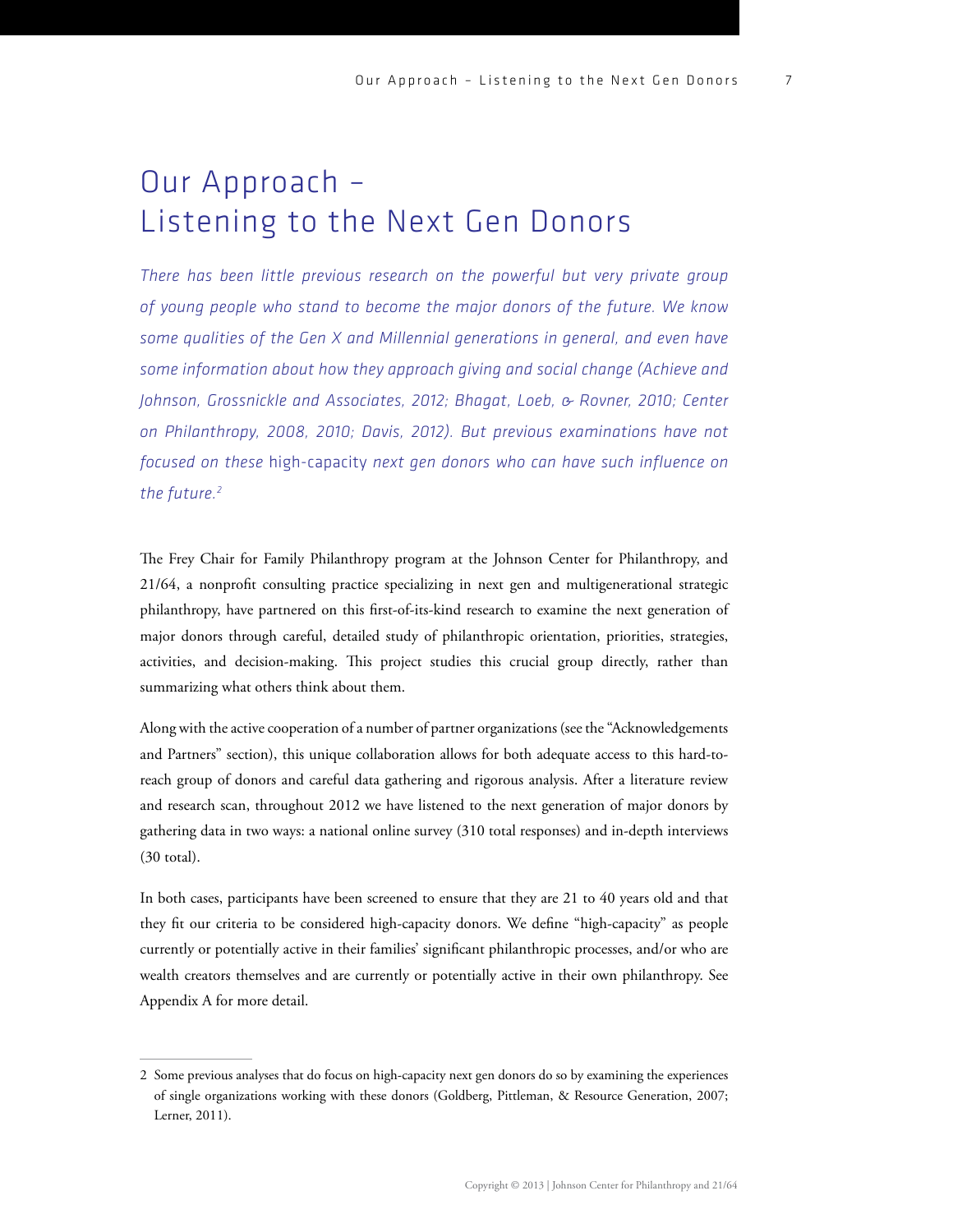# Our Approach – Listening to the Next Gen Donors

*There has been little previous research on the powerful but very private group of young people who stand to become the major donors of the future. We know some qualities of the Gen X and Millennial generations in general, and even have some information about how they approach giving and social change (Achieve and Johnson, Grossnickle and Associates, 2012; Bhagat, Loeb, & Rovner, 2010; Center on Philanthropy, 2008, 2010; Davis, 2012). But previous examinations have not focused on these* high-capacity *next gen donors who can have such influence on the future.*[2]

The Frey Chair for Family Philanthropy program at the Johnson Center for Philanthropy, and 21/64, a nonprofit consulting practice specializing in next gen and multigenerational strategic philanthropy, have partnered on this first-of-its-kind research to examine the next generation of major donors through careful, detailed study of philanthropic orientation, priorities, strategies, activities, and decision-making. This project studies this crucial group directly, rather than summarizing what others think about them.

Along with the active cooperation of a number of partner organizations (see the "Acknowledgements and Partners" section), this unique collaboration allows for both adequate access to this hard-to-reach group of donors and careful data gathering and rigorous analysis. After a literature review and research scan, throughout 2012 we have listened to the next generation of major donors by gathering data in two ways: a national online survey (310 total responses) and in-depth interviews (30 total).

In both cases, participants have been screened to ensure that they are 21 to 40 years old and that they fit our criteria to be considered high-capacity donors. We define "high-capacity" as people currently or potentially active in their families' significant philanthropic processes, and/or who are wealth creators themselves and are currently or potentially active in their own philanthropy. See Appendix A for more detail.

---

2 Some previous analyses that do focus on high-capacity next gen donors do so by examining the experiences of single organizations working with these donors (Goldberg, Pittleman, & Resource Generation, 2007; Lerner, 2011).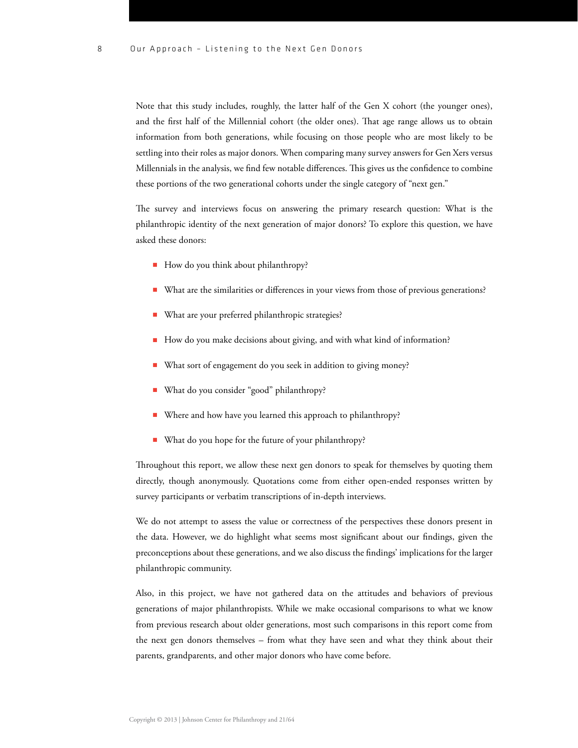Note that this study includes, roughly, the latter half of the Gen X cohort (the younger ones), and the first half of the Millennial cohort (the older ones). That age range allows us to obtain information from both generations, while focusing on those people who are most likely to be settling into their roles as major donors. When comparing many survey answers for Gen Xers versus Millennials in the analysis, we find few notable differences. This gives us the confidence to combine these portions of the two generational cohorts under the single category of "next gen."

The survey and interviews focus on answering the primary research question: What is the philanthropic identity of the next generation of major donors? To explore this question, we have asked these donors:

- How do you think about philanthropy?
- What are the similarities or differences in your views from those of previous generations?
- What are your preferred philanthropic strategies?
- How do you make decisions about giving, and with what kind of information?
- What sort of engagement do you seek in addition to giving money?
- What do you consider "good" philanthropy?
- Where and how have you learned this approach to philanthropy?
- What do you hope for the future of your philanthropy?

Throughout this report, we allow these next gen donors to speak for themselves by quoting them directly, though anonymously. Quotations come from either open-ended responses written by survey participants or verbatim transcriptions of in-depth interviews.

We do not attempt to assess the value or correctness of the perspectives these donors present in the data. However, we do highlight what seems most significant about our findings, given the preconceptions about these generations, and we also discuss the findings' implications for the larger philanthropic community.

Also, in this project, we have not gathered data on the attitudes and behaviors of previous generations of major philanthropists. While we make occasional comparisons to what we know from previous research about older generations, most such comparisons in this report come from the next gen donors themselves – from what they have seen and what they think about their parents, grandparents, and other major donors who have come before.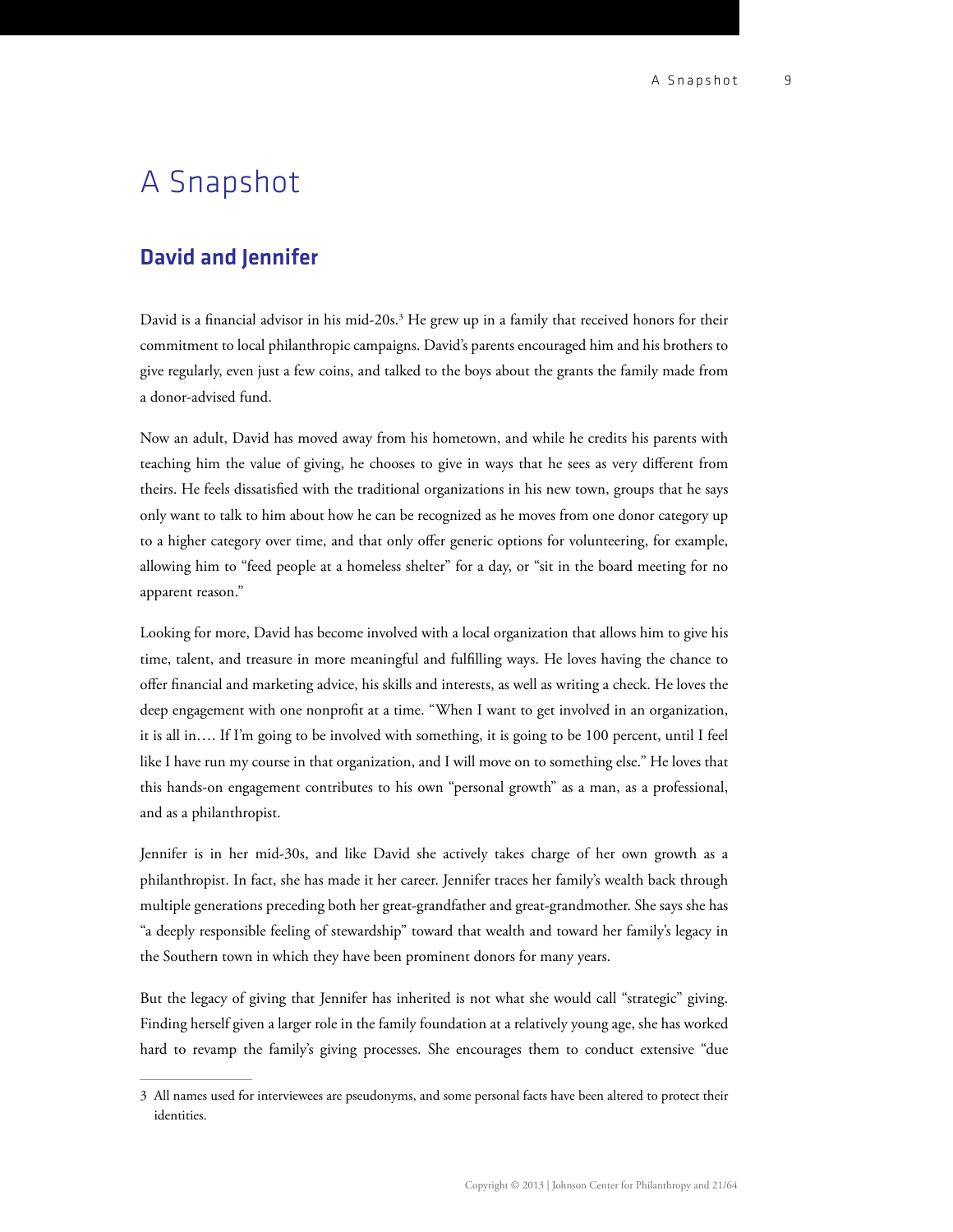# A Snapshot

## David and Jennifer

David is a financial advisor in his mid-20s.[3] He grew up in a family that received honors for their commitment to local philanthropic campaigns. David's parents encouraged him and his brothers to give regularly, even just a few coins, and talked to the boys about the grants the family made from a donor-advised fund.

Now an adult, David has moved away from his hometown, and while he credits his parents with teaching him the value of giving, he chooses to give in ways that he sees as very different from theirs. He feels dissatisfied with the traditional organizations in his new town, groups that he says only want to talk to him about how he can be recognized as he moves from one donor category up to a higher category over time, and that only offer generic options for volunteering, for example, allowing him to "feed people at a homeless shelter" for a day, or "sit in the board meeting for no apparent reason."

Looking for more, David has become involved with a local organization that allows him to give his time, talent, and treasure in more meaningful and fulfilling ways. He loves having the chance to offer financial and marketing advice, his skills and interests, as well as writing a check. He loves the deep engagement with one nonprofit at a time. "When I want to get involved in an organization, it is all in…. If I'm going to be involved with something, it is going to be 100 percent, until I feel like I have run my course in that organization, and I will move on to something else." He loves that this hands-on engagement contributes to his own "personal growth" as a man, as a professional, and as a philanthropist.

Jennifer is in her mid-30s, and like David she actively takes charge of her own growth as a philanthropist. In fact, she has made it her career. Jennifer traces her family's wealth back through multiple generations preceding both her great-grandfather and great-grandmother. She says she has "a deeply responsible feeling of stewardship" toward that wealth and toward her family's legacy in the Southern town in which they have been prominent donors for many years.

But the legacy of giving that Jennifer has inherited is not what she would call "strategic" giving. Finding herself given a larger role in the family foundation at a relatively young age, she has worked hard to revamp the family's giving processes. She encourages them to conduct extensive "due

---

3 All names used for interviewees are pseudonyms, and some personal facts have been altered to protect their identities.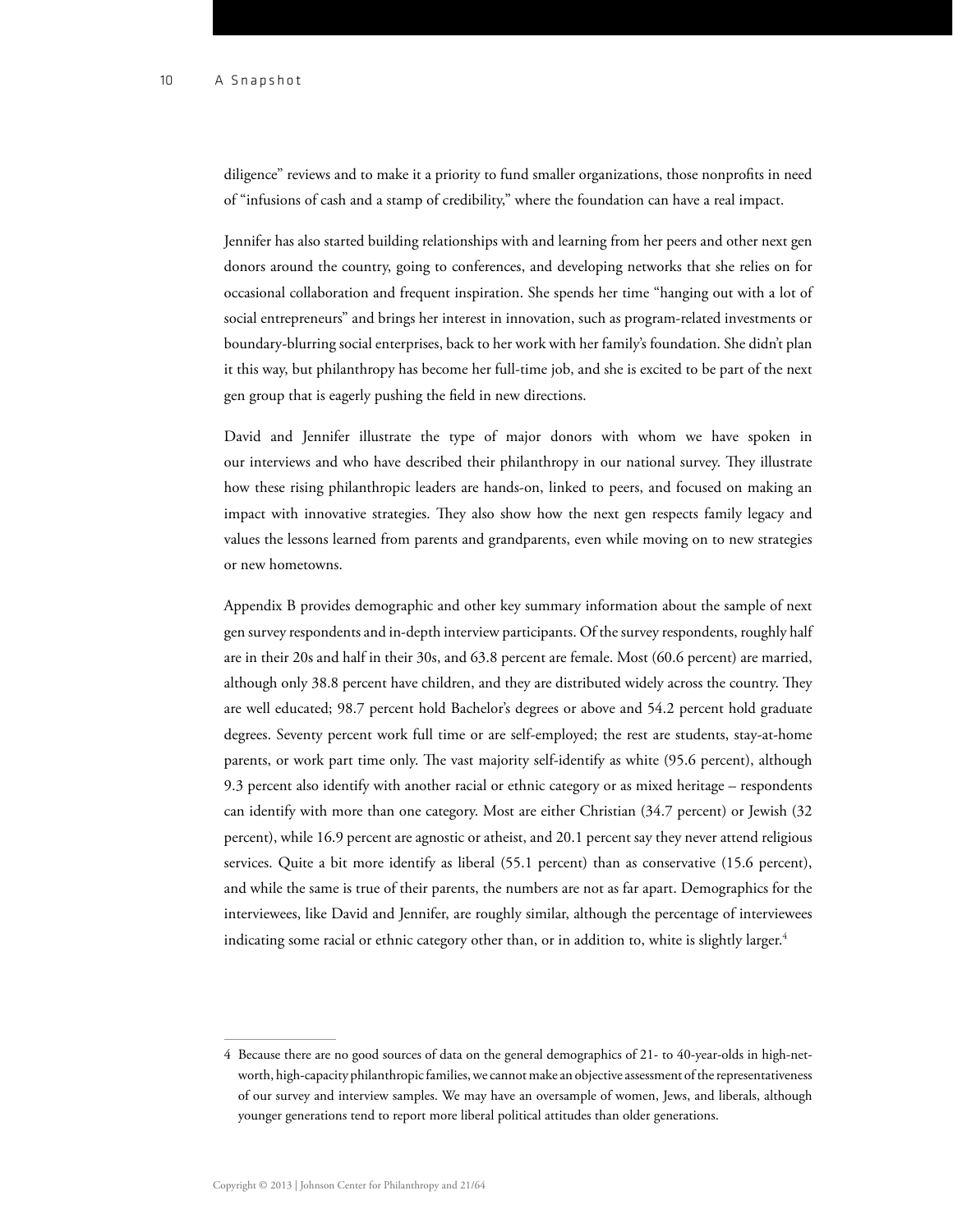diligence" reviews and to make it a priority to fund smaller organizations, those nonprofits in need of "infusions of cash and a stamp of credibility," where the foundation can have a real impact.

Jennifer has also started building relationships with and learning from her peers and other next gen donors around the country, going to conferences, and developing networks that she relies on for occasional collaboration and frequent inspiration. She spends her time "hanging out with a lot of social entrepreneurs" and brings her interest in innovation, such as program-related investments or boundary-blurring social enterprises, back to her work with her family's foundation. She didn't plan it this way, but philanthropy has become her full-time job, and she is excited to be part of the next gen group that is eagerly pushing the field in new directions.

David and Jennifer illustrate the type of major donors with whom we have spoken in our interviews and who have described their philanthropy in our national survey. They illustrate how these rising philanthropic leaders are hands-on, linked to peers, and focused on making an impact with innovative strategies. They also show how the next gen respects family legacy and values the lessons learned from parents and grandparents, even while moving on to new strategies or new hometowns.

Appendix B provides demographic and other key summary information about the sample of next gen survey respondents and in-depth interview participants. Of the survey respondents, roughly half are in their 20s and half in their 30s, and 63.8 percent are female. Most (60.6 percent) are married, although only 38.8 percent have children, and they are distributed widely across the country. They are well educated; 98.7 percent hold Bachelor's degrees or above and 54.2 percent hold graduate degrees. Seventy percent work full time or are self-employed; the rest are students, stay-at-home parents, or work part time only. The vast majority self-identify as white (95.6 percent), although 9.3 percent also identify with another racial or ethnic category or as mixed heritage – respondents can identify with more than one category. Most are either Christian (34.7 percent) or Jewish (32 percent), while 16.9 percent are agnostic or atheist, and 20.1 percent say they never attend religious services. Quite a bit more identify as liberal (55.1 percent) than as conservative (15.6 percent), and while the same is true of their parents, the numbers are not as far apart. Demographics for the interviewees, like David and Jennifer, are roughly similar, although the percentage of interviewees indicating some racial or ethnic category other than, or in addition to, white is slightly larger.[4]

---

4 Because there are no good sources of data on the general demographics of 21- to 40-year-olds in high-net-worth, high-capacity philanthropic families, we cannot make an objective assessment of the representativeness of our survey and interview samples. We may have an oversample of women, Jews, and liberals, although younger generations tend to report more liberal political attitudes than older generations.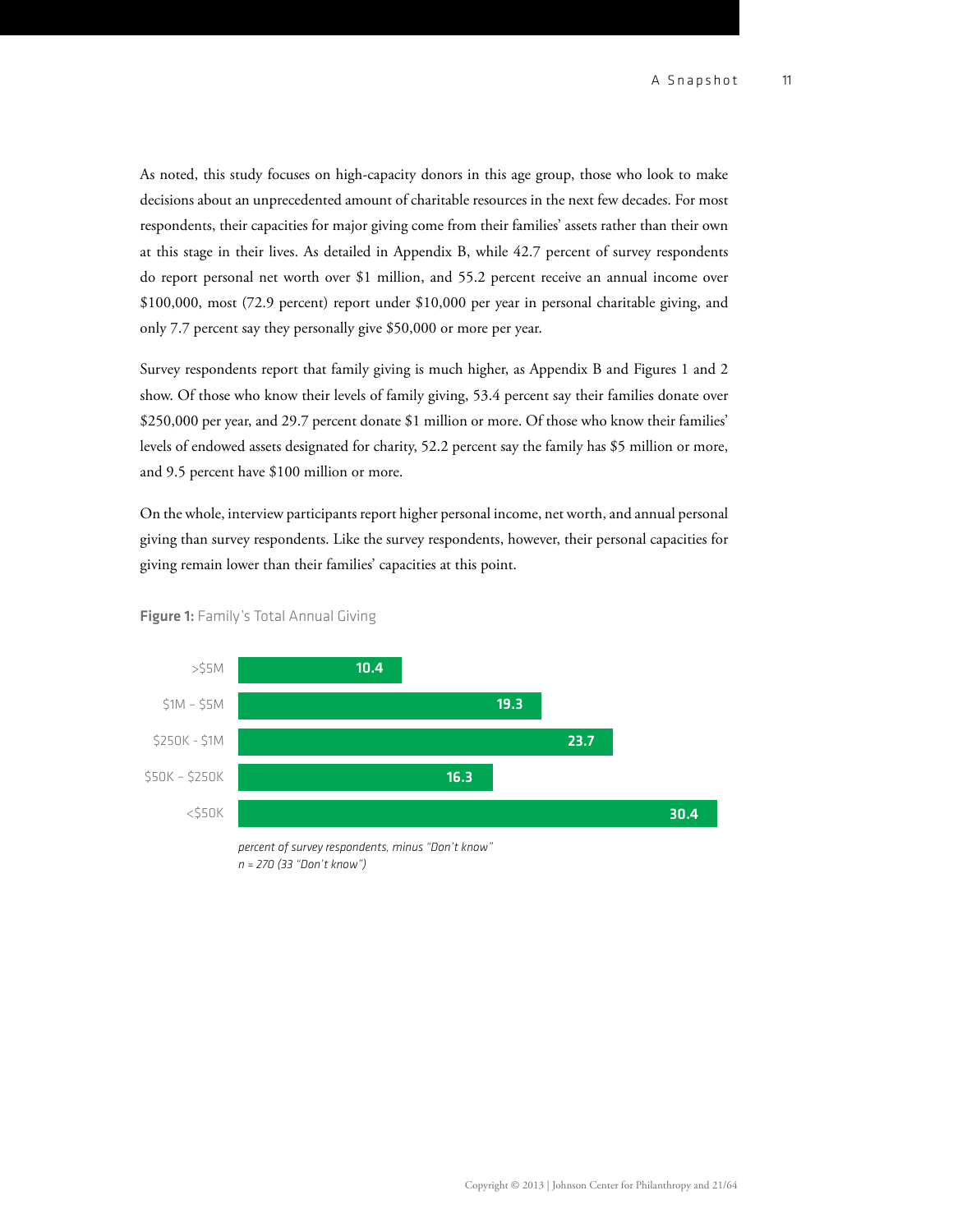As noted, this study focuses on high-capacity donors in this age group, those who look to make decisions about an unprecedented amount of charitable resources in the next few decades. For most respondents, their capacities for major giving come from their families' assets rather than their own at this stage in their lives. As detailed in Appendix B, while 42.7 percent of survey respondents do report personal net worth over $1 million, and 55.2 percent receive an annual income over $100,000, most (72.9 percent) report under $10,000 per year in personal charitable giving, and only 7.7 percent say they personally give $50,000 or more per year.

Survey respondents report that family giving is much higher, as Appendix B and Figures 1 and 2 show. Of those who know their levels of family giving, 53.4 percent say their families donate over $250,000 per year, and 29.7 percent donate $1 million or more. Of those who know their families' levels of endowed assets designated for charity, 52.2 percent say the family has $5 million or more, and 9.5 percent have $100 million or more.

On the whole, interview participants report higher personal income, net worth, and annual personal giving than survey respondents. Like the survey respondents, however, their personal capacities for giving remain lower than their families' capacities at this point.

**Figure 1:** Family's Total Annual Giving

| Family's Total Annual Giving | Percent |
| --- | --- |
| >$5M | 10.4 |
| $1M – $5M | 19.3 |
| $250K - $1M | 23.7 |
| $50K – $250K | 16.3 |
| <$50K | 30.4 |

*percent of survey respondents, minus "Don't know"*
*n = 270 (33 "Don't know")*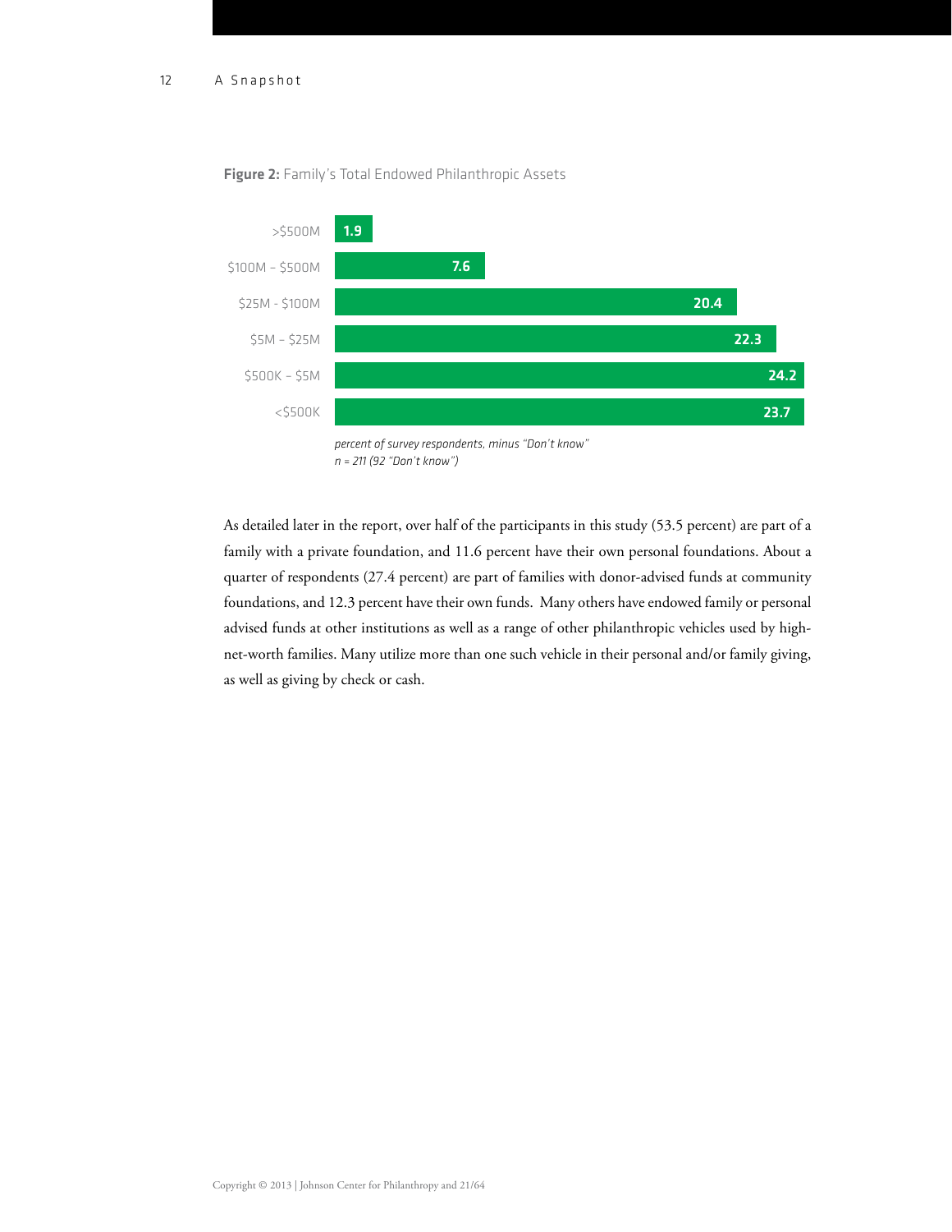**Figure 2:** Family's Total Endowed Philanthropic Assets

| Assets | Percent |
|---|---|
| >$500M | 1.9 |
| $100M – $500M | 7.6 |
| $25M - $100M | 20.4 |
| $5M – $25M | 22.3 |
| $500K – $5M | 24.2 |
| <$500K | 23.7 |

*percent of survey respondents, minus "Don't know"*
*n = 211 (92 "Don't know")*

As detailed later in the report, over half of the participants in this study (53.5 percent) are part of a family with a private foundation, and 11.6 percent have their own personal foundations. About a quarter of respondents (27.4 percent) are part of families with donor-advised funds at community foundations, and 12.3 percent have their own funds. Many others have endowed family or personal advised funds at other institutions as well as a range of other philanthropic vehicles used by high-net-worth families. Many utilize more than one such vehicle in their personal and/or family giving, as well as giving by check or cash.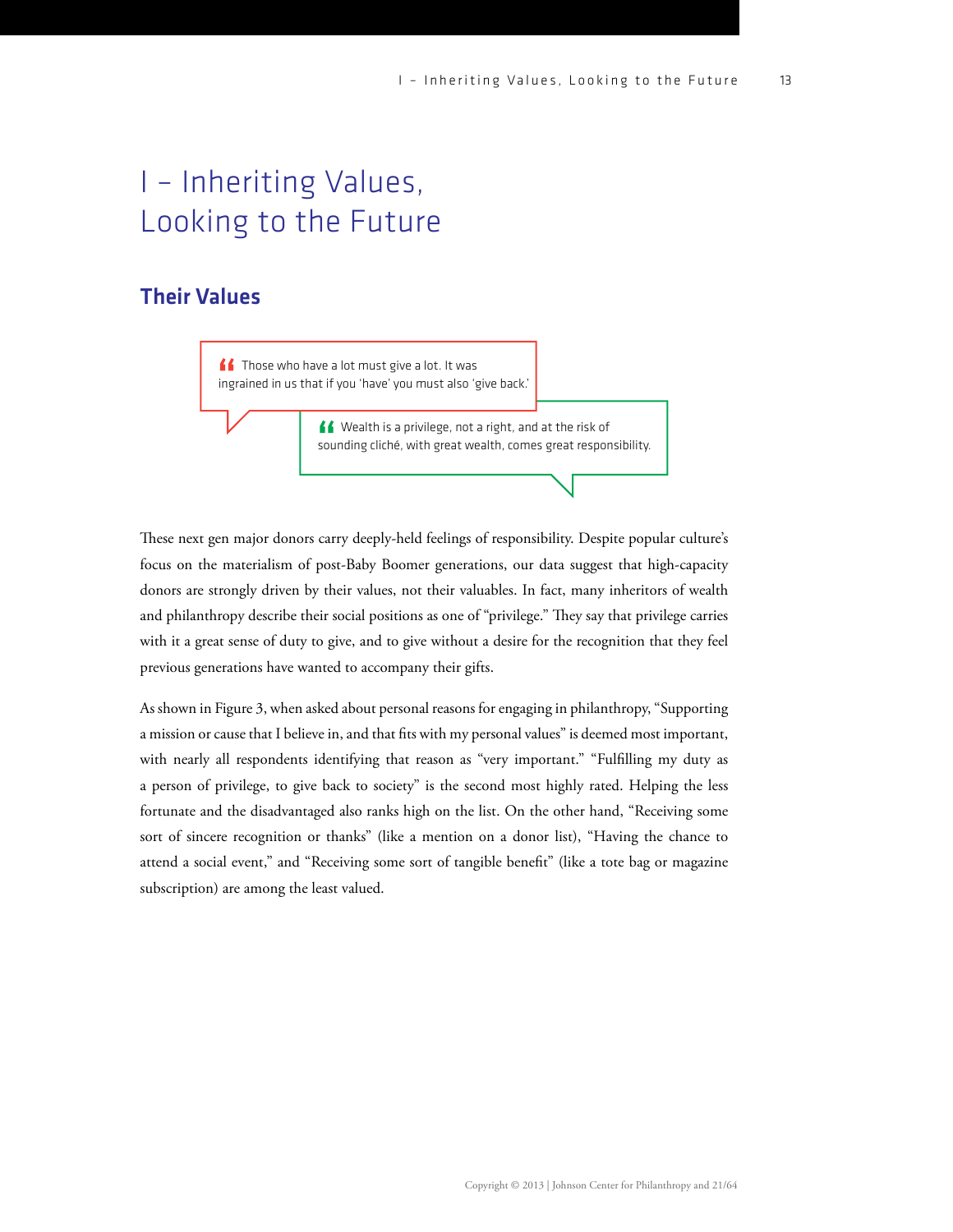# I – Inheriting Values, Looking to the Future

## Their Values

> “Those who have a lot must give a lot. It was ingrained in us that if you ‘have’ you must also ‘give back.’

> “Wealth is a privilege, not a right, and at the risk of sounding cliché, with great wealth, comes great responsibility.

These next gen major donors carry deeply-held feelings of responsibility. Despite popular culture’s focus on the materialism of post-Baby Boomer generations, our data suggest that high-capacity donors are strongly driven by their values, not their valuables. In fact, many inheritors of wealth and philanthropy describe their social positions as one of “privilege.” They say that privilege carries with it a great sense of duty to give, and to give without a desire for the recognition that they feel previous generations have wanted to accompany their gifts.

As shown in Figure 3, when asked about personal reasons for engaging in philanthropy, “Supporting a mission or cause that I believe in, and that fits with my personal values” is deemed most important, with nearly all respondents identifying that reason as “very important.” “Fulfilling my duty as a person of privilege, to give back to society” is the second most highly rated. Helping the less fortunate and the disadvantaged also ranks high on the list. On the other hand, “Receiving some sort of sincere recognition or thanks” (like a mention on a donor list), “Having the chance to attend a social event,” and “Receiving some sort of tangible benefit” (like a tote bag or magazine subscription) are among the least valued.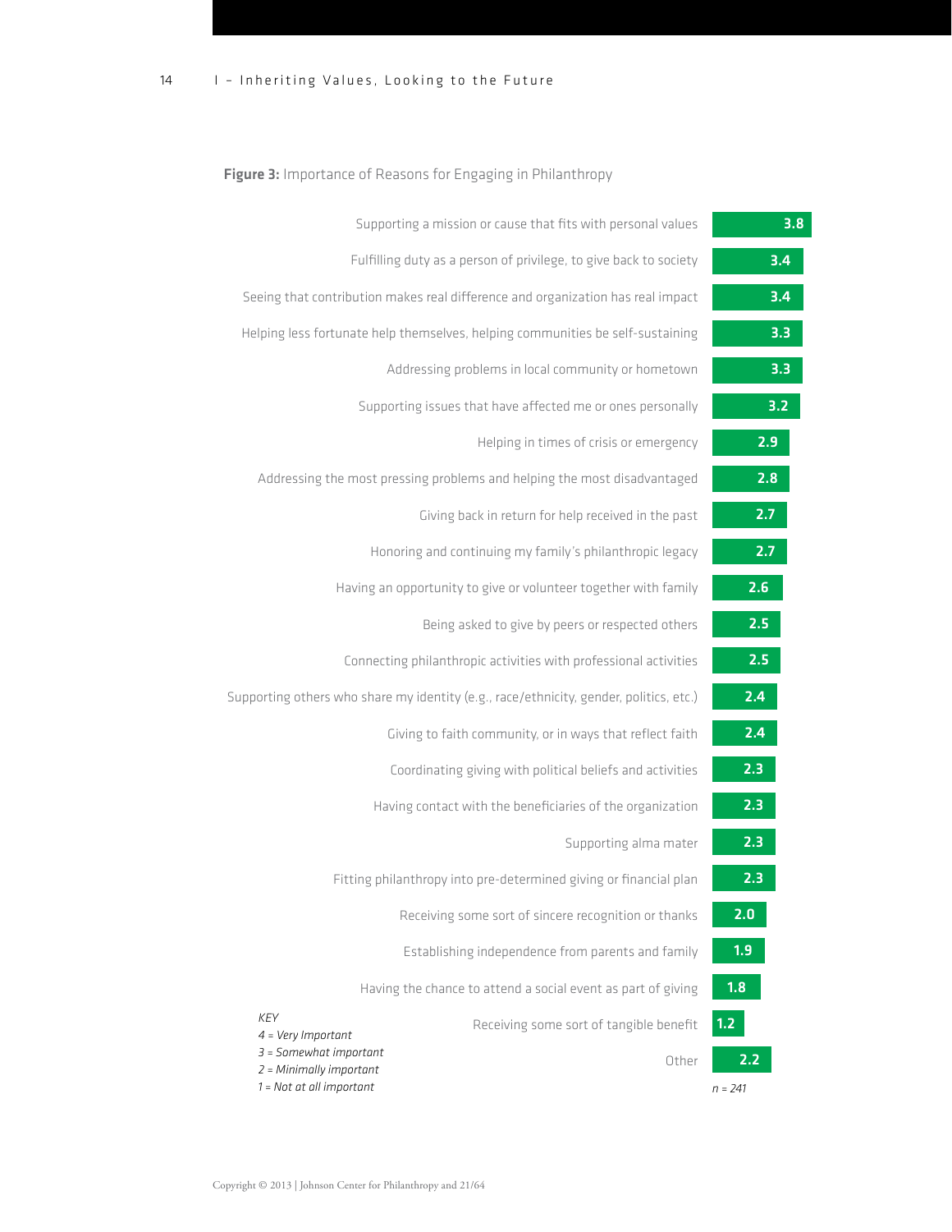**Figure 3:** Importance of Reasons for Engaging in Philanthropy

| Reason | Score |
|---|---|
| Supporting a mission or cause that fits with personal values | 3.8 |
| Fulfilling duty as a person of privilege, to give back to society | 3.4 |
| Seeing that contribution makes real difference and organization has real impact | 3.4 |
| Helping less fortunate help themselves, helping communities be self-sustaining | 3.3 |
| Addressing problems in local community or hometown | 3.3 |
| Supporting issues that have affected me or ones personally | 3.2 |
| Helping in times of crisis or emergency | 2.9 |
| Addressing the most pressing problems and helping the most disadvantaged | 2.8 |
| Giving back in return for help received in the past | 2.7 |
| Honoring and continuing my family's philanthropic legacy | 2.7 |
| Having an opportunity to give or volunteer together with family | 2.6 |
| Being asked to give by peers or respected others | 2.5 |
| Connecting philanthropic activities with professional activities | 2.5 |
| Supporting others who share my identity (e.g., race/ethnicity, gender, politics, etc.) | 2.4 |
| Giving to faith community, or in ways that reflect faith | 2.4 |
| Coordinating giving with political beliefs and activities | 2.3 |
| Having contact with the beneficiaries of the organization | 2.3 |
| Supporting alma mater | 2.3 |
| Fitting philanthropy into pre-determined giving or financial plan | 2.3 |
| Receiving some sort of sincere recognition or thanks | 2.0 |
| Establishing independence from parents and family | 1.9 |
| Having the chance to attend a social event as part of giving | 1.8 |
| Receiving some sort of tangible benefit | 1.2 |
| Other | 2.2 |

*n = 241*

*KEY*
*4 = Very Important*
*3 = Somewhat important*
*2 = Minimally important*
*1 = Not at all important*

Copyright © 2013 | Johnson Center for Philanthropy and 21/64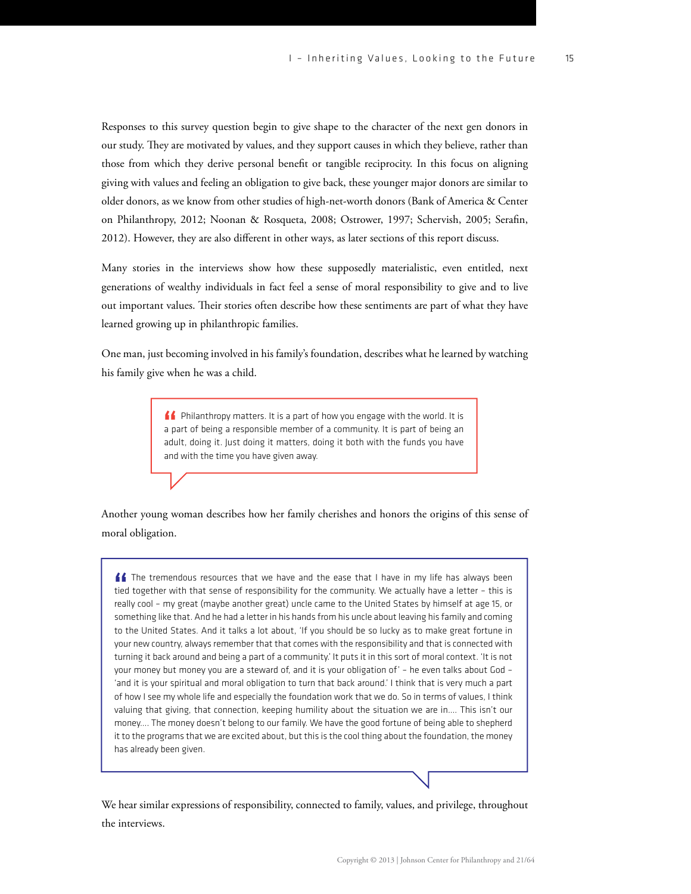Responses to this survey question begin to give shape to the character of the next gen donors in our study. They are motivated by values, and they support causes in which they believe, rather than those from which they derive personal benefit or tangible reciprocity. In this focus on aligning giving with values and feeling an obligation to give back, these younger major donors are similar to older donors, as we know from other studies of high-net-worth donors (Bank of America & Center on Philanthropy, 2012; Noonan & Rosqueta, 2008; Ostrower, 1997; Schervish, 2005; Serafin, 2012). However, they are also different in other ways, as later sections of this report discuss.

Many stories in the interviews show how these supposedly materialistic, even entitled, next generations of wealthy individuals in fact feel a sense of moral responsibility to give and to live out important values. Their stories often describe how these sentiments are part of what they have learned growing up in philanthropic families.

One man, just becoming involved in his family's foundation, describes what he learned by watching his family give when he was a child.

> “ Philanthropy matters. It is a part of how you engage with the world. It is a part of being a responsible member of a community. It is part of being an adult, doing it. Just doing it matters, doing it both with the funds you have and with the time you have given away.

Another young woman describes how her family cherishes and honors the origins of this sense of moral obligation.

> “ The tremendous resources that we have and the ease that I have in my life has always been tied together with that sense of responsibility for the community. We actually have a letter – this is really cool – my great (maybe another great) uncle came to the United States by himself at age 15, or something like that. And he had a letter in his hands from his uncle about leaving his family and coming to the United States. And it talks a lot about, 'If you should be so lucky as to make great fortune in your new country, always remember that that comes with the responsibility and that is connected with turning it back around and being a part of a community.' It puts it in this sort of moral context. 'It is not your money but money you are a steward of, and it is your obligation of' – he even talks about God – 'and it is your spiritual and moral obligation to turn that back around.' I think that is very much a part of how I see my whole life and especially the foundation work that we do. So in terms of values, I think valuing that giving, that connection, keeping humility about the situation we are in.... This isn't our money.... The money doesn't belong to our family. We have the good fortune of being able to shepherd it to the programs that we are excited about, but this is the cool thing about the foundation, the money has already been given.

We hear similar expressions of responsibility, connected to family, values, and privilege, throughout the interviews.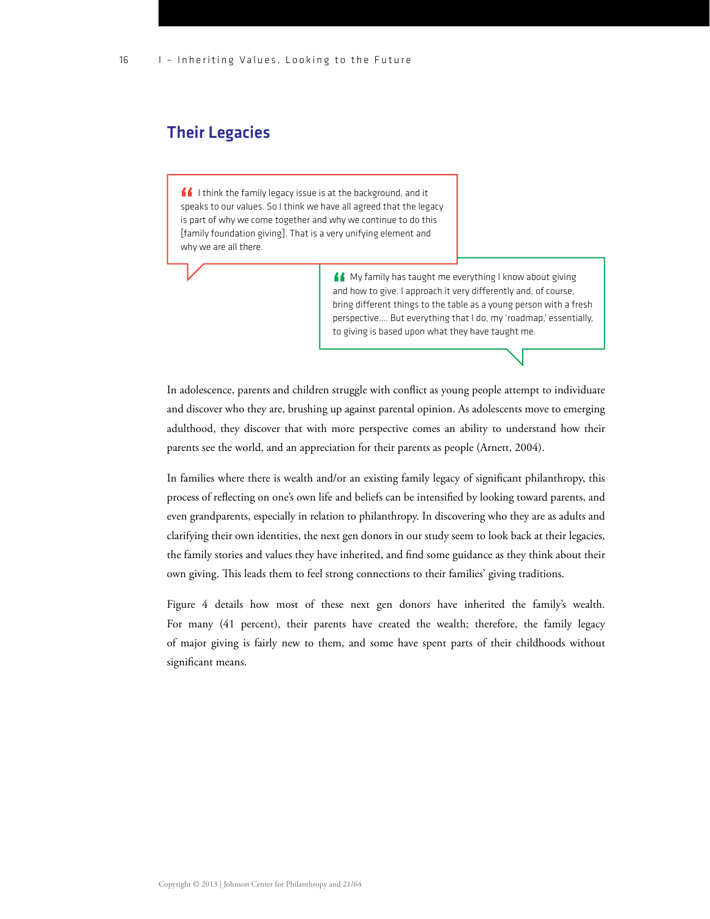## Their Legacies

> I think the family legacy issue is at the background, and it speaks to our values. So I think we have all agreed that the legacy is part of why we come together and why we continue to do this [family foundation giving]. That is a very unifying element and why we are all there.

> My family has taught me everything I know about giving and how to give. I approach it very differently and, of course, bring different things to the table as a young person with a fresh perspective.... But everything that I do, my 'roadmap,' essentially, to giving is based upon what they have taught me.

In adolescence, parents and children struggle with conflict as young people attempt to individuate and discover who they are, brushing up against parental opinion. As adolescents move to emerging adulthood, they discover that with more perspective comes an ability to understand how their parents see the world, and an appreciation for their parents as people (Arnett, 2004).

In families where there is wealth and/or an existing family legacy of significant philanthropy, this process of reflecting on one's own life and beliefs can be intensified by looking toward parents, and even grandparents, especially in relation to philanthropy. In discovering who they are as adults and clarifying their own identities, the next gen donors in our study seem to look back at their legacies, the family stories and values they have inherited, and find some guidance as they think about their own giving. This leads them to feel strong connections to their families' giving traditions.

Figure 4 details how most of these next gen donors have inherited the family's wealth. For many (41 percent), their parents have created the wealth; therefore, the family legacy of major giving is fairly new to them, and some have spent parts of their childhoods without significant means.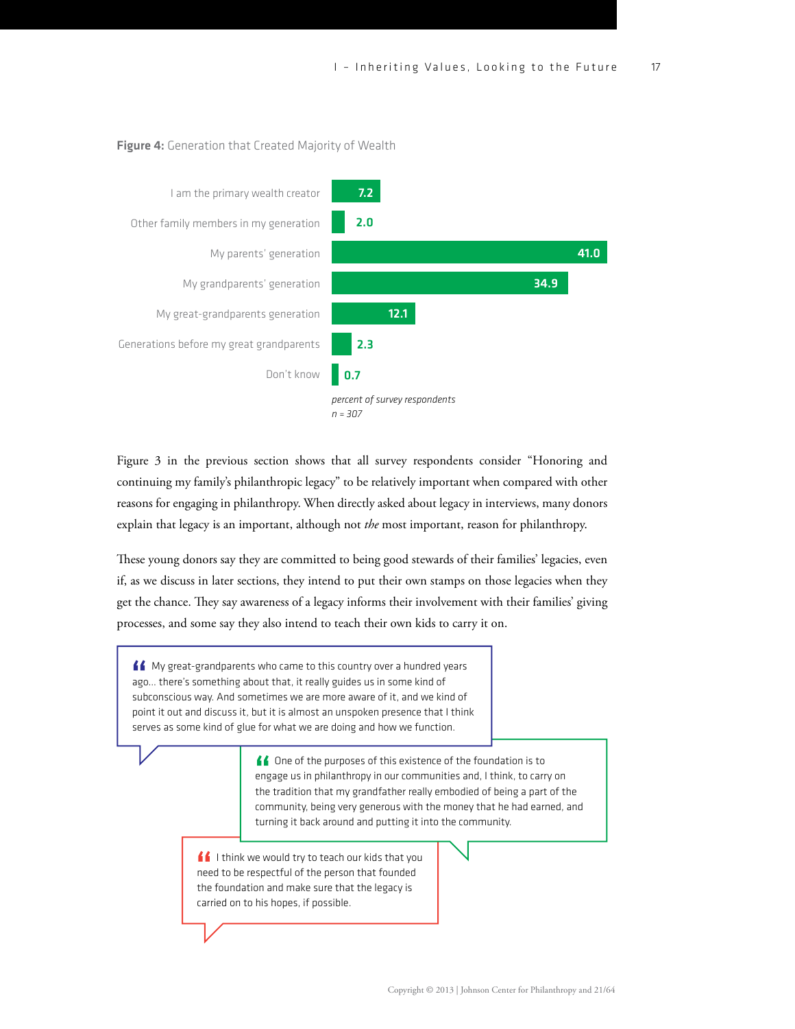**Figure 4:** Generation that Created Majority of Wealth

| | percent of survey respondents |
|---|---|
| I am the primary wealth creator | 7.2 |
| Other family members in my generation | 2.0 |
| My parents' generation | 41.0 |
| My grandparents' generation | 34.9 |
| My great-grandparents generation | 12.1 |
| Generations before my great grandparents | 2.3 |
| Don't know | 0.7 |

*percent of survey respondents*
*n = 307*

Figure 3 in the previous section shows that all survey respondents consider "Honoring and continuing my family's philanthropic legacy" to be relatively important when compared with other reasons for engaging in philanthropy. When directly asked about legacy in interviews, many donors explain that legacy is an important, although not *the* most important, reason for philanthropy.

These young donors say they are committed to being good stewards of their families' legacies, even if, as we discuss in later sections, they intend to put their own stamps on those legacies when they get the chance. They say awareness of a legacy informs their involvement with their families' giving processes, and some say they also intend to teach their own kids to carry it on.

> My great-grandparents who came to this country over a hundred years ago... there's something about that, it really guides us in some kind of subconscious way. And sometimes we are more aware of it, and we kind of point it out and discuss it, but it is almost an unspoken presence that I think serves as some kind of glue for what we are doing and how we function.

> One of the purposes of this existence of the foundation is to engage us in philanthropy in our communities and, I think, to carry on the tradition that my grandfather really embodied of being a part of the community, being very generous with the money that he had earned, and turning it back around and putting it into the community.

> I think we would try to teach our kids that you need to be respectful of the person that founded the foundation and make sure that the legacy is carried on to his hopes, if possible.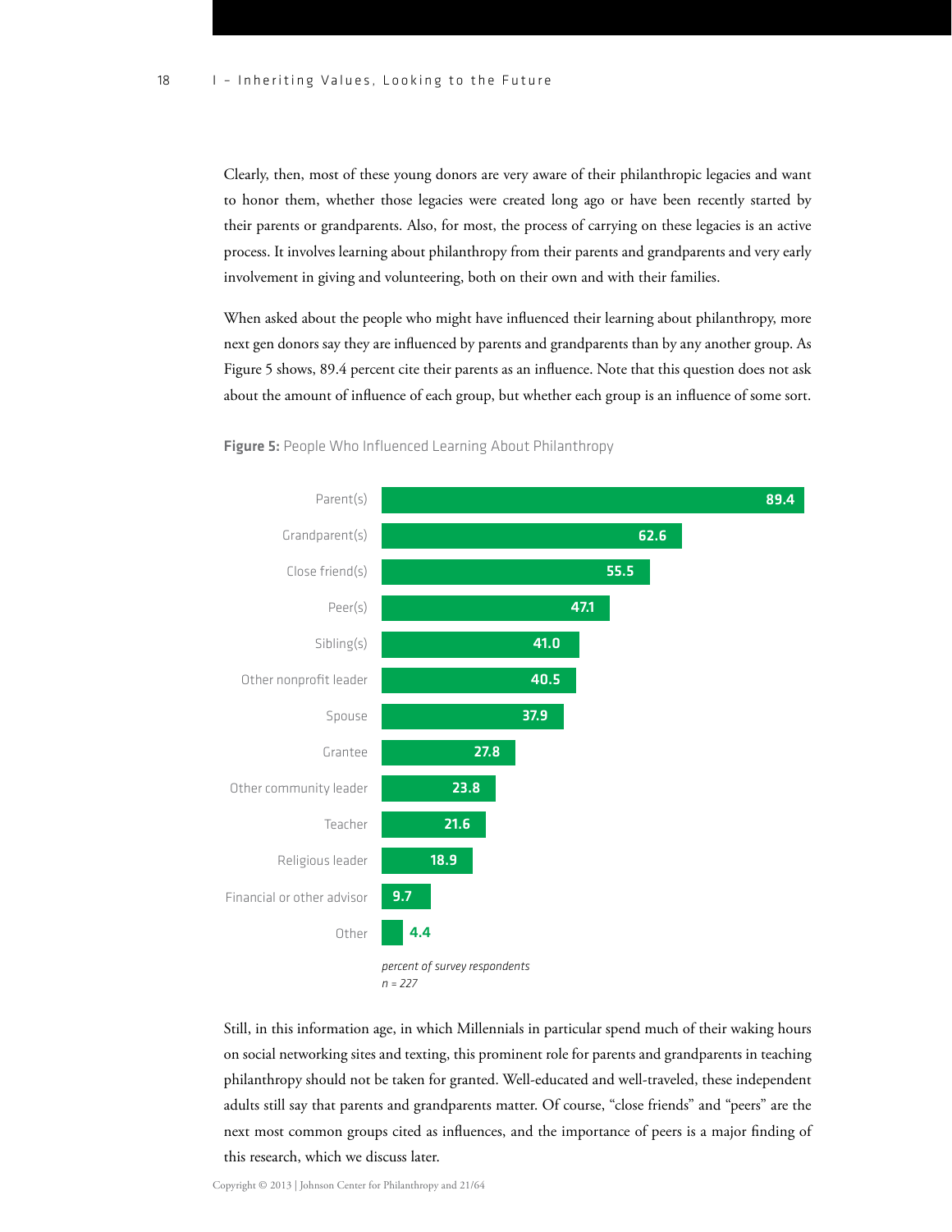Clearly, then, most of these young donors are very aware of their philanthropic legacies and want to honor them, whether those legacies were created long ago or have been recently started by their parents or grandparents. Also, for most, the process of carrying on these legacies is an active process. It involves learning about philanthropy from their parents and grandparents and very early involvement in giving and volunteering, both on their own and with their families.

When asked about the people who might have influenced their learning about philanthropy, more next gen donors say they are influenced by parents and grandparents than by any another group. As Figure 5 shows, 89.4 percent cite their parents as an influence. Note that this question does not ask about the amount of influence of each group, but whether each group is an influence of some sort.

**Figure 5:** People Who Influenced Learning About Philanthropy

| | percent of survey respondents |
|---|---|
| Parent(s) | 89.4 |
| Grandparent(s) | 62.6 |
| Close friend(s) | 55.5 |
| Peer(s) | 47.1 |
| Sibling(s) | 41.0 |
| Other nonprofit leader | 40.5 |
| Spouse | 37.9 |
| Grantee | 27.8 |
| Other community leader | 23.8 |
| Teacher | 21.6 |
| Religious leader | 18.9 |
| Financial or other advisor | 9.7 |
| Other | 4.4 |

*percent of survey respondents*
*n = 227*

Still, in this information age, in which Millennials in particular spend much of their waking hours on social networking sites and texting, this prominent role for parents and grandparents in teaching philanthropy should not be taken for granted. Well-educated and well-traveled, these independent adults still say that parents and grandparents matter. Of course, "close friends" and "peers" are the next most common groups cited as influences, and the importance of peers is a major finding of this research, which we discuss later.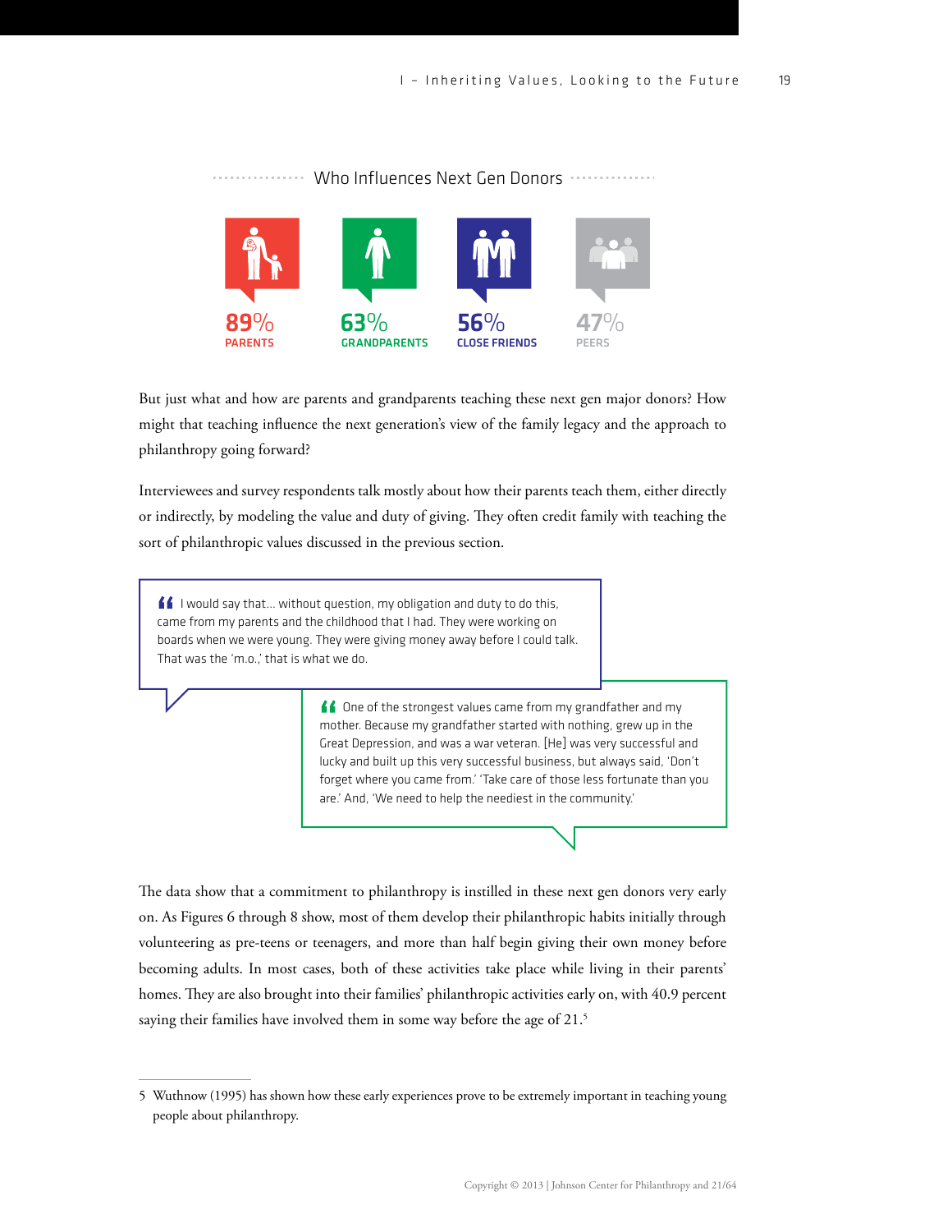### Who Influences Next Gen Donors

**89%** PARENTS

**63%** GRANDPARENTS

**56%** CLOSE FRIENDS

**47%** PEERS

But just what and how are parents and grandparents teaching these next gen major donors? How might that teaching influence the next generation's view of the family legacy and the approach to philanthropy going forward?

Interviewees and survey respondents talk mostly about how their parents teach them, either directly or indirectly, by modeling the value and duty of giving. They often credit family with teaching the sort of philanthropic values discussed in the previous section.

> "I would say that… without question, my obligation and duty to do this, came from my parents and the childhood that I had. They were working on boards when we were young. They were giving money away before I could talk. That was the 'm.o.,' that is what we do.

> "One of the strongest values came from my grandfather and my mother. Because my grandfather started with nothing, grew up in the Great Depression, and was a war veteran. [He] was very successful and lucky and built up this very successful business, but always said, 'Don't forget where you came from.' 'Take care of those less fortunate than you are.' And, 'We need to help the neediest in the community.'

The data show that a commitment to philanthropy is instilled in these next gen donors very early on. As Figures 6 through 8 show, most of them develop their philanthropic habits initially through volunteering as pre-teens or teenagers, and more than half begin giving their own money before becoming adults. In most cases, both of these activities take place while living in their parents' homes. They are also brought into their families' philanthropic activities early on, with 40.9 percent saying their families have involved them in some way before the age of 21.[5]

5 Wuthnow (1995) has shown how these early experiences prove to be extremely important in teaching young people about philanthropy.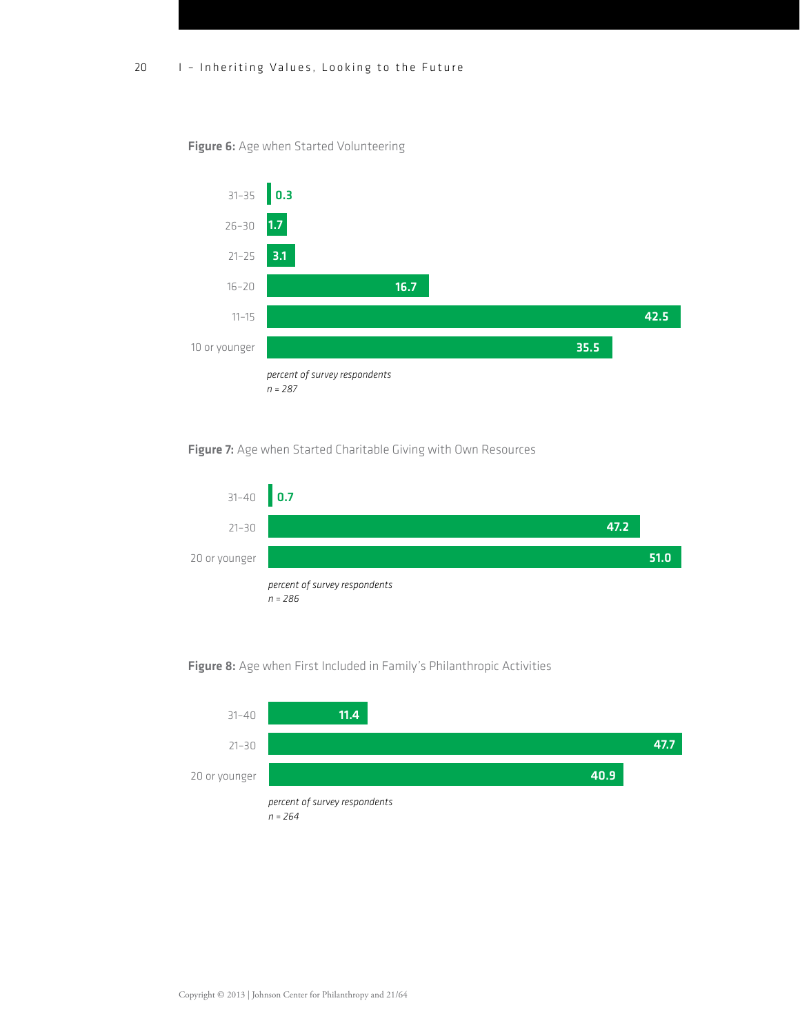**Figure 6:** Age when Started Volunteering

| Age | Percent |
|---|---|
| 31–35 | 0.3 |
| 26–30 | 1.7 |
| 21–25 | 3.1 |
| 16–20 | 16.7 |
| 11–15 | 42.5 |
| 10 or younger | 35.5 |

*percent of survey respondents*
*n = 287*

**Figure 7:** Age when Started Charitable Giving with Own Resources

| Age | Percent |
|---|---|
| 31–40 | 0.7 |
| 21–30 | 47.2 |
| 20 or younger | 51.0 |

*percent of survey respondents*
*n = 286*

**Figure 8:** Age when First Included in Family's Philanthropic Activities

| Age | Percent |
|---|---|
| 31–40 | 11.4 |
| 21–30 | 47.7 |
| 20 or younger | 40.9 |

*percent of survey respondents*
*n = 264*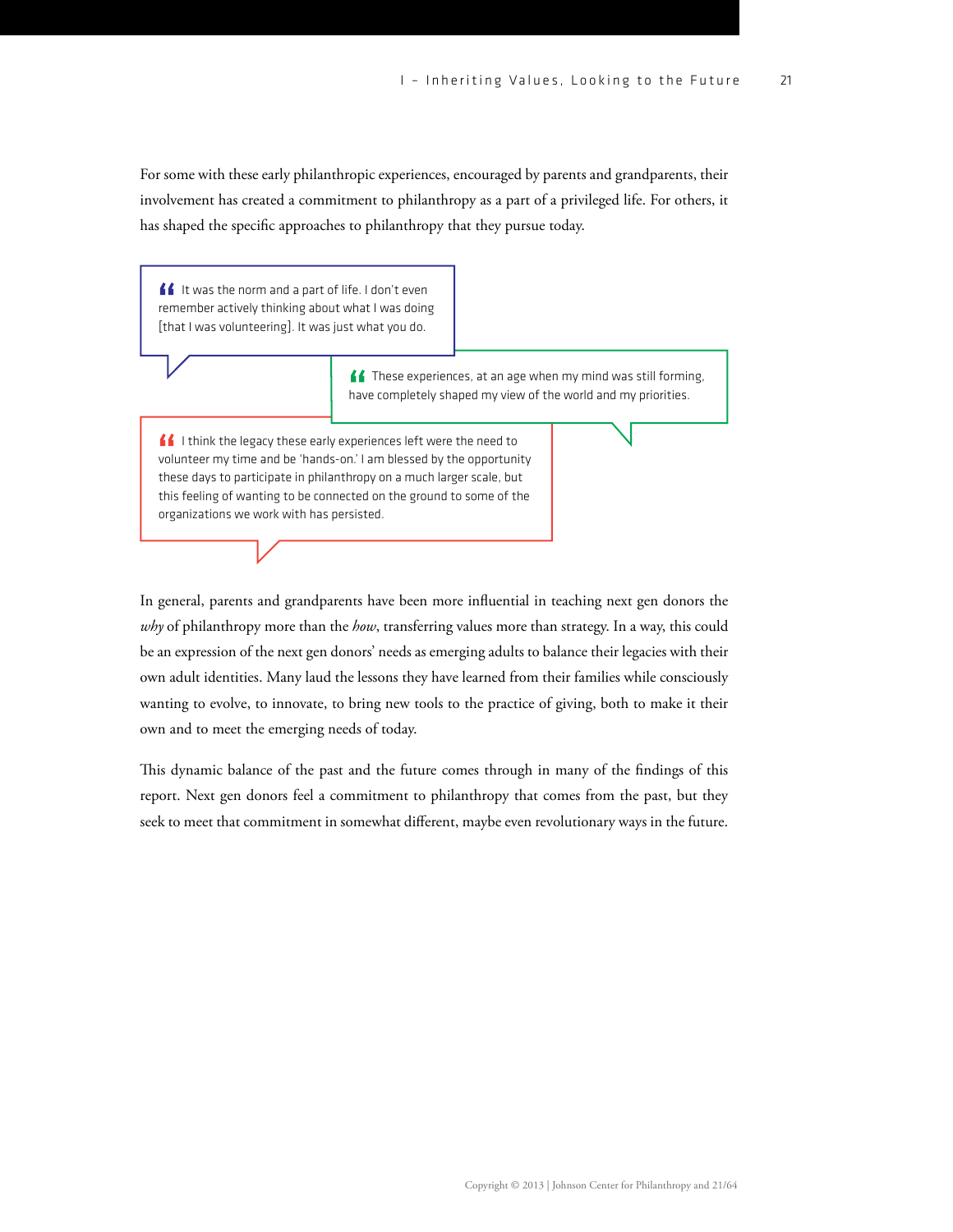For some with these early philanthropic experiences, encouraged by parents and grandparents, their involvement has created a commitment to philanthropy as a part of a privileged life. For others, it has shaped the specific approaches to philanthropy that they pursue today.

> It was the norm and a part of life. I don't even remember actively thinking about what I was doing [that I was volunteering]. It was just what you do.

> These experiences, at an age when my mind was still forming, have completely shaped my view of the world and my priorities.

> I think the legacy these early experiences left were the need to volunteer my time and be 'hands-on.' I am blessed by the opportunity these days to participate in philanthropy on a much larger scale, but this feeling of wanting to be connected on the ground to some of the organizations we work with has persisted.

In general, parents and grandparents have been more influential in teaching next gen donors the *why* of philanthropy more than the *how*, transferring values more than strategy. In a way, this could be an expression of the next gen donors' needs as emerging adults to balance their legacies with their own adult identities. Many laud the lessons they have learned from their families while consciously wanting to evolve, to innovate, to bring new tools to the practice of giving, both to make it their own and to meet the emerging needs of today.

This dynamic balance of the past and the future comes through in many of the findings of this report. Next gen donors feel a commitment to philanthropy that comes from the past, but they seek to meet that commitment in somewhat different, maybe even revolutionary ways in the future.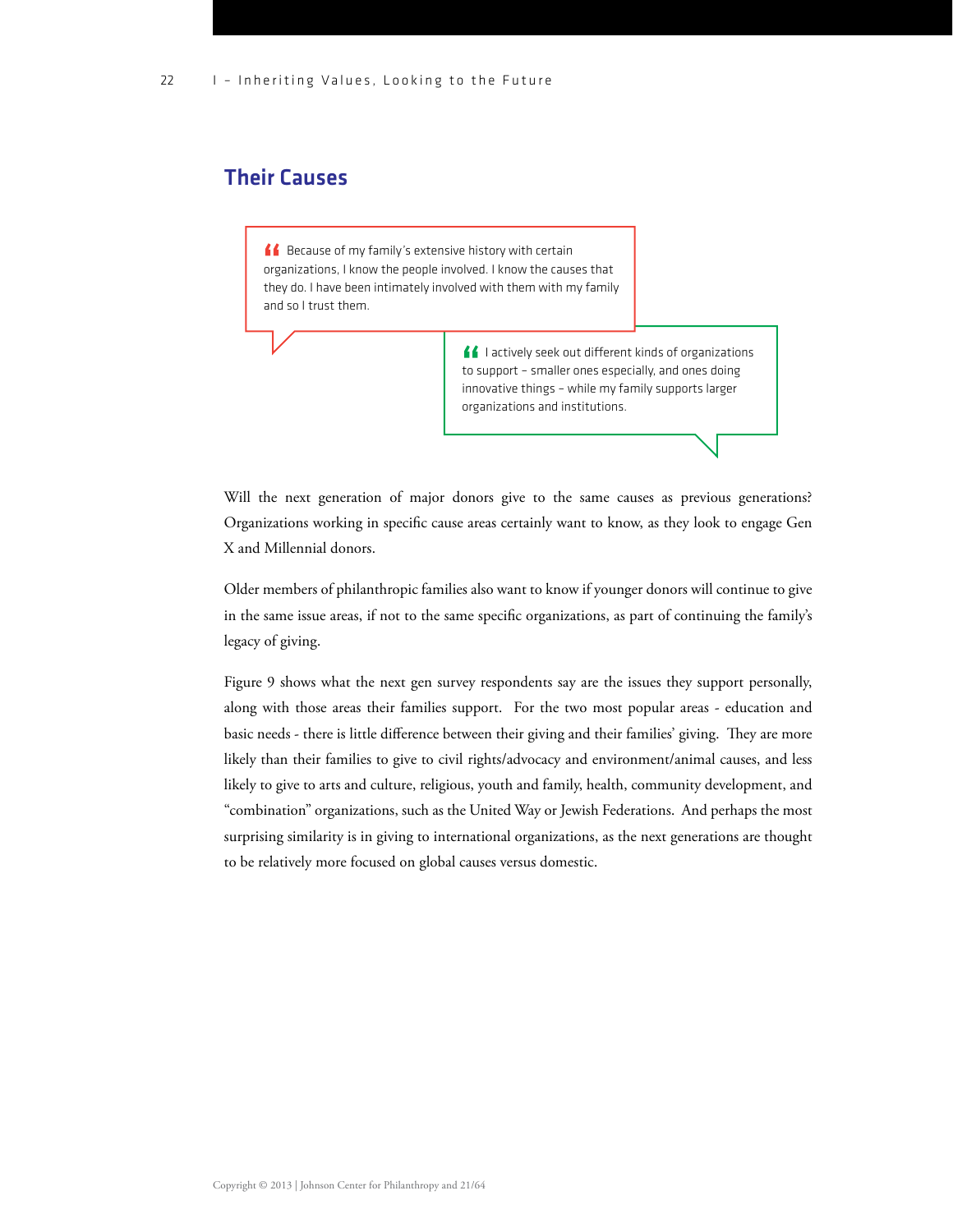## Their Causes

> “Because of my family's extensive history with certain organizations, I know the people involved. I know the causes that they do. I have been intimately involved with them with my family and so I trust them.

> “I actively seek out different kinds of organizations to support – smaller ones especially, and ones doing innovative things – while my family supports larger organizations and institutions.

Will the next generation of major donors give to the same causes as previous generations? Organizations working in specific cause areas certainly want to know, as they look to engage Gen X and Millennial donors.

Older members of philanthropic families also want to know if younger donors will continue to give in the same issue areas, if not to the same specific organizations, as part of continuing the family's legacy of giving.

Figure 9 shows what the next gen survey respondents say are the issues they support personally, along with those areas their families support. For the two most popular areas - education and basic needs - there is little difference between their giving and their families' giving. They are more likely than their families to give to civil rights/advocacy and environment/animal causes, and less likely to give to arts and culture, religious, youth and family, health, community development, and "combination" organizations, such as the United Way or Jewish Federations. And perhaps the most surprising similarity is in giving to international organizations, as the next generations are thought to be relatively more focused on global causes versus domestic.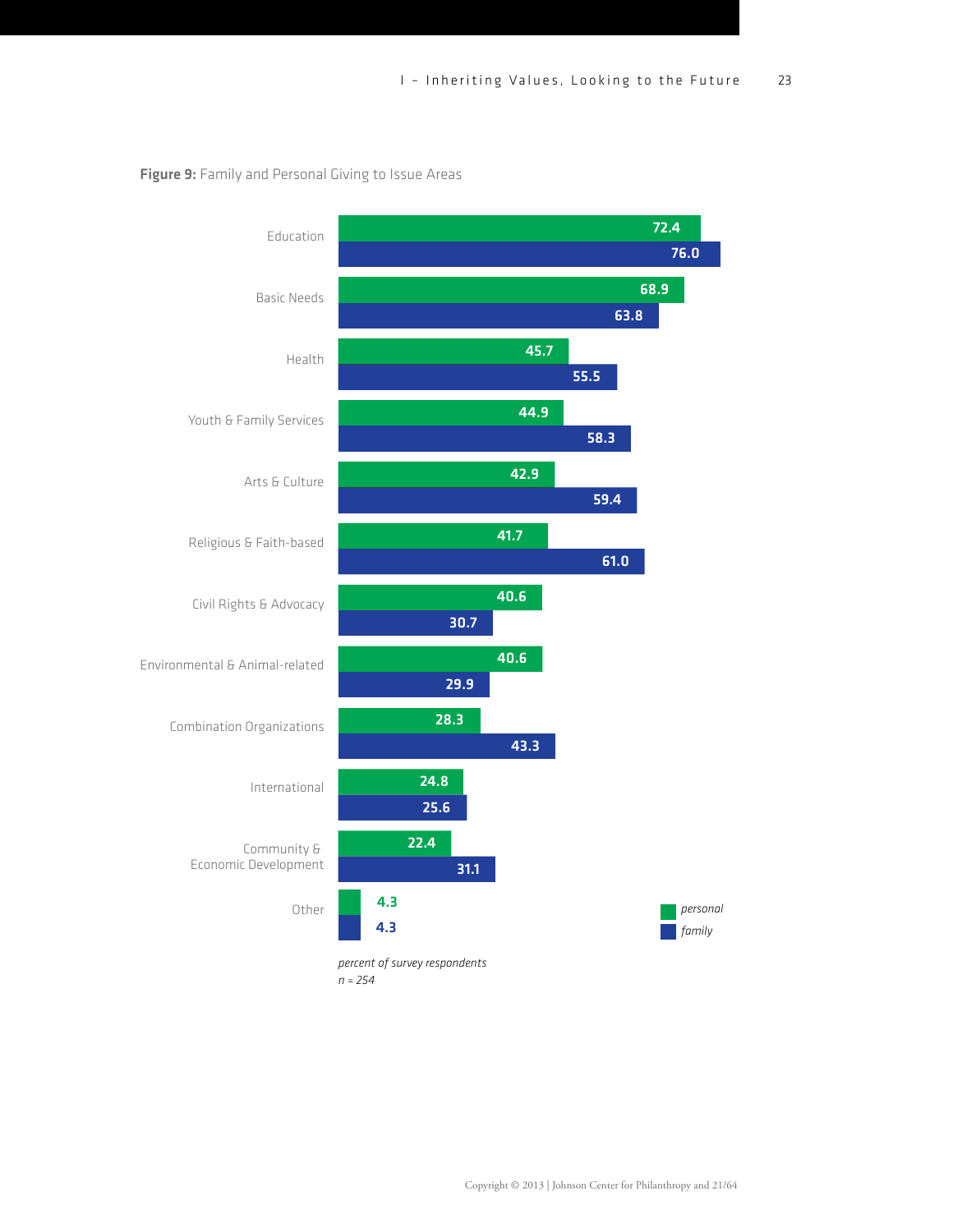**Figure 9:** Family and Personal Giving to Issue Areas

| Issue Area | personal | family |
|---|---|---|
| Education | 72.4 | 76.0 |
| Basic Needs | 68.9 | 63.8 |
| Health | 45.7 | 55.5 |
| Youth & Family Services | 44.9 | 58.3 |
| Arts & Culture | 42.9 | 59.4 |
| Religious & Faith-based | 41.7 | 61.0 |
| Civil Rights & Advocacy | 40.6 | 30.7 |
| Environmental & Animal-related | 40.6 | 29.9 |
| Combination Organizations | 28.3 | 43.3 |
| International | 24.8 | 25.6 |
| Community & Economic Development | 22.4 | 31.1 |
| Other | 4.3 | 4.3 |

*percent of survey respondents*
*n = 254*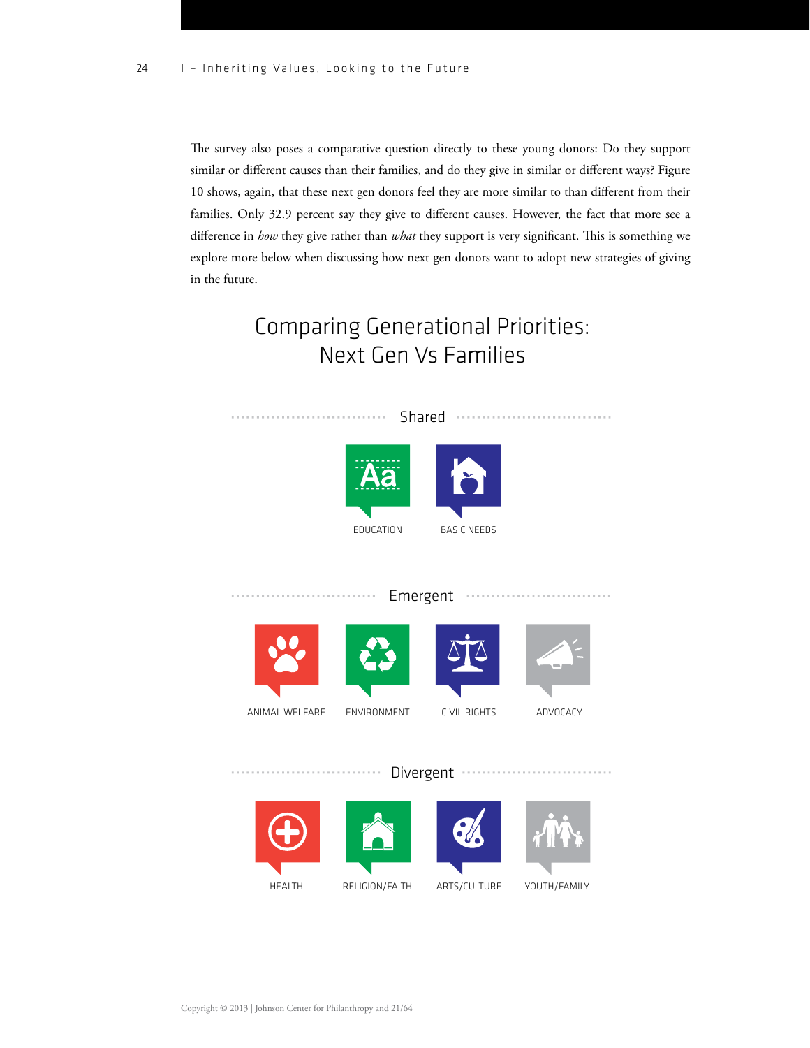The survey also poses a comparative question directly to these young donors: Do they support similar or different causes than their families, and do they give in similar or different ways? Figure 10 shows, again, that these next gen donors feel they are more similar to than different from their families. Only 32.9 percent say they give to different causes. However, the fact that more see a difference in *how* they give rather than *what* they support is very significant. This is something we explore more below when discussing how next gen donors want to adopt new strategies of giving in the future.

## Comparing Generational Priorities: Next Gen Vs Families

### Shared

- EDUCATION
- BASIC NEEDS

### Emergent

- ANIMAL WELFARE
- ENVIRONMENT
- CIVIL RIGHTS
- ADVOCACY

### Divergent

- HEALTH
- RELIGION/FAITH
- ARTS/CULTURE
- YOUTH/FAMILY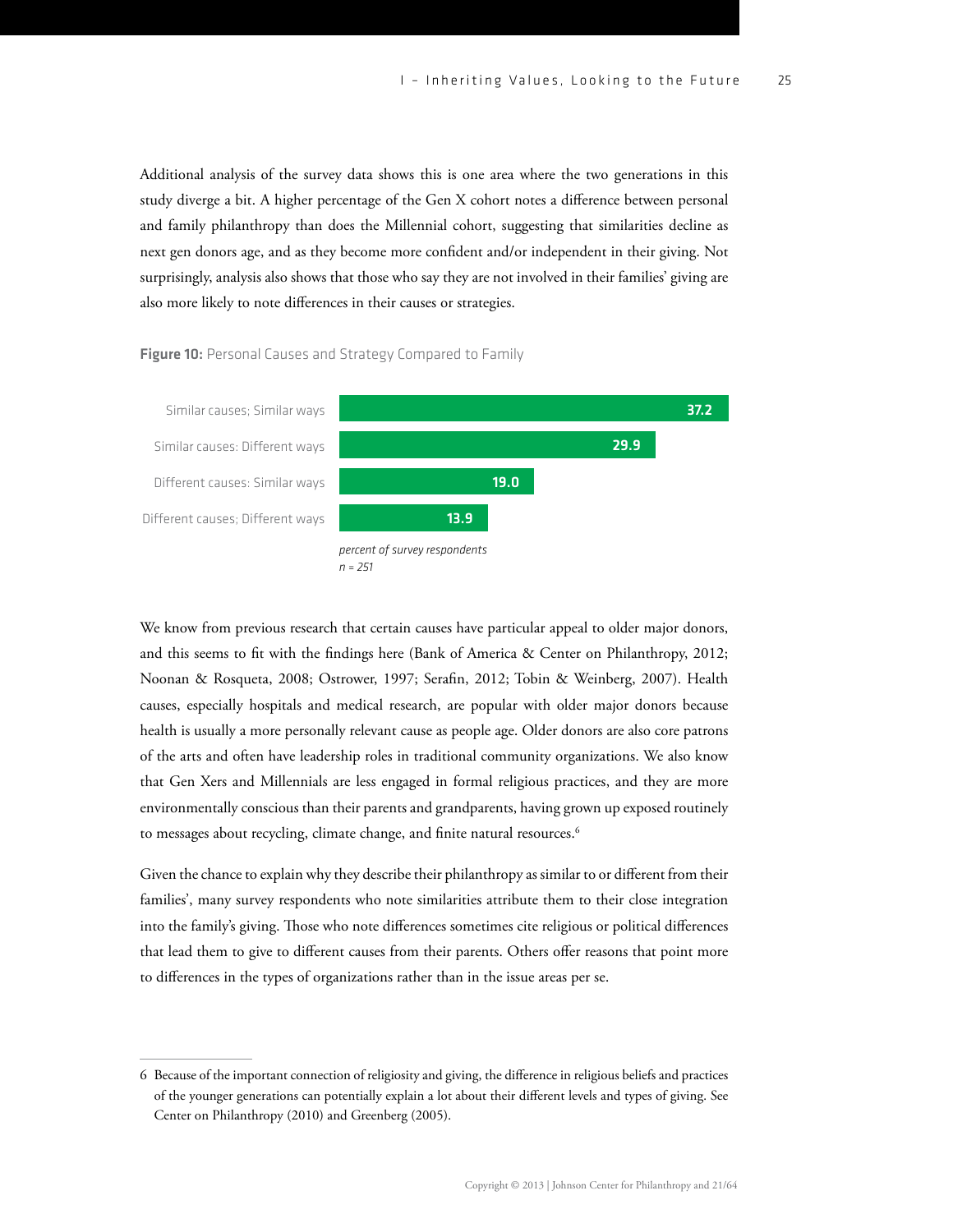Additional analysis of the survey data shows this is one area where the two generations in this study diverge a bit. A higher percentage of the Gen X cohort notes a difference between personal and family philanthropy than does the Millennial cohort, suggesting that similarities decline as next gen donors age, and as they become more confident and/or independent in their giving. Not surprisingly, analysis also shows that those who say they are not involved in their families' giving are also more likely to note differences in their causes or strategies.

**Figure 10:** Personal Causes and Strategy Compared to Family

| | percent of survey respondents |
|---|---|
| Similar causes; Similar ways | 37.2 |
| Similar causes: Different ways | 29.9 |
| Different causes: Similar ways | 19.0 |
| Different causes; Different ways | 13.9 |

*percent of survey respondents*
*n = 251*

We know from previous research that certain causes have particular appeal to older major donors, and this seems to fit with the findings here (Bank of America & Center on Philanthropy, 2012; Noonan & Rosqueta, 2008; Ostrower, 1997; Serafin, 2012; Tobin & Weinberg, 2007). Health causes, especially hospitals and medical research, are popular with older major donors because health is usually a more personally relevant cause as people age. Older donors are also core patrons of the arts and often have leadership roles in traditional community organizations. We also know that Gen Xers and Millennials are less engaged in formal religious practices, and they are more environmentally conscious than their parents and grandparents, having grown up exposed routinely to messages about recycling, climate change, and finite natural resources.[6]

Given the chance to explain why they describe their philanthropy as similar to or different from their families', many survey respondents who note similarities attribute them to their close integration into the family's giving. Those who note differences sometimes cite religious or political differences that lead them to give to different causes from their parents. Others offer reasons that point more to differences in the types of organizations rather than in the issue areas per se.

---

6 Because of the important connection of religiosity and giving, the difference in religious beliefs and practices of the younger generations can potentially explain a lot about their different levels and types of giving. See Center on Philanthropy (2010) and Greenberg (2005).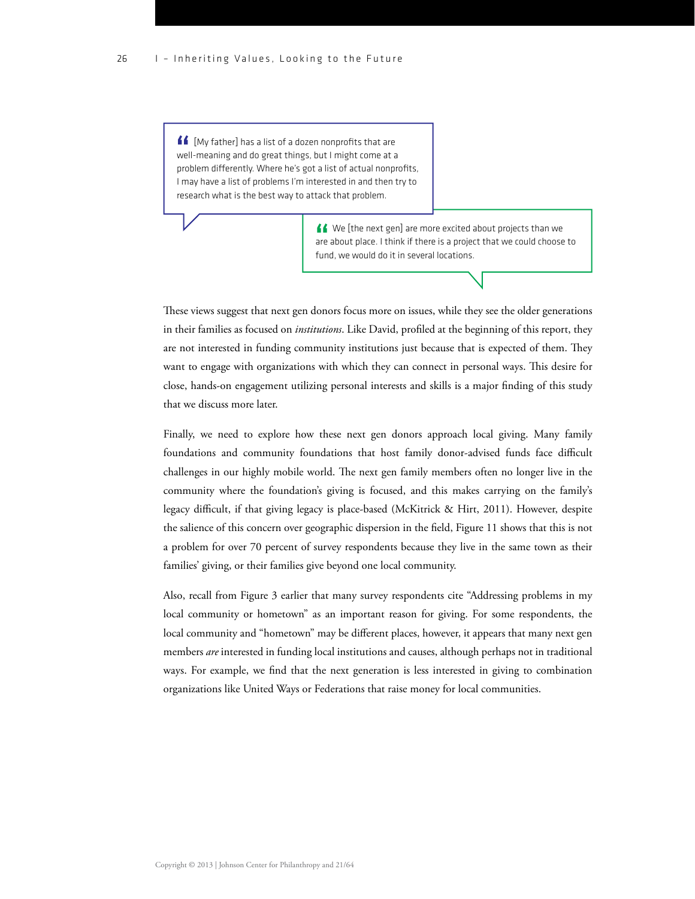> “[My father] has a list of a dozen nonprofits that are well-meaning and do great things, but I might come at a problem differently. Where he's got a list of actual nonprofits, I may have a list of problems I'm interested in and then try to research what is the best way to attack that problem.

> “We [the next gen] are more excited about projects than we are about place. I think if there is a project that we could choose to fund, we would do it in several locations.

These views suggest that next gen donors focus more on issues, while they see the older generations in their families as focused on *institutions*. Like David, profiled at the beginning of this report, they are not interested in funding community institutions just because that is expected of them. They want to engage with organizations with which they can connect in personal ways. This desire for close, hands-on engagement utilizing personal interests and skills is a major finding of this study that we discuss more later.

Finally, we need to explore how these next gen donors approach local giving. Many family foundations and community foundations that host family donor-advised funds face difficult challenges in our highly mobile world. The next gen family members often no longer live in the community where the foundation's giving is focused, and this makes carrying on the family's legacy difficult, if that giving legacy is place-based (McKitrick & Hirt, 2011). However, despite the salience of this concern over geographic dispersion in the field, Figure 11 shows that this is not a problem for over 70 percent of survey respondents because they live in the same town as their families' giving, or their families give beyond one local community.

Also, recall from Figure 3 earlier that many survey respondents cite “Addressing problems in my local community or hometown” as an important reason for giving. For some respondents, the local community and “hometown” may be different places, however, it appears that many next gen members *are* interested in funding local institutions and causes, although perhaps not in traditional ways. For example, we find that the next generation is less interested in giving to combination organizations like United Ways or Federations that raise money for local communities.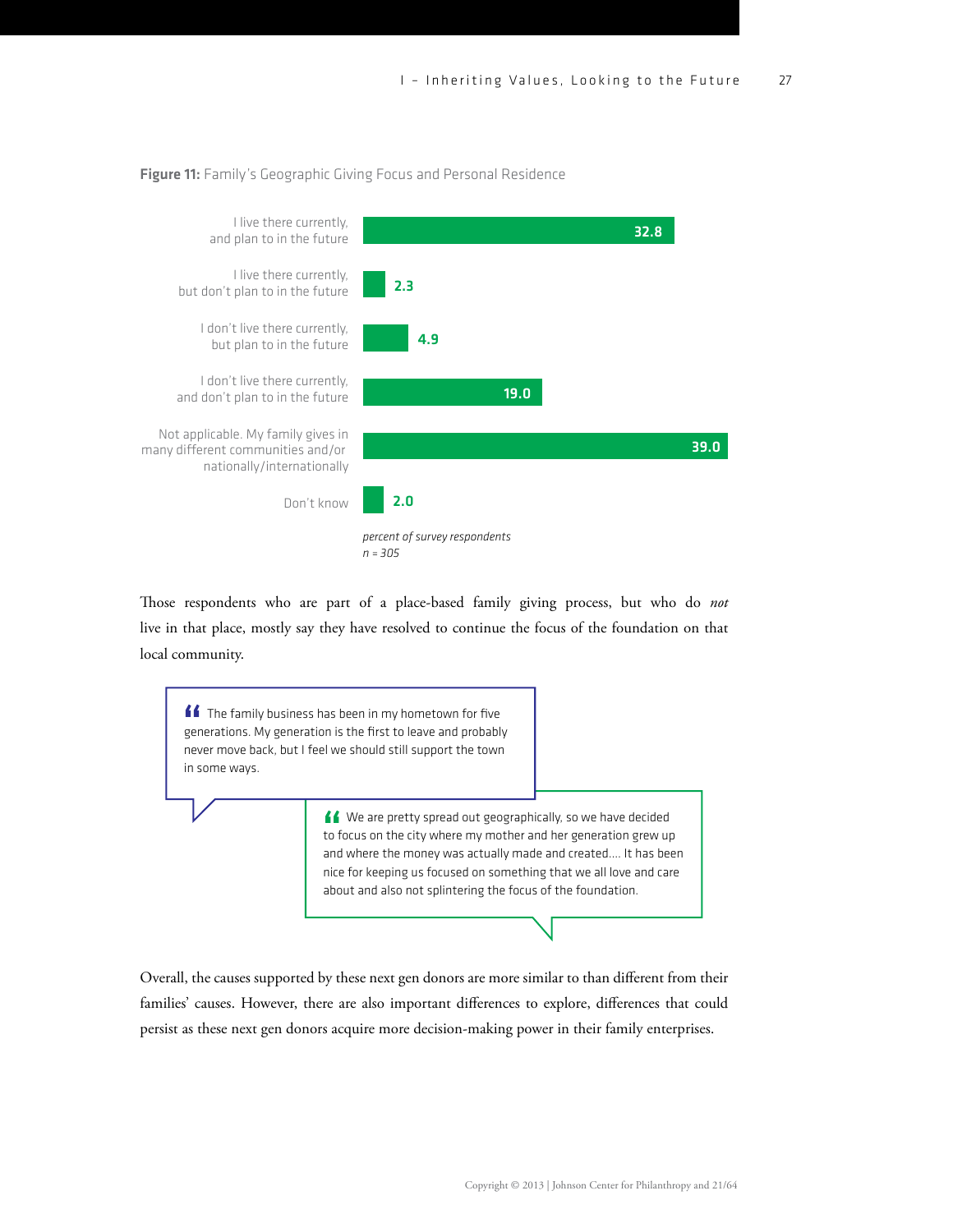**Figure 11:** Family's Geographic Giving Focus and Personal Residence

| Response | Percent of survey respondents |
|---|---|
| I live there currently, and plan to in the future | 32.8 |
| I live there currently, but don't plan to in the future | 2.3 |
| I don't live there currently, but plan to in the future | 4.9 |
| I don't live there currently, and don't plan to in the future | 19.0 |
| Not applicable. My family gives in many different communities and/or nationally/internationally | 39.0 |
| Don't know | 2.0 |

*percent of survey respondents*
*n = 305*

Those respondents who are part of a place-based family giving process, but who do *not* live in that place, mostly say they have resolved to continue the focus of the foundation on that local community.

> The family business has been in my hometown for five generations. My generation is the first to leave and probably never move back, but I feel we should still support the town in some ways.

> We are pretty spread out geographically, so we have decided to focus on the city where my mother and her generation grew up and where the money was actually made and created.... It has been nice for keeping us focused on something that we all love and care about and also not splintering the focus of the foundation.

Overall, the causes supported by these next gen donors are more similar to than different from their families' causes. However, there are also important differences to explore, differences that could persist as these next gen donors acquire more decision-making power in their family enterprises.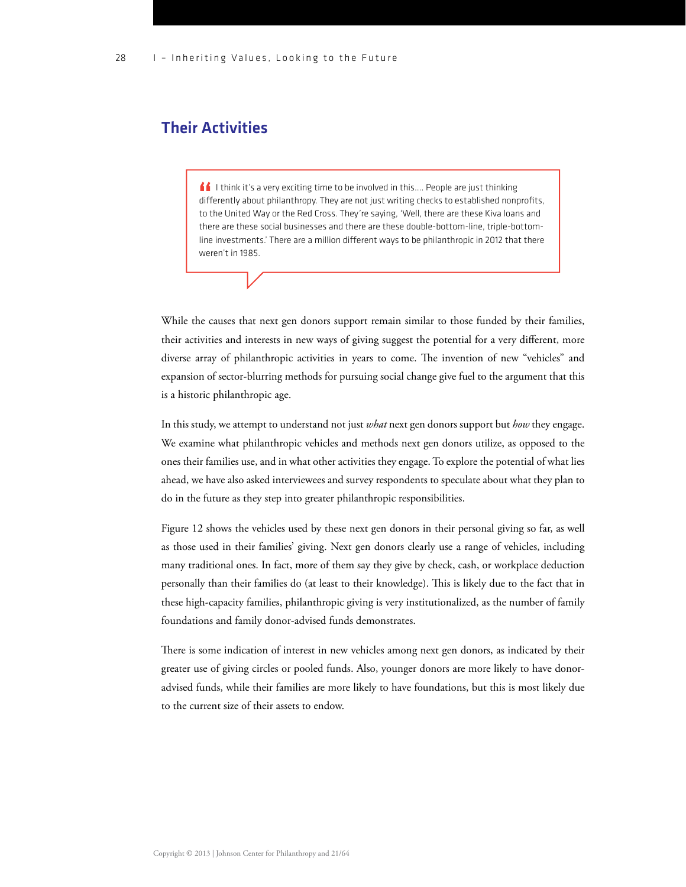## Their Activities

> “I think it’s a very exciting time to be involved in this.... People are just thinking differently about philanthropy. They are not just writing checks to established nonprofits, to the United Way or the Red Cross. They’re saying, ‘Well, there are these Kiva loans and there are these social businesses and there are these double-bottom-line, triple-bottom-line investments.’ There are a million different ways to be philanthropic in 2012 that there weren’t in 1985.

While the causes that next gen donors support remain similar to those funded by their families, their activities and interests in new ways of giving suggest the potential for a very different, more diverse array of philanthropic activities in years to come. The invention of new “vehicles” and expansion of sector-blurring methods for pursuing social change give fuel to the argument that this is a historic philanthropic age.

In this study, we attempt to understand not just *what* next gen donors support but *how* they engage. We examine what philanthropic vehicles and methods next gen donors utilize, as opposed to the ones their families use, and in what other activities they engage. To explore the potential of what lies ahead, we have also asked interviewees and survey respondents to speculate about what they plan to do in the future as they step into greater philanthropic responsibilities.

Figure 12 shows the vehicles used by these next gen donors in their personal giving so far, as well as those used in their families’ giving. Next gen donors clearly use a range of vehicles, including many traditional ones. In fact, more of them say they give by check, cash, or workplace deduction personally than their families do (at least to their knowledge). This is likely due to the fact that in these high-capacity families, philanthropic giving is very institutionalized, as the number of family foundations and family donor-advised funds demonstrates.

There is some indication of interest in new vehicles among next gen donors, as indicated by their greater use of giving circles or pooled funds. Also, younger donors are more likely to have donor-advised funds, while their families are more likely to have foundations, but this is most likely due to the current size of their assets to endow.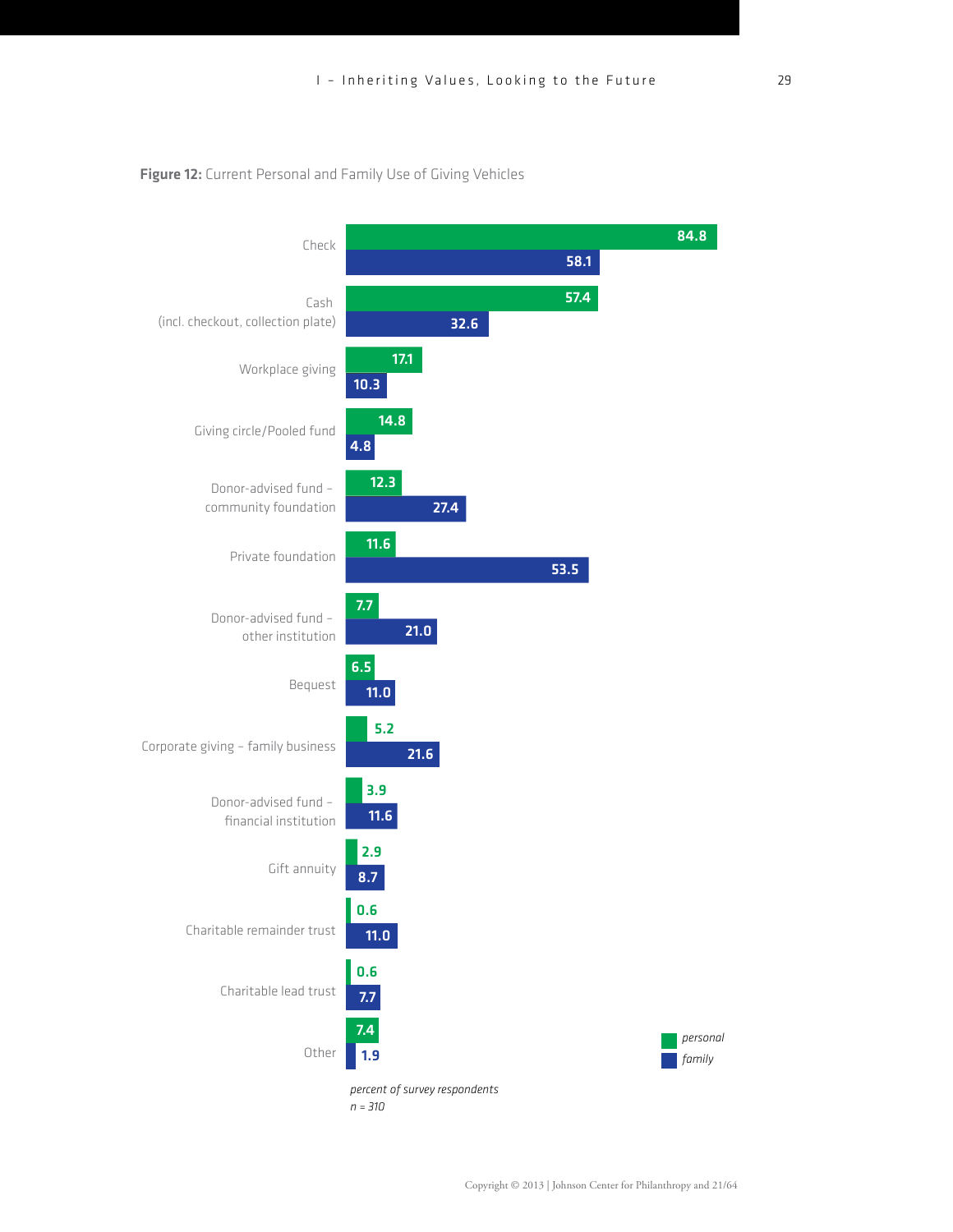**Figure 12:** Current Personal and Family Use of Giving Vehicles

| Giving vehicle | personal | family |
|---|---|---|
| Check | 84.8 | 58.1 |
| Cash (incl. checkout, collection plate) | 57.4 | 32.6 |
| Workplace giving | 17.1 | 10.3 |
| Giving circle/Pooled fund | 14.8 | 4.8 |
| Donor-advised fund – community foundation | 12.3 | 27.4 |
| Private foundation | 11.6 | 53.5 |
| Donor-advised fund – other institution | 7.7 | 21.0 |
| Bequest | 6.5 | 11.0 |
| Corporate giving – family business | 5.2 | 21.6 |
| Donor-advised fund – financial institution | 3.9 | 11.6 |
| Gift annuity | 2.9 | 8.7 |
| Charitable remainder trust | 0.6 | 11.0 |
| Charitable lead trust | 0.6 | 7.7 |
| Other | 7.4 | 1.9 |

*percent of survey respondents*
*n = 310*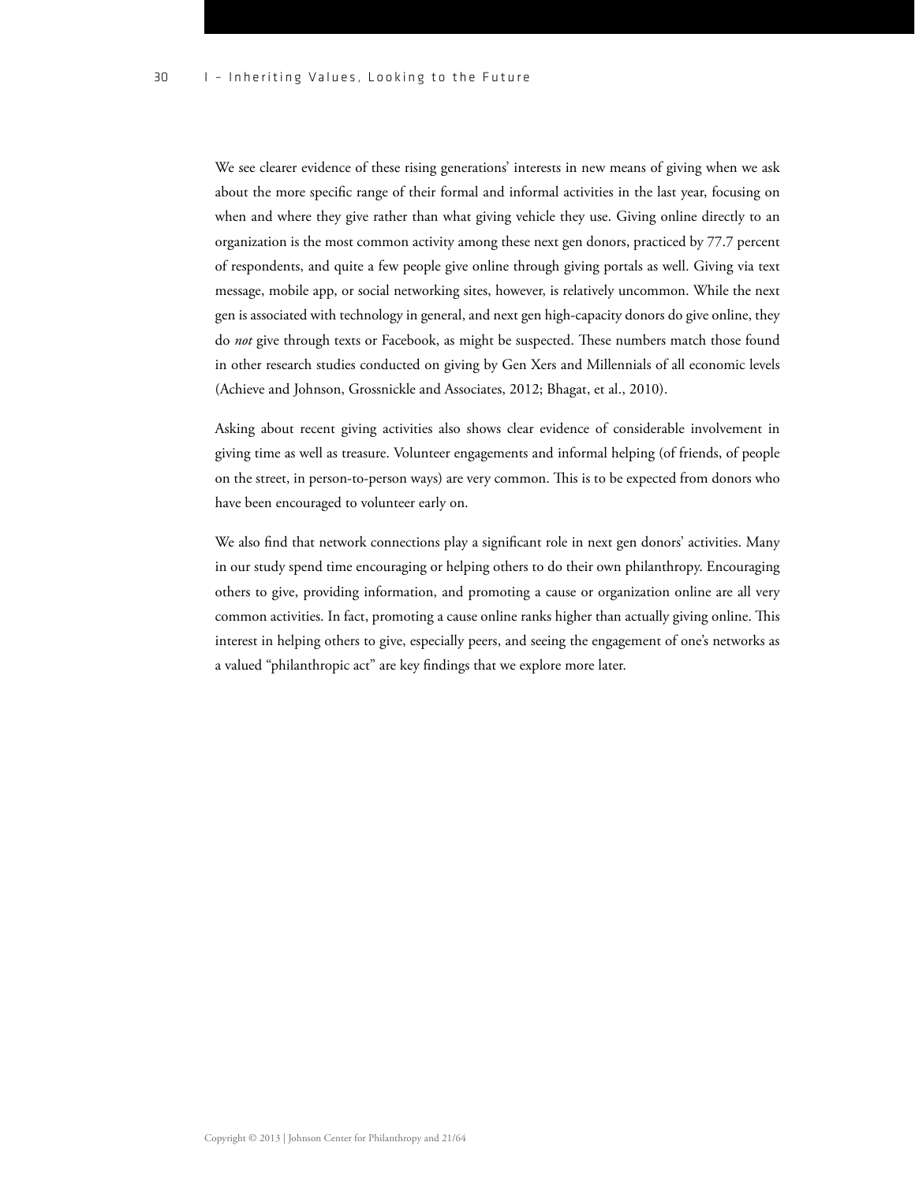We see clearer evidence of these rising generations' interests in new means of giving when we ask about the more specific range of their formal and informal activities in the last year, focusing on when and where they give rather than what giving vehicle they use. Giving online directly to an organization is the most common activity among these next gen donors, practiced by 77.7 percent of respondents, and quite a few people give online through giving portals as well. Giving via text message, mobile app, or social networking sites, however, is relatively uncommon. While the next gen is associated with technology in general, and next gen high-capacity donors do give online, they do *not* give through texts or Facebook, as might be suspected. These numbers match those found in other research studies conducted on giving by Gen Xers and Millennials of all economic levels (Achieve and Johnson, Grossnickle and Associates, 2012; Bhagat, et al., 2010).

Asking about recent giving activities also shows clear evidence of considerable involvement in giving time as well as treasure. Volunteer engagements and informal helping (of friends, of people on the street, in person-to-person ways) are very common. This is to be expected from donors who have been encouraged to volunteer early on.

We also find that network connections play a significant role in next gen donors' activities. Many in our study spend time encouraging or helping others to do their own philanthropy. Encouraging others to give, providing information, and promoting a cause or organization online are all very common activities. In fact, promoting a cause online ranks higher than actually giving online. This interest in helping others to give, especially peers, and seeing the engagement of one's networks as a valued "philanthropic act" are key findings that we explore more later.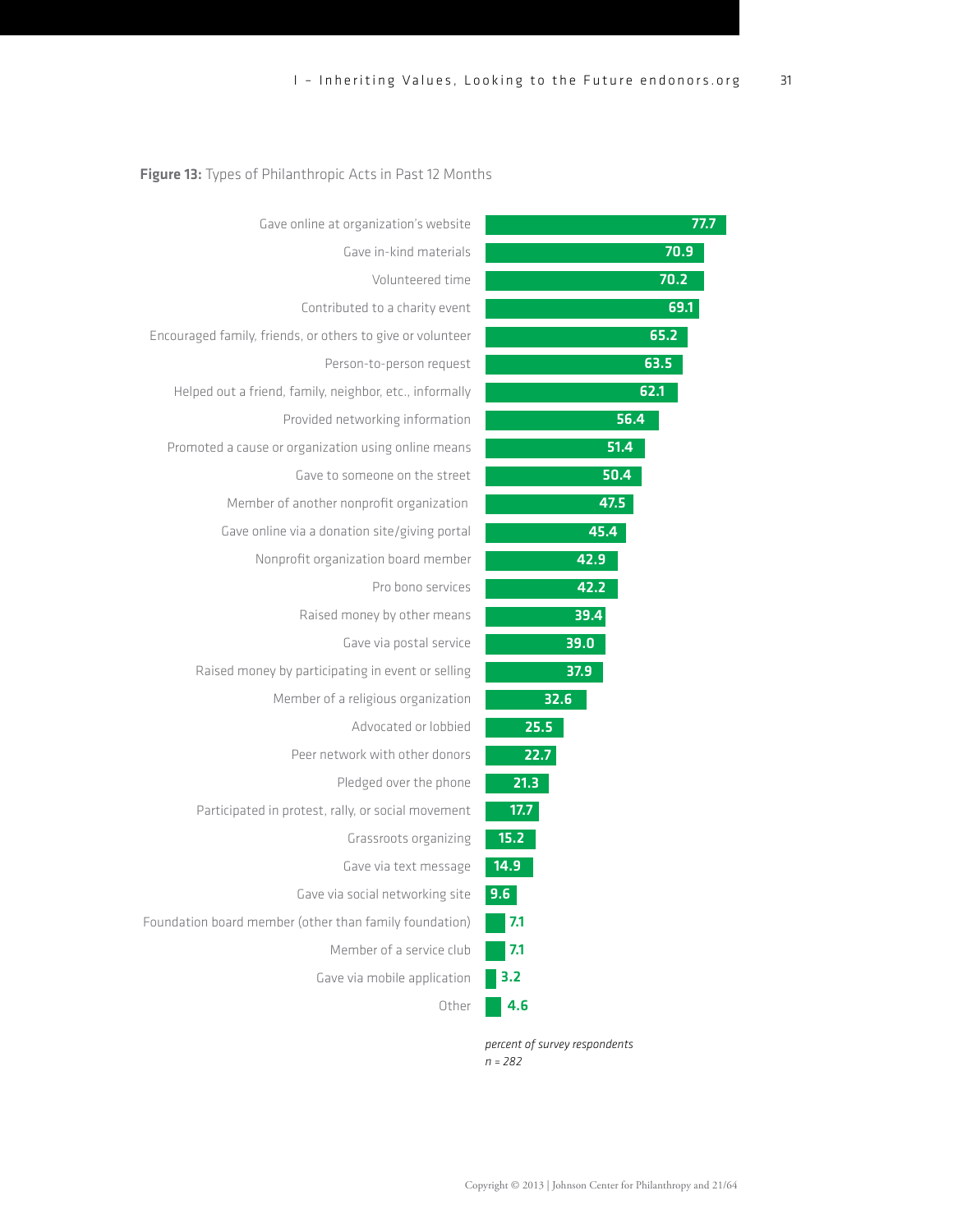**Figure 13:** Types of Philanthropic Acts in Past 12 Months

| Type of Philanthropic Act | Percent |
| --- | --- |
| Gave online at organization's website | 77.7 |
| Gave in-kind materials | 70.9 |
| Volunteered time | 70.2 |
| Contributed to a charity event | 69.1 |
| Encouraged family, friends, or others to give or volunteer | 65.2 |
| Person-to-person request | 63.5 |
| Helped out a friend, family, neighbor, etc., informally | 62.1 |
| Provided networking information | 56.4 |
| Promoted a cause or organization using online means | 51.4 |
| Gave to someone on the street | 50.4 |
| Member of another nonprofit organization | 47.5 |
| Gave online via a donation site/giving portal | 45.4 |
| Nonprofit organization board member | 42.9 |
| Pro bono services | 42.2 |
| Raised money by other means | 39.4 |
| Gave via postal service | 39.0 |
| Raised money by participating in event or selling | 37.9 |
| Member of a religious organization | 32.6 |
| Advocated or lobbied | 25.5 |
| Peer network with other donors | 22.7 |
| Pledged over the phone | 21.3 |
| Participated in protest, rally, or social movement | 17.7 |
| Grassroots organizing | 15.2 |
| Gave via text message | 14.9 |
| Gave via social networking site | 9.6 |
| Foundation board member (other than family foundation) | 7.1 |
| Member of a service club | 7.1 |
| Gave via mobile application | 3.2 |
| Other | 4.6 |

*percent of survey respondents*
*n = 282*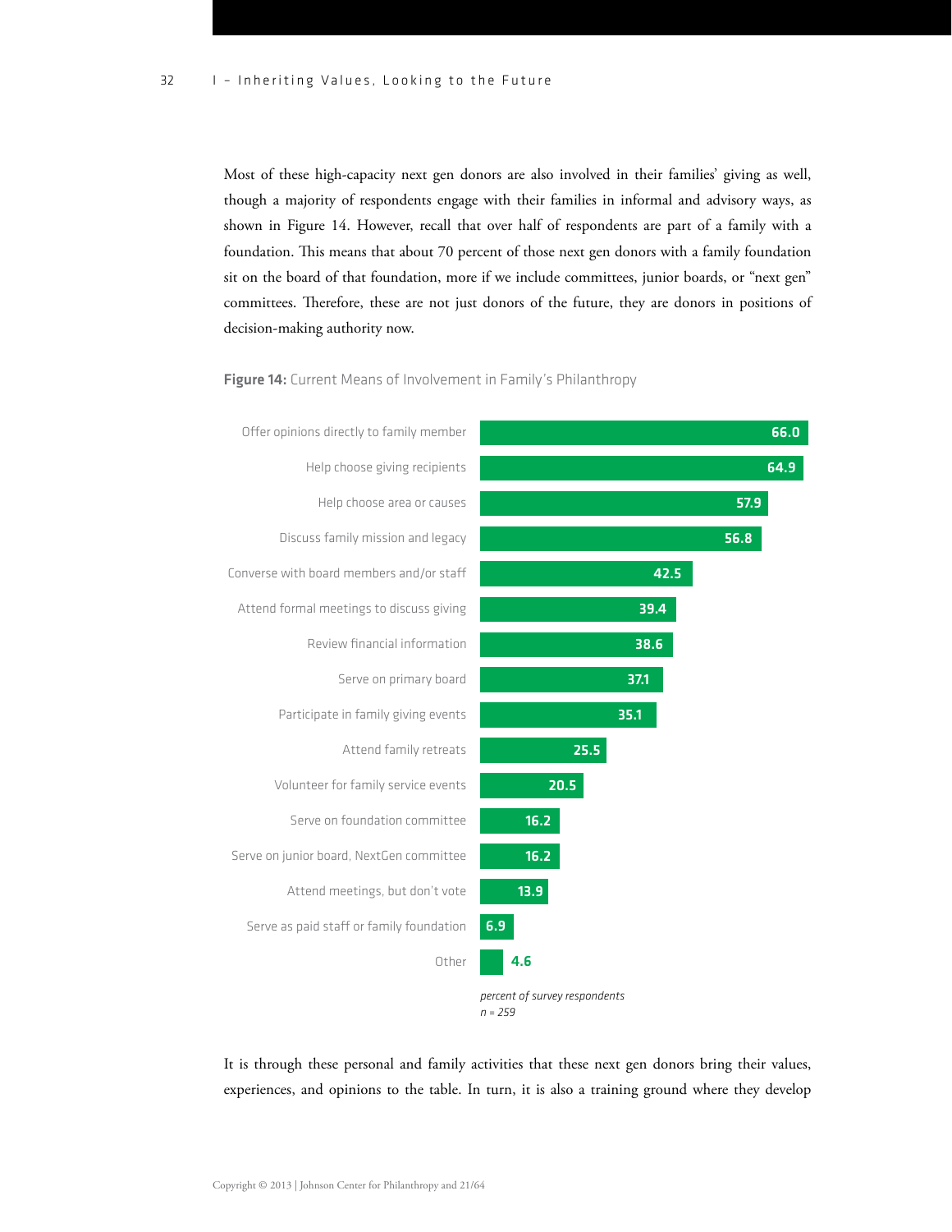Most of these high-capacity next gen donors are also involved in their families' giving as well, though a majority of respondents engage with their families in informal and advisory ways, as shown in Figure 14. However, recall that over half of respondents are part of a family with a foundation. This means that about 70 percent of those next gen donors with a family foundation sit on the board of that foundation, more if we include committees, junior boards, or "next gen" committees. Therefore, these are not just donors of the future, they are donors in positions of decision-making authority now.

**Figure 14:** Current Means of Involvement in Family's Philanthropy

| Means of Involvement | Percent |
| --- | --- |
| Offer opinions directly to family member | 66.0 |
| Help choose giving recipients | 64.9 |
| Help choose area or causes | 57.9 |
| Discuss family mission and legacy | 56.8 |
| Converse with board members and/or staff | 42.5 |
| Attend formal meetings to discuss giving | 39.4 |
| Review financial information | 38.6 |
| Serve on primary board | 37.1 |
| Participate in family giving events | 35.1 |
| Attend family retreats | 25.5 |
| Volunteer for family service events | 20.5 |
| Serve on foundation committee | 16.2 |
| Serve on junior board, NextGen committee | 16.2 |
| Attend meetings, but don't vote | 13.9 |
| Serve as paid staff or family foundation | 6.9 |
| Other | 4.6 |

*percent of survey respondents*
*n = 259*

It is through these personal and family activities that these next gen donors bring their values, experiences, and opinions to the table. In turn, it is also a training ground where they develop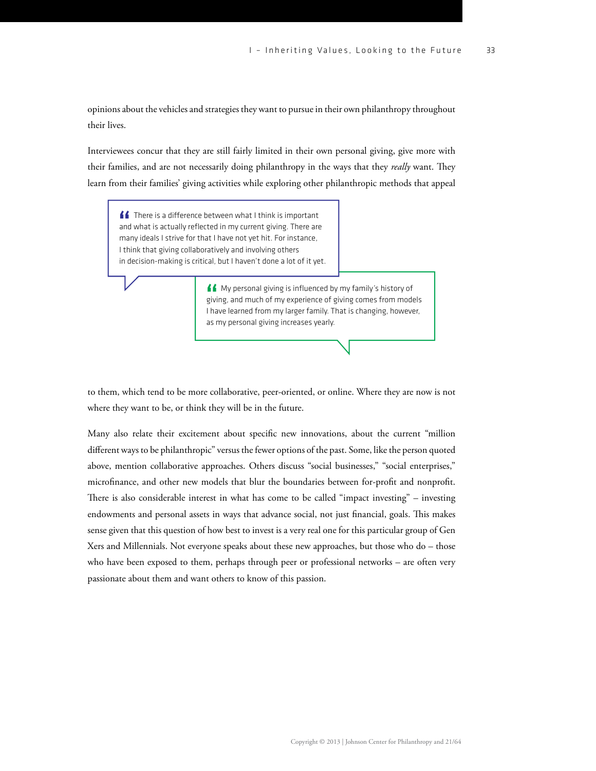opinions about the vehicles and strategies they want to pursue in their own philanthropy throughout their lives.

Interviewees concur that they are still fairly limited in their own personal giving, give more with their families, and are not necessarily doing philanthropy in the ways that they *really* want. They learn from their families' giving activities while exploring other philanthropic methods that appeal to them, which tend to be more collaborative, peer-oriented, or online. Where they are now is not where they want to be, or think they will be in the future.

> "There is a difference between what I think is important and what is actually reflected in my current giving. There are many ideals I strive for that I have not yet hit. For instance, I think that giving collaboratively and involving others in decision-making is critical, but I haven't done a lot of it yet.

> "My personal giving is influenced by my family's history of giving, and much of my experience of giving comes from models I have learned from my larger family. That is changing, however, as my personal giving increases yearly.

Many also relate their excitement about specific new innovations, about the current "million different ways to be philanthropic" versus the fewer options of the past. Some, like the person quoted above, mention collaborative approaches. Others discuss "social businesses," "social enterprises," microfinance, and other new models that blur the boundaries between for-profit and nonprofit. There is also considerable interest in what has come to be called "impact investing" – investing endowments and personal assets in ways that advance social, not just financial, goals. This makes sense given that this question of how best to invest is a very real one for this particular group of Gen Xers and Millennials. Not everyone speaks about these new approaches, but those who do – those who have been exposed to them, perhaps through peer or professional networks – are often very passionate about them and want others to know of this passion.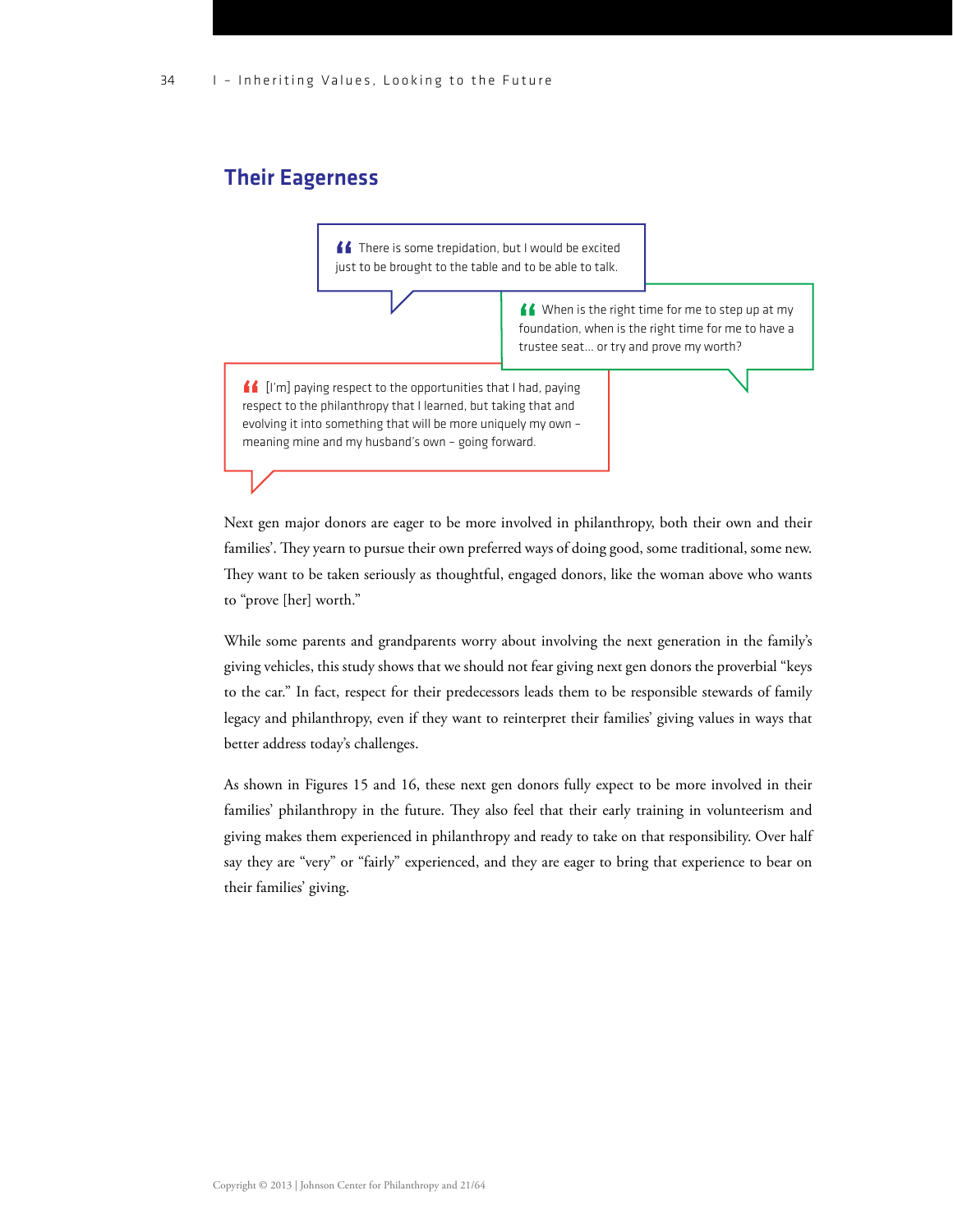## Their Eagerness

> There is some trepidation, but I would be excited just to be brought to the table and to be able to talk.

> When is the right time for me to step up at my foundation, when is the right time for me to have a trustee seat… or try and prove my worth?

> [I'm] paying respect to the opportunities that I had, paying respect to the philanthropy that I learned, but taking that and evolving it into something that will be more uniquely my own – meaning mine and my husband's own – going forward.

Next gen major donors are eager to be more involved in philanthropy, both their own and their families'. They yearn to pursue their own preferred ways of doing good, some traditional, some new. They want to be taken seriously as thoughtful, engaged donors, like the woman above who wants to "prove [her] worth."

While some parents and grandparents worry about involving the next generation in the family's giving vehicles, this study shows that we should not fear giving next gen donors the proverbial "keys to the car." In fact, respect for their predecessors leads them to be responsible stewards of family legacy and philanthropy, even if they want to reinterpret their families' giving values in ways that better address today's challenges.

As shown in Figures 15 and 16, these next gen donors fully expect to be more involved in their families' philanthropy in the future. They also feel that their early training in volunteerism and giving makes them experienced in philanthropy and ready to take on that responsibility. Over half say they are "very" or "fairly" experienced, and they are eager to bring that experience to bear on their families' giving.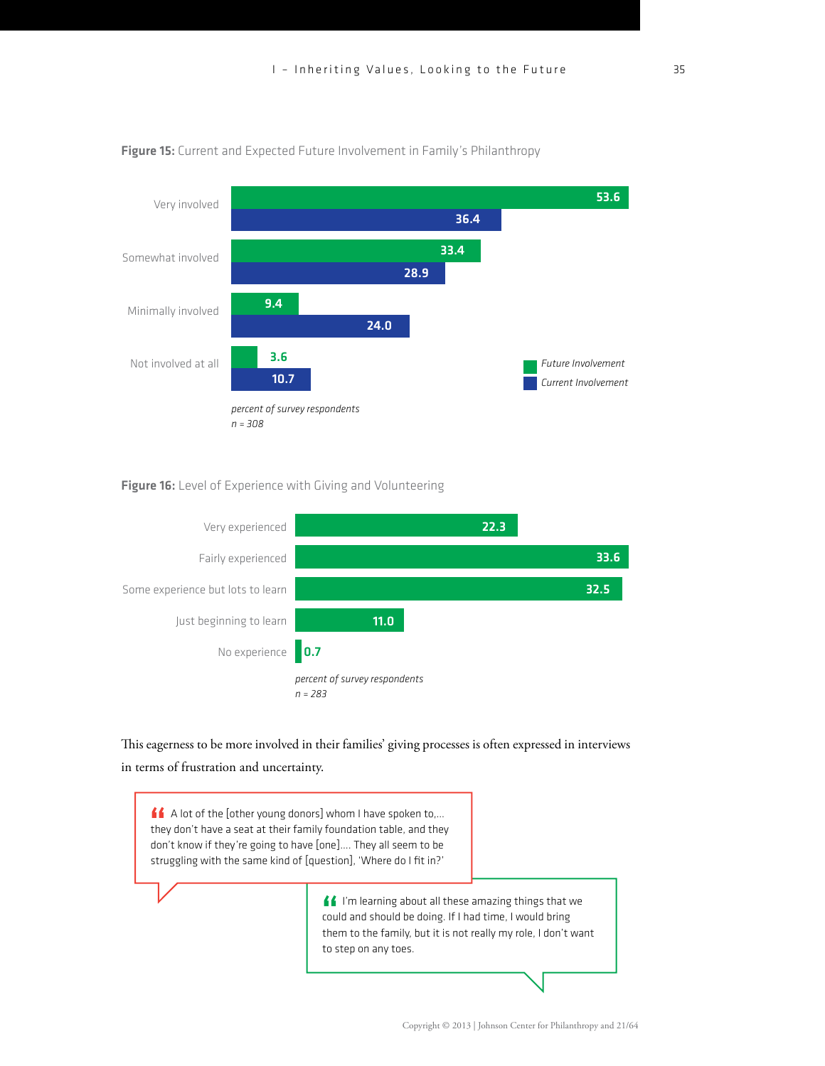**Figure 15:** Current and Expected Future Involvement in Family's Philanthropy

| | Future Involvement | Current Involvement |
|---|---|---|
| Very involved | 53.6 | 36.4 |
| Somewhat involved | 33.4 | 28.9 |
| Minimally involved | 9.4 | 24.0 |
| Not involved at all | 3.6 | 10.7 |

*percent of survey respondents*
*n = 308*

**Figure 16:** Level of Experience with Giving and Volunteering

| | |
|---|---|
| Very experienced | 22.3 |
| Fairly experienced | 33.6 |
| Some experience but lots to learn | 32.5 |
| Just beginning to learn | 11.0 |
| No experience | 0.7 |

*percent of survey respondents*
*n = 283*

This eagerness to be more involved in their families' giving processes is often expressed in interviews in terms of frustration and uncertainty.

> A lot of the [other young donors] whom I have spoken to,... they don't have a seat at their family foundation table, and they don't know if they're going to have [one].... They all seem to be struggling with the same kind of [question], 'Where do I fit in?'

> I'm learning about all these amazing things that we could and should be doing. If I had time, I would bring them to the family, but it is not really my role, I don't want to step on any toes.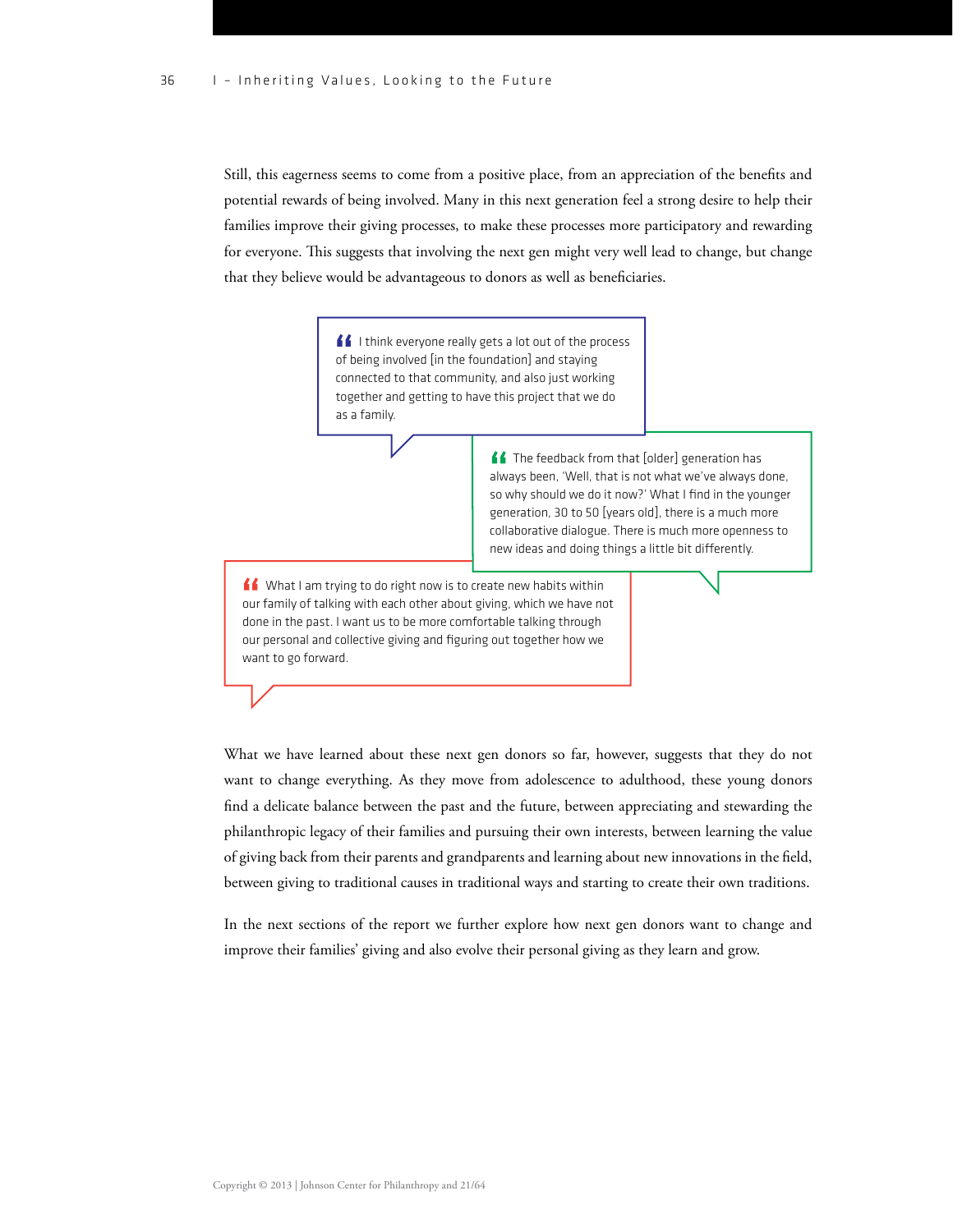Still, this eagerness seems to come from a positive place, from an appreciation of the benefits and potential rewards of being involved. Many in this next generation feel a strong desire to help their families improve their giving processes, to make these processes more participatory and rewarding for everyone. This suggests that involving the next gen might very well lead to change, but change that they believe would be advantageous to donors as well as beneficiaries.

> "I think everyone really gets a lot out of the process of being involved [in the foundation] and staying connected to that community, and also just working together and getting to have this project that we do as a family.

> "The feedback from that [older] generation has always been, 'Well, that is not what we've always done, so why should we do it now?' What I find in the younger generation, 30 to 50 [years old], there is a much more collaborative dialogue. There is much more openness to new ideas and doing things a little bit differently.

> "What I am trying to do right now is to create new habits within our family of talking with each other about giving, which we have not done in the past. I want us to be more comfortable talking through our personal and collective giving and figuring out together how we want to go forward.

What we have learned about these next gen donors so far, however, suggests that they do not want to change everything. As they move from adolescence to adulthood, these young donors find a delicate balance between the past and the future, between appreciating and stewarding the philanthropic legacy of their families and pursuing their own interests, between learning the value of giving back from their parents and grandparents and learning about new innovations in the field, between giving to traditional causes in traditional ways and starting to create their own traditions.

In the next sections of the report we further explore how next gen donors want to change and improve their families' giving and also evolve their personal giving as they learn and grow.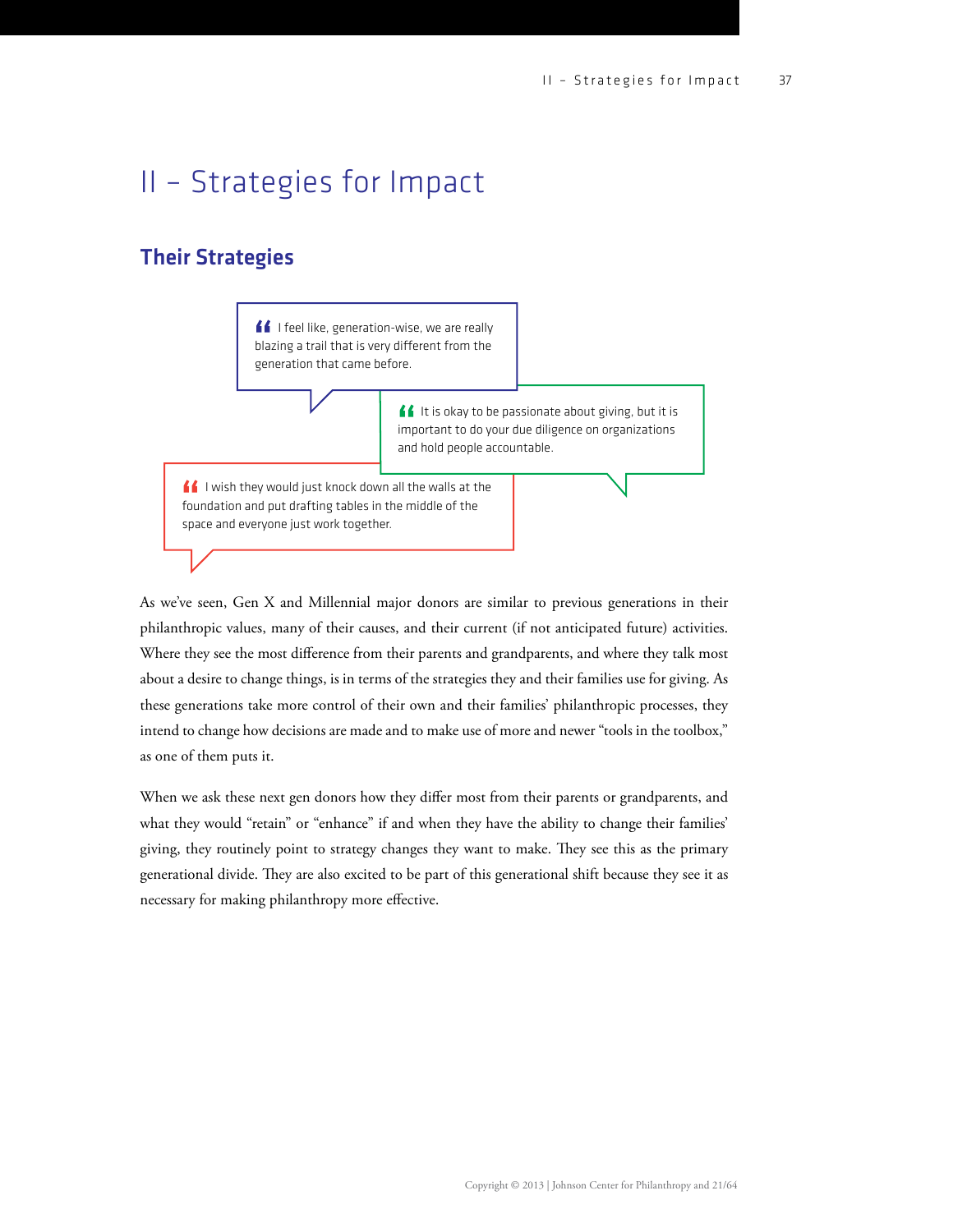# II – Strategies for Impact

## Their Strategies

> I feel like, generation-wise, we are really blazing a trail that is very different from the generation that came before.

> It is okay to be passionate about giving, but it is important to do your due diligence on organizations and hold people accountable.

> I wish they would just knock down all the walls at the foundation and put drafting tables in the middle of the space and everyone just work together.

As we've seen, Gen X and Millennial major donors are similar to previous generations in their philanthropic values, many of their causes, and their current (if not anticipated future) activities. Where they see the most difference from their parents and grandparents, and where they talk most about a desire to change things, is in terms of the strategies they and their families use for giving. As these generations take more control of their own and their families' philanthropic processes, they intend to change how decisions are made and to make use of more and newer "tools in the toolbox," as one of them puts it.

When we ask these next gen donors how they differ most from their parents or grandparents, and what they would "retain" or "enhance" if and when they have the ability to change their families' giving, they routinely point to strategy changes they want to make. They see this as the primary generational divide. They are also excited to be part of this generational shift because they see it as necessary for making philanthropy more effective.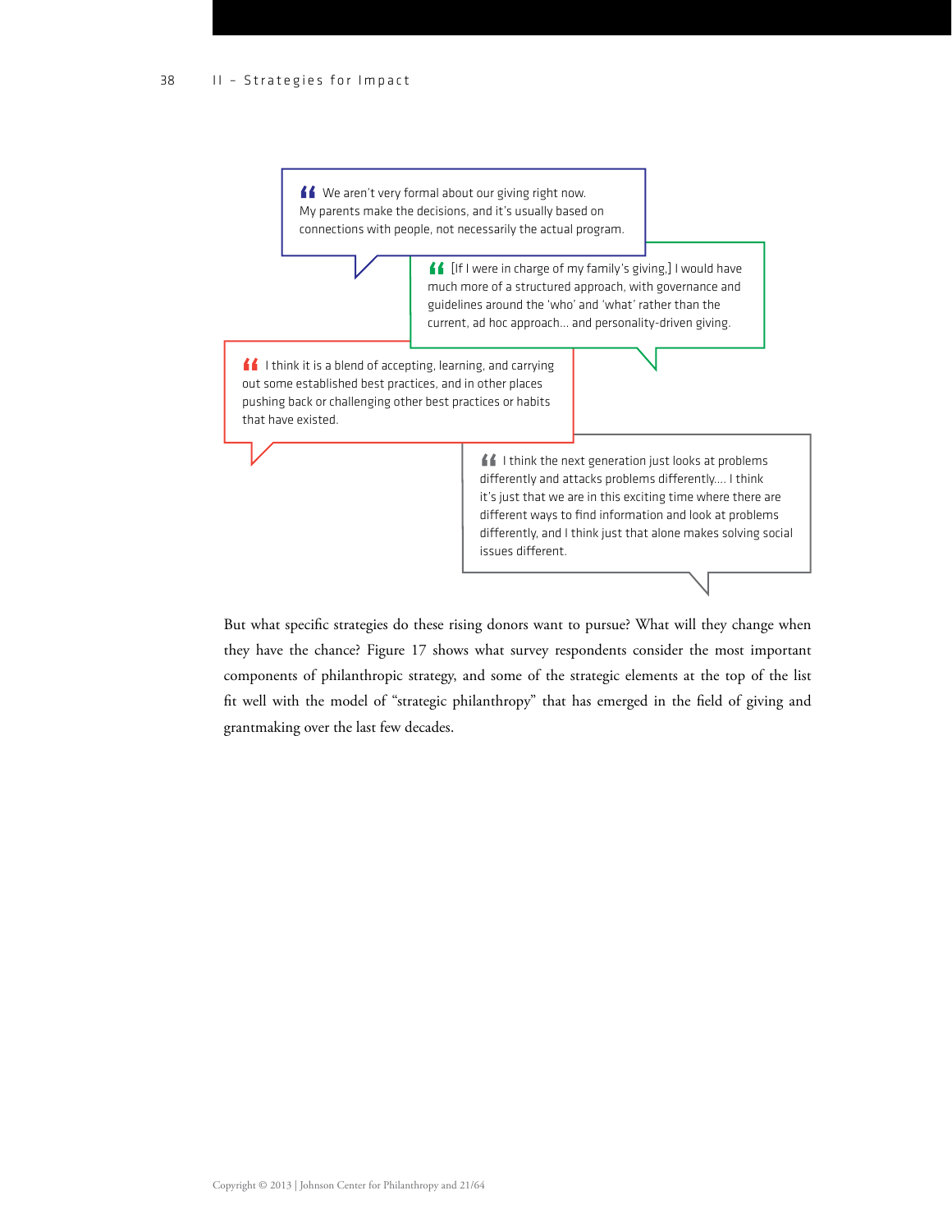> We aren't very formal about our giving right now. My parents make the decisions, and it's usually based on connections with people, not necessarily the actual program.

> [If I were in charge of my family's giving,] I would have much more of a structured approach, with governance and guidelines around the 'who' and 'what' rather than the current, ad hoc approach... and personality-driven giving.

> I think it is a blend of accepting, learning, and carrying out some established best practices, and in other places pushing back or challenging other best practices or habits that have existed.

> I think the next generation just looks at problems differently and attacks problems differently.... I think it's just that we are in this exciting time where there are different ways to find information and look at problems differently, and I think just that alone makes solving social issues different.

But what specific strategies do these rising donors want to pursue? What will they change when they have the chance? Figure 17 shows what survey respondents consider the most important components of philanthropic strategy, and some of the strategic elements at the top of the list fit well with the model of "strategic philanthropy" that has emerged in the field of giving and grantmaking over the last few decades.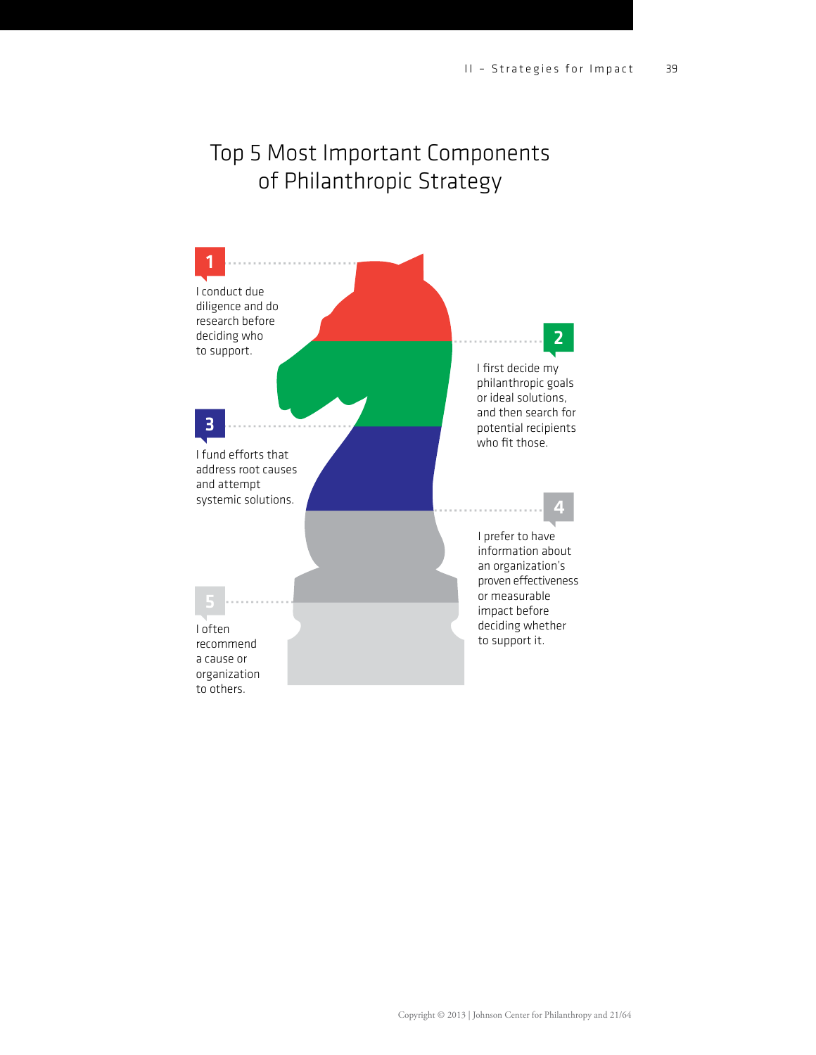# Top 5 Most Important Components of Philanthropic Strategy

1. I conduct due diligence and do research before deciding who to support.

2. I first decide my philanthropic goals or ideal solutions, and then search for potential recipients who fit those.

3. I fund efforts that address root causes and attempt systemic solutions.

4. I prefer to have information about an organization's proven effectiveness or measurable impact before deciding whether to support it.

5. I often recommend a cause or organization to others.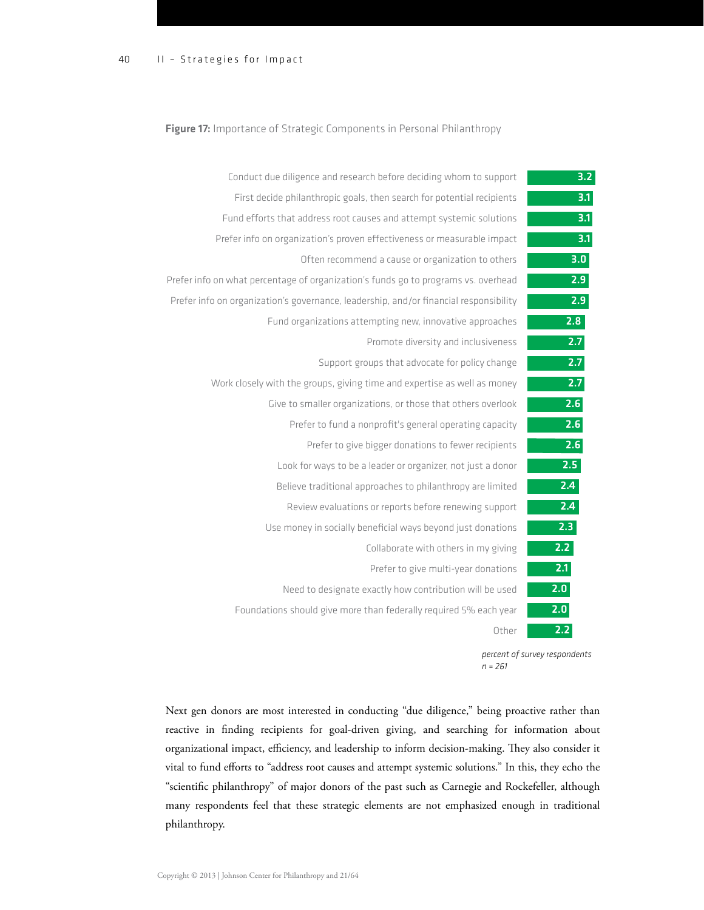**Figure 17:** Importance of Strategic Components in Personal Philanthropy

| Strategic Component | Score |
| --- | --- |
| Conduct due diligence and research before deciding whom to support | 3.2 |
| First decide philanthropic goals, then search for potential recipients | 3.1 |
| Fund efforts that address root causes and attempt systemic solutions | 3.1 |
| Prefer info on organization's proven effectiveness or measurable impact | 3.1 |
| Often recommend a cause or organization to others | 3.0 |
| Prefer info on what percentage of organization's funds go to programs vs. overhead | 2.9 |
| Prefer info on organization's governance, leadership, and/or financial responsibility | 2.9 |
| Fund organizations attempting new, innovative approaches | 2.8 |
| Promote diversity and inclusiveness | 2.7 |
| Support groups that advocate for policy change | 2.7 |
| Work closely with the groups, giving time and expertise as well as money | 2.7 |
| Give to smaller organizations, or those that others overlook | 2.6 |
| Prefer to fund a nonprofit's general operating capacity | 2.6 |
| Prefer to give bigger donations to fewer recipients | 2.6 |
| Look for ways to be a leader or organizer, not just a donor | 2.5 |
| Believe traditional approaches to philanthropy are limited | 2.4 |
| Review evaluations or reports before renewing support | 2.4 |
| Use money in socially beneficial ways beyond just donations | 2.3 |
| Collaborate with others in my giving | 2.2 |
| Prefer to give multi-year donations | 2.1 |
| Need to designate exactly how contribution will be used | 2.0 |
| Foundations should give more than federally required 5% each year | 2.0 |
| Other | 2.2 |

*percent of survey respondents*
*n = 261*

Next gen donors are most interested in conducting "due diligence," being proactive rather than reactive in finding recipients for goal-driven giving, and searching for information about organizational impact, efficiency, and leadership to inform decision-making. They also consider it vital to fund efforts to "address root causes and attempt systemic solutions." In this, they echo the "scientific philanthropy" of major donors of the past such as Carnegie and Rockefeller, although many respondents feel that these strategic elements are not emphasized enough in traditional philanthropy.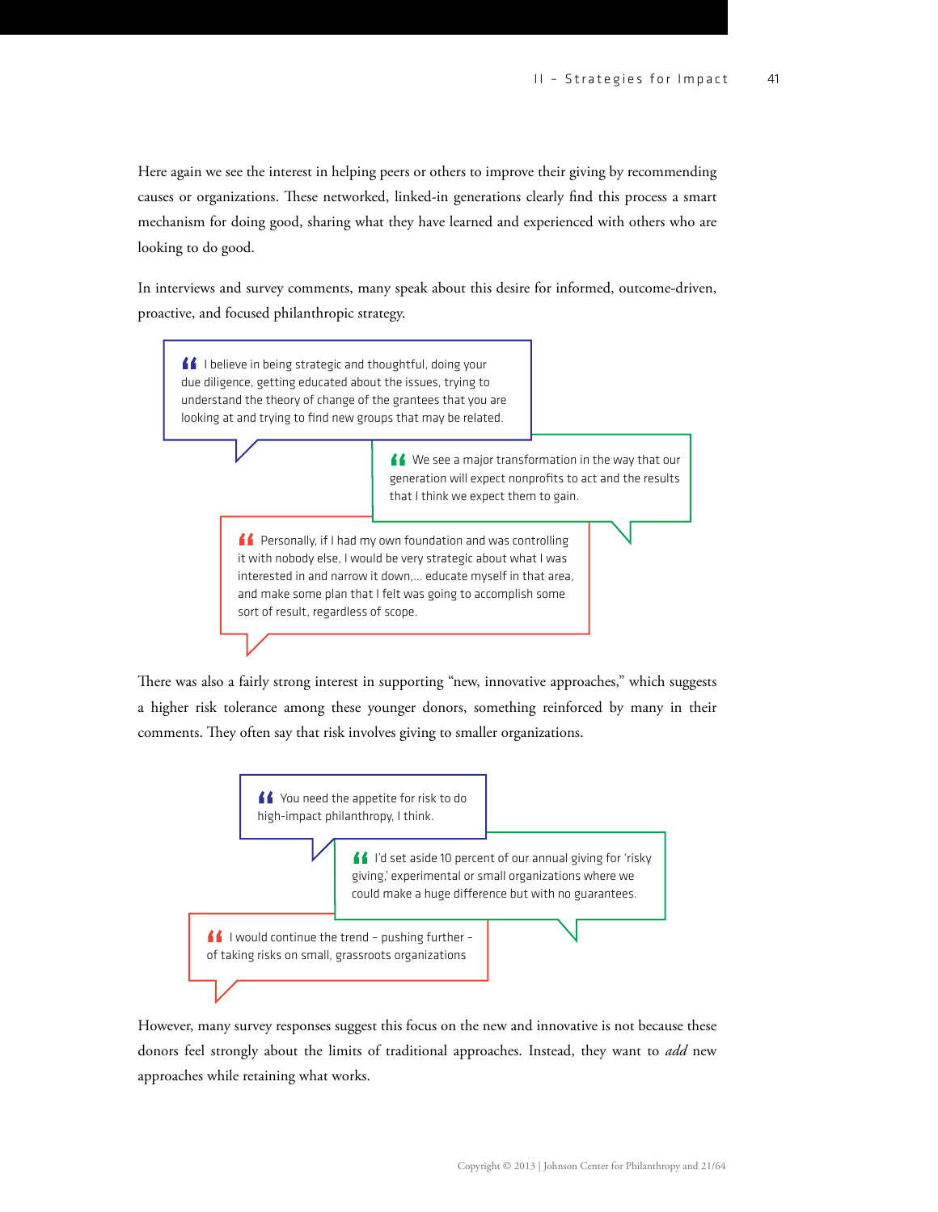Here again we see the interest in helping peers or others to improve their giving by recommending causes or organizations. These networked, linked-in generations clearly find this process a smart mechanism for doing good, sharing what they have learned and experienced with others who are looking to do good.

In interviews and survey comments, many speak about this desire for informed, outcome-driven, proactive, and focused philanthropic strategy.

> "I believe in being strategic and thoughtful, doing your due diligence, getting educated about the issues, trying to understand the theory of change of the grantees that you are looking at and trying to find new groups that may be related.

> "We see a major transformation in the way that our generation will expect nonprofits to act and the results that I think we expect them to gain.

> "Personally, if I had my own foundation and was controlling it with nobody else, I would be very strategic about what I was interested in and narrow it down,... educate myself in that area, and make some plan that I felt was going to accomplish some sort of result, regardless of scope.

There was also a fairly strong interest in supporting "new, innovative approaches," which suggests a higher risk tolerance among these younger donors, something reinforced by many in their comments. They often say that risk involves giving to smaller organizations.

> "You need the appetite for risk to do high-impact philanthropy, I think.

> "I'd set aside 10 percent of our annual giving for 'risky giving,' experimental or small organizations where we could make a huge difference but with no guarantees.

> "I would continue the trend – pushing further – of taking risks on small, grassroots organizations

However, many survey responses suggest this focus on the new and innovative is not because these donors feel strongly about the limits of traditional approaches. Instead, they want to *add* new approaches while retaining what works.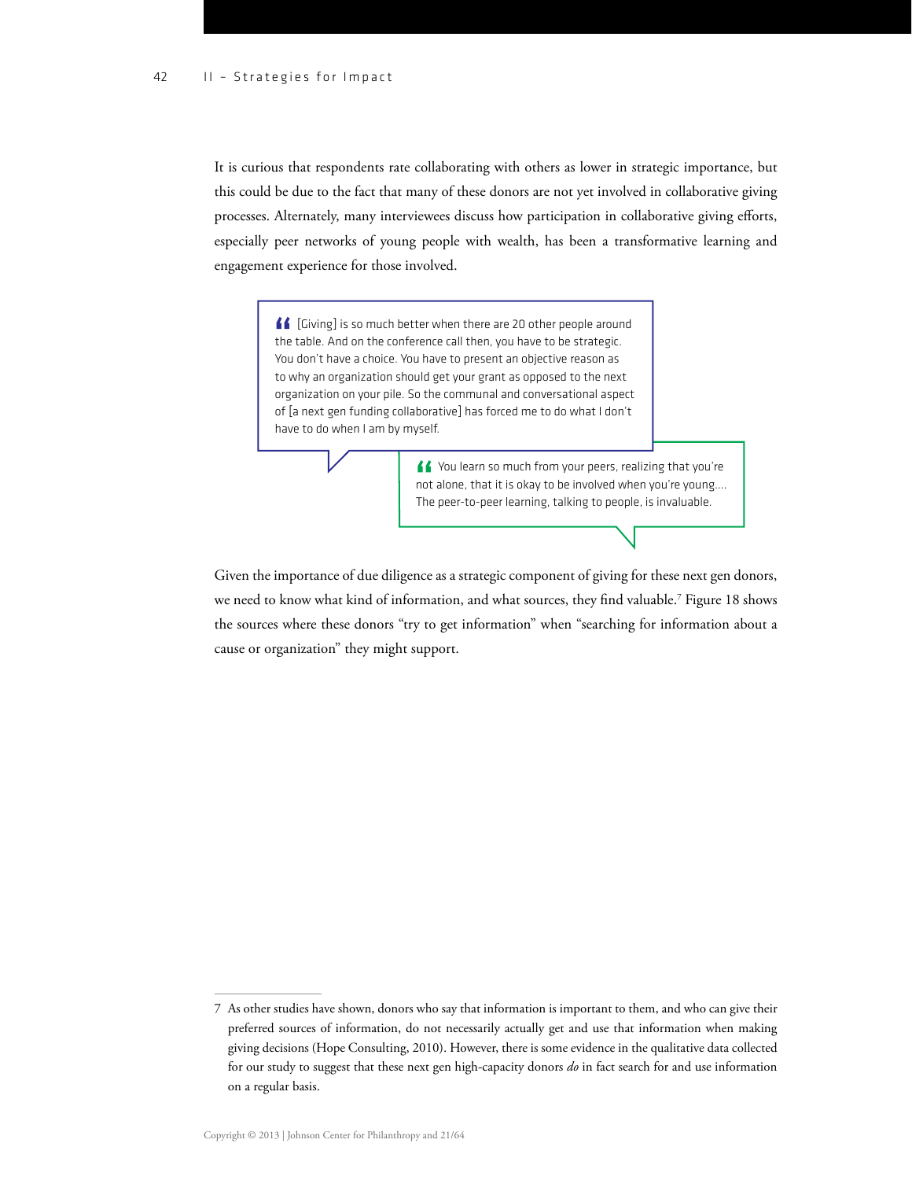It is curious that respondents rate collaborating with others as lower in strategic importance, but this could be due to the fact that many of these donors are not yet involved in collaborative giving processes. Alternately, many interviewees discuss how participation in collaborative giving efforts, especially peer networks of young people with wealth, has been a transformative learning and engagement experience for those involved.

> “[Giving] is so much better when there are 20 other people around the table. And on the conference call then, you have to be strategic. You don't have a choice. You have to present an objective reason as to why an organization should get your grant as opposed to the next organization on your pile. So the communal and conversational aspect of [a next gen funding collaborative] has forced me to do what I don't have to do when I am by myself.

> “You learn so much from your peers, realizing that you're not alone, that it is okay to be involved when you're young.... The peer-to-peer learning, talking to people, is invaluable.

Given the importance of due diligence as a strategic component of giving for these next gen donors, we need to know what kind of information, and what sources, they find valuable.[7] Figure 18 shows the sources where these donors “try to get information” when “searching for information about a cause or organization” they might support.

---

7 As other studies have shown, donors who say that information is important to them, and who can give their preferred sources of information, do not necessarily actually get and use that information when making giving decisions (Hope Consulting, 2010). However, there is some evidence in the qualitative data collected for our study to suggest that these next gen high-capacity donors *do* in fact search for and use information on a regular basis.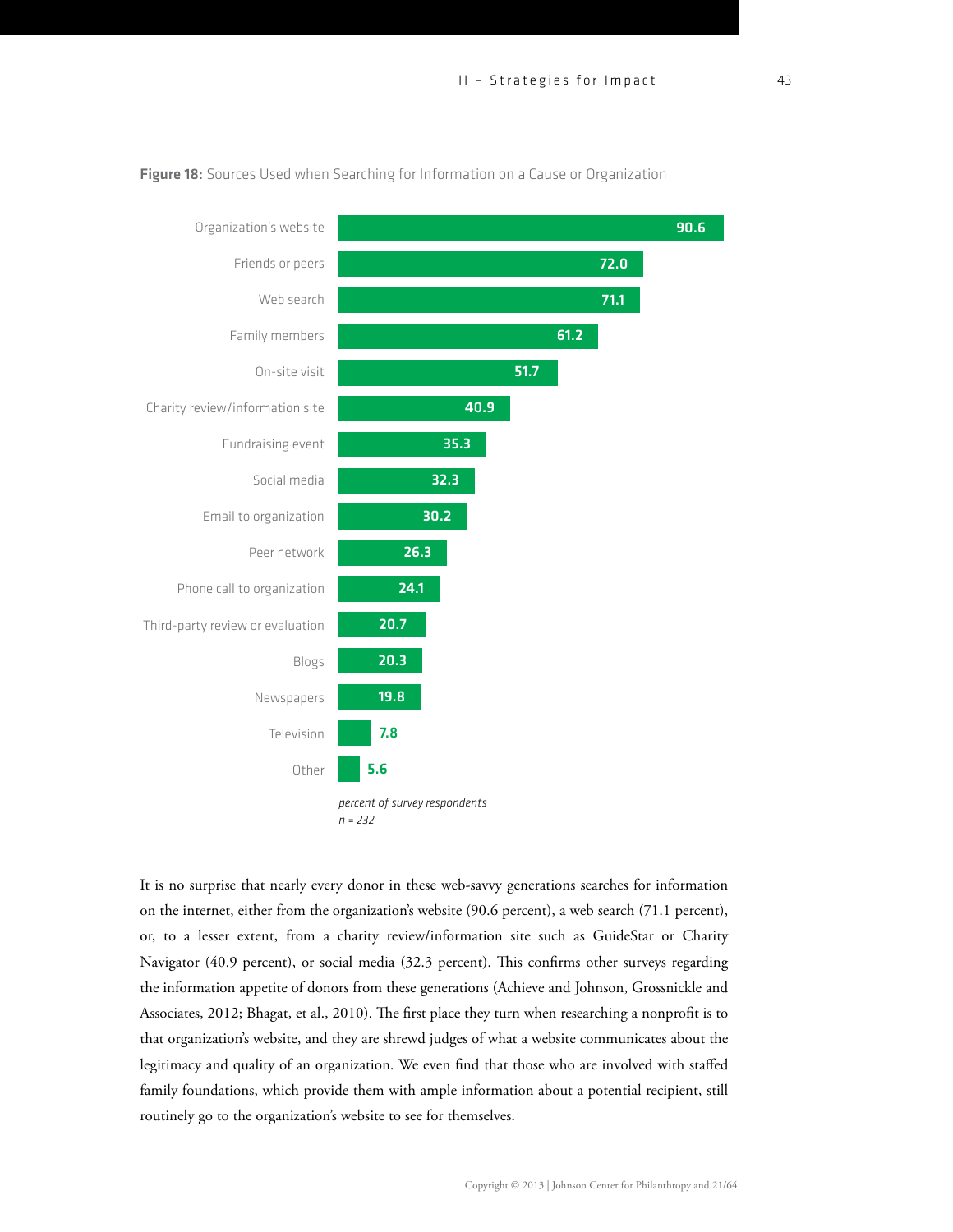**Figure 18:** Sources Used when Searching for Information on a Cause or Organization

| Source | Percent |
|---|---|
| Organization's website | 90.6 |
| Friends or peers | 72.0 |
| Web search | 71.1 |
| Family members | 61.2 |
| On-site visit | 51.7 |
| Charity review/information site | 40.9 |
| Fundraising event | 35.3 |
| Social media | 32.3 |
| Email to organization | 30.2 |
| Peer network | 26.3 |
| Phone call to organization | 24.1 |
| Third-party review or evaluation | 20.7 |
| Blogs | 20.3 |
| Newspapers | 19.8 |
| Television | 7.8 |
| Other | 5.6 |

*percent of survey respondents*
*n = 232*

It is no surprise that nearly every donor in these web-savvy generations searches for information on the internet, either from the organization's website (90.6 percent), a web search (71.1 percent), or, to a lesser extent, from a charity review/information site such as GuideStar or Charity Navigator (40.9 percent), or social media (32.3 percent). This confirms other surveys regarding the information appetite of donors from these generations (Achieve and Johnson, Grossnickle and Associates, 2012; Bhagat, et al., 2010). The first place they turn when researching a nonprofit is to that organization's website, and they are shrewd judges of what a website communicates about the legitimacy and quality of an organization. We even find that those who are involved with staffed family foundations, which provide them with ample information about a potential recipient, still routinely go to the organization's website to see for themselves.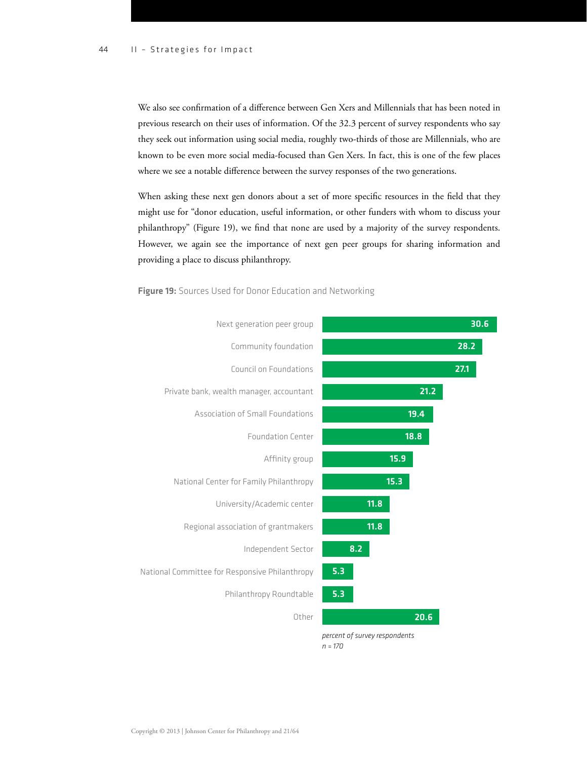We also see confirmation of a difference between Gen Xers and Millennials that has been noted in previous research on their uses of information. Of the 32.3 percent of survey respondents who say they seek out information using social media, roughly two-thirds of those are Millennials, who are known to be even more social media-focused than Gen Xers. In fact, this is one of the few places where we see a notable difference between the survey responses of the two generations.

When asking these next gen donors about a set of more specific resources in the field that they might use for "donor education, useful information, or other funders with whom to discuss your philanthropy" (Figure 19), we find that none are used by a majority of the survey respondents. However, we again see the importance of next gen peer groups for sharing information and providing a place to discuss philanthropy.

**Figure 19:** Sources Used for Donor Education and Networking

| Source | Percent of survey respondents |
|---|---|
| Next generation peer group | 30.6 |
| Community foundation | 28.2 |
| Council on Foundations | 27.1 |
| Private bank, wealth manager, accountant | 21.2 |
| Association of Small Foundations | 19.4 |
| Foundation Center | 18.8 |
| Affinity group | 15.9 |
| National Center for Family Philanthropy | 15.3 |
| University/Academic center | 11.8 |
| Regional association of grantmakers | 11.8 |
| Independent Sector | 8.2 |
| National Committee for Responsive Philanthropy | 5.3 |
| Philanthropy Roundtable | 5.3 |
| Other | 20.6 |

*percent of survey respondents*
*n = 170*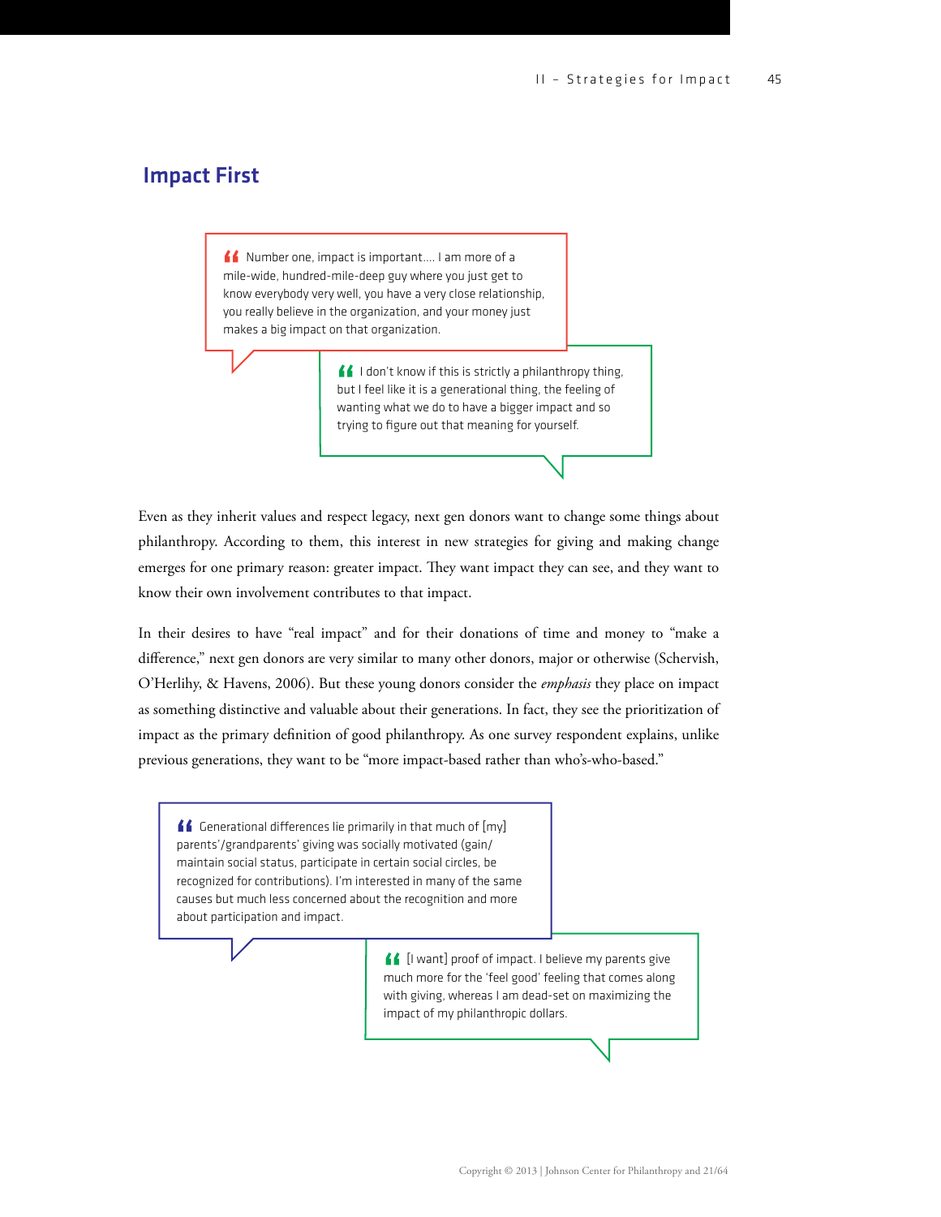## Impact First

> Number one, impact is important.... I am more of a mile-wide, hundred-mile-deep guy where you just get to know everybody very well, you have a very close relationship, you really believe in the organization, and your money just makes a big impact on that organization.

> I don't know if this is strictly a philanthropy thing, but I feel like it is a generational thing, the feeling of wanting what we do to have a bigger impact and so trying to figure out that meaning for yourself.

Even as they inherit values and respect legacy, next gen donors want to change some things about philanthropy. According to them, this interest in new strategies for giving and making change emerges for one primary reason: greater impact. They want impact they can see, and they want to know their own involvement contributes to that impact.

In their desires to have "real impact" and for their donations of time and money to "make a difference," next gen donors are very similar to many other donors, major or otherwise (Schervish, O'Herlihy, & Havens, 2006). But these young donors consider the *emphasis* they place on impact as something distinctive and valuable about their generations. In fact, they see the prioritization of impact as the primary definition of good philanthropy. As one survey respondent explains, unlike previous generations, they want to be "more impact-based rather than who's-who-based."

> Generational differences lie primarily in that much of [my] parents'/grandparents' giving was socially motivated (gain/maintain social status, participate in certain social circles, be recognized for contributions). I'm interested in many of the same causes but much less concerned about the recognition and more about participation and impact.

> [I want] proof of impact. I believe my parents give much more for the 'feel good' feeling that comes along with giving, whereas I am dead-set on maximizing the impact of my philanthropic dollars.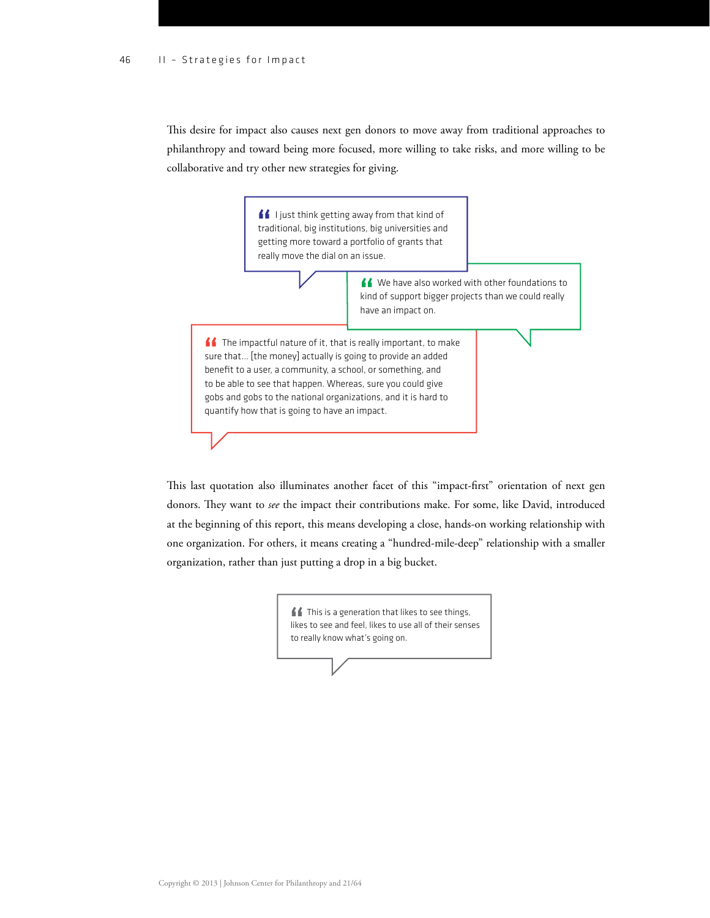This desire for impact also causes next gen donors to move away from traditional approaches to philanthropy and toward being more focused, more willing to take risks, and more willing to be collaborative and try other new strategies for giving.

> I just think getting away from that kind of traditional, big institutions, big universities and getting more toward a portfolio of grants that really move the dial on an issue.

> We have also worked with other foundations to kind of support bigger projects than we could really have an impact on.

> The impactful nature of it, that is really important, to make sure that... [the money] actually is going to provide an added benefit to a user, a community, a school, or something, and to be able to see that happen. Whereas, sure you could give gobs and gobs to the national organizations, and it is hard to quantify how that is going to have an impact.

This last quotation also illuminates another facet of this "impact-first" orientation of next gen donors. They want to *see* the impact their contributions make. For some, like David, introduced at the beginning of this report, this means developing a close, hands-on working relationship with one organization. For others, it means creating a "hundred-mile-deep" relationship with a smaller organization, rather than just putting a drop in a big bucket.

> This is a generation that likes to see things, likes to see and feel, likes to use all of their senses to really know what's going on.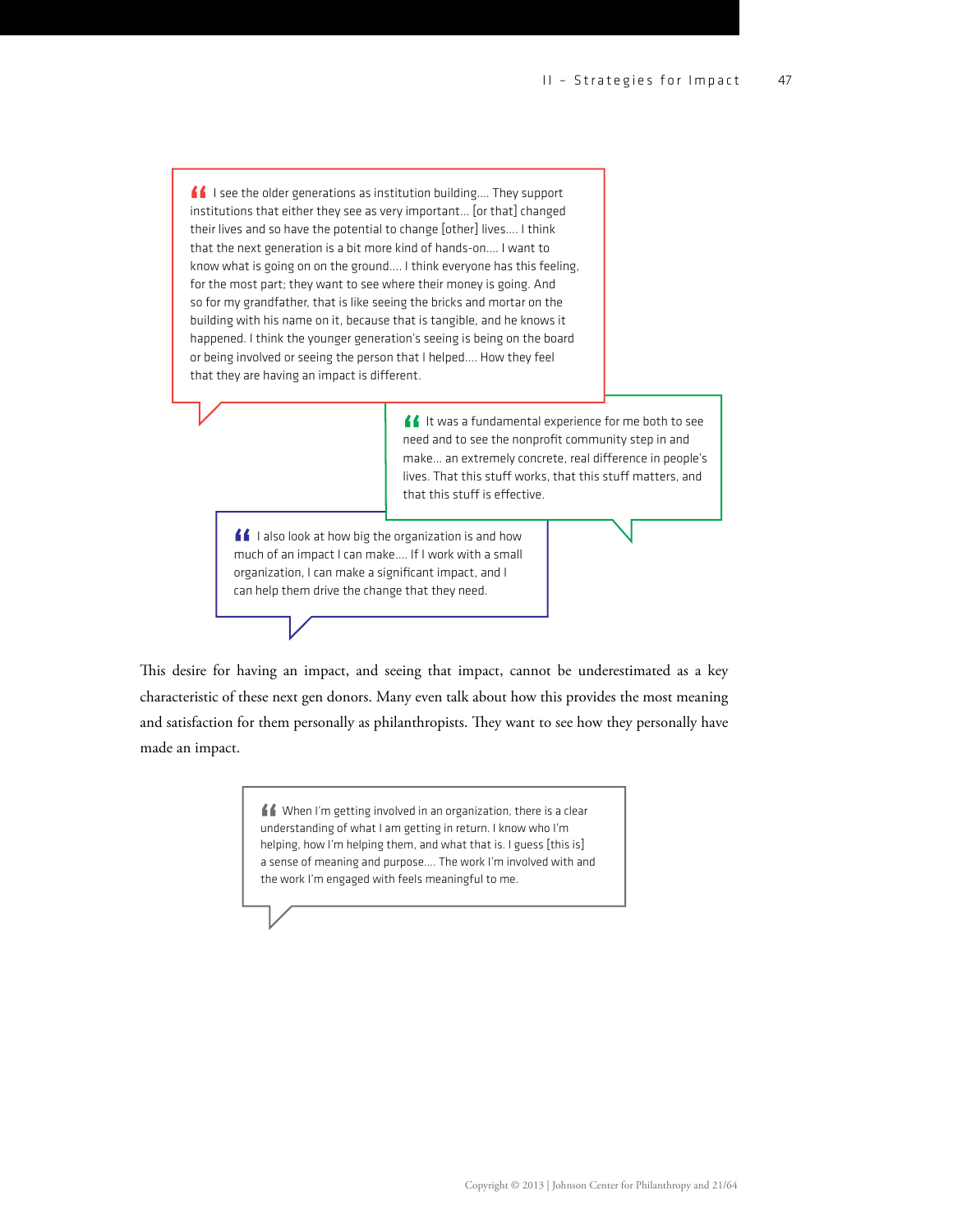> I see the older generations as institution building.... They support institutions that either they see as very important... [or that] changed their lives and so have the potential to change [other] lives.... I think that the next generation is a bit more kind of hands-on.... I want to know what is going on on the ground.... I think everyone has this feeling, for the most part; they want to see where their money is going. And so for my grandfather, that is like seeing the bricks and mortar on the building with his name on it, because that is tangible, and he knows it happened. I think the younger generation's seeing is being on the board or being involved or seeing the person that I helped.... How they feel that they are having an impact is different.

> It was a fundamental experience for me both to see need and to see the nonprofit community step in and make... an extremely concrete, real difference in people's lives. That this stuff works, that this stuff matters, and that this stuff is effective.

> I also look at how big the organization is and how much of an impact I can make.... If I work with a small organization, I can make a significant impact, and I can help them drive the change that they need.

This desire for having an impact, and seeing that impact, cannot be underestimated as a key characteristic of these next gen donors. Many even talk about how this provides the most meaning and satisfaction for them personally as philanthropists. They want to see how they personally have made an impact.

> When I'm getting involved in an organization, there is a clear understanding of what I am getting in return. I know who I'm helping, how I'm helping them, and what that is. I guess [this is] a sense of meaning and purpose.... The work I'm involved with and the work I'm engaged with feels meaningful to me.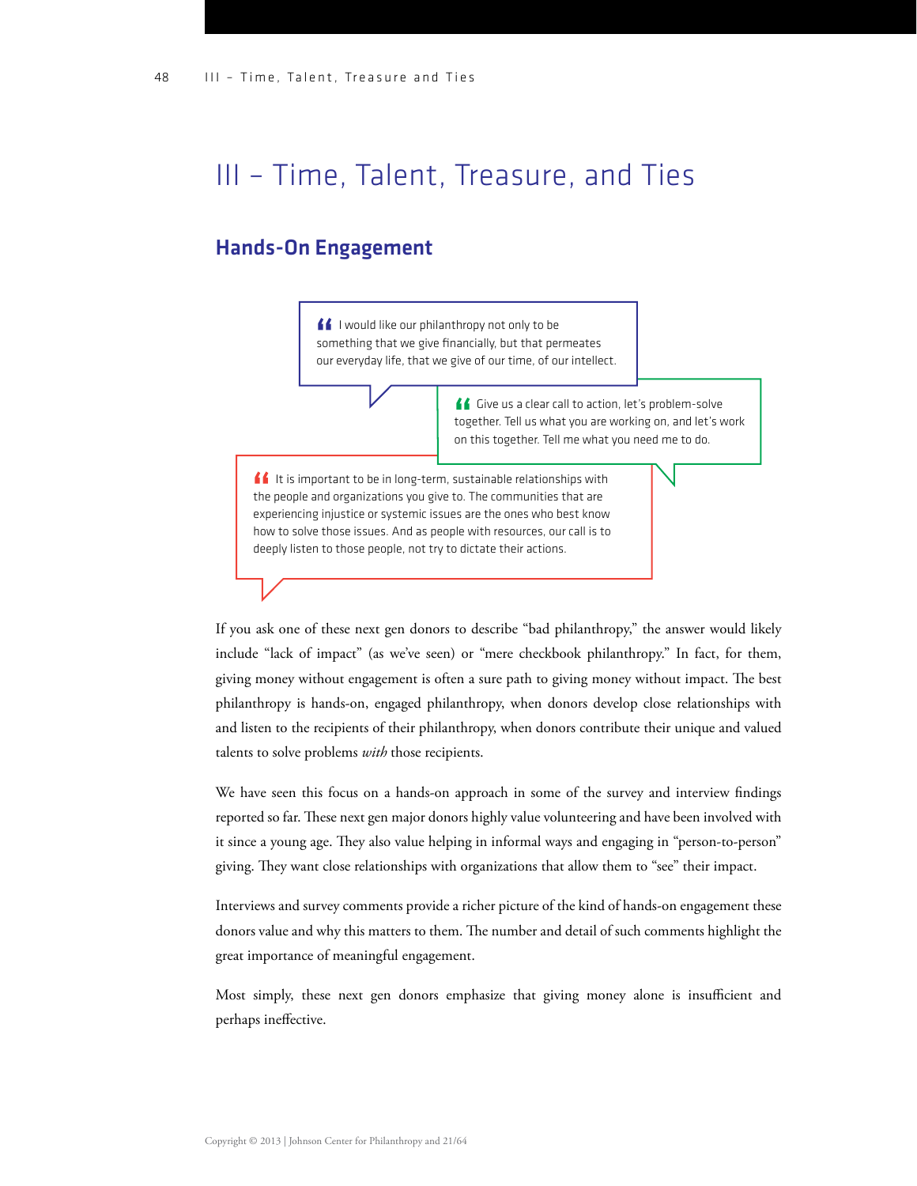# III – Time, Talent, Treasure, and Ties

## Hands-On Engagement

> “I would like our philanthropy not only to be something that we give financially, but that permeates our everyday life, that we give of our time, of our intellect.

> “Give us a clear call to action, let's problem-solve together. Tell us what you are working on, and let's work on this together. Tell me what you need me to do.

> “It is important to be in long-term, sustainable relationships with the people and organizations you give to. The communities that are experiencing injustice or systemic issues are the ones who best know how to solve those issues. And as people with resources, our call is to deeply listen to those people, not try to dictate their actions.

If you ask one of these next gen donors to describe “bad philanthropy,” the answer would likely include “lack of impact” (as we've seen) or “mere checkbook philanthropy.” In fact, for them, giving money without engagement is often a sure path to giving money without impact. The best philanthropy is hands-on, engaged philanthropy, when donors develop close relationships with and listen to the recipients of their philanthropy, when donors contribute their unique and valued talents to solve problems *with* those recipients.

We have seen this focus on a hands-on approach in some of the survey and interview findings reported so far. These next gen major donors highly value volunteering and have been involved with it since a young age. They also value helping in informal ways and engaging in “person-to-person” giving. They want close relationships with organizations that allow them to “see” their impact.

Interviews and survey comments provide a richer picture of the kind of hands-on engagement these donors value and why this matters to them. The number and detail of such comments highlight the great importance of meaningful engagement.

Most simply, these next gen donors emphasize that giving money alone is insufficient and perhaps ineffective.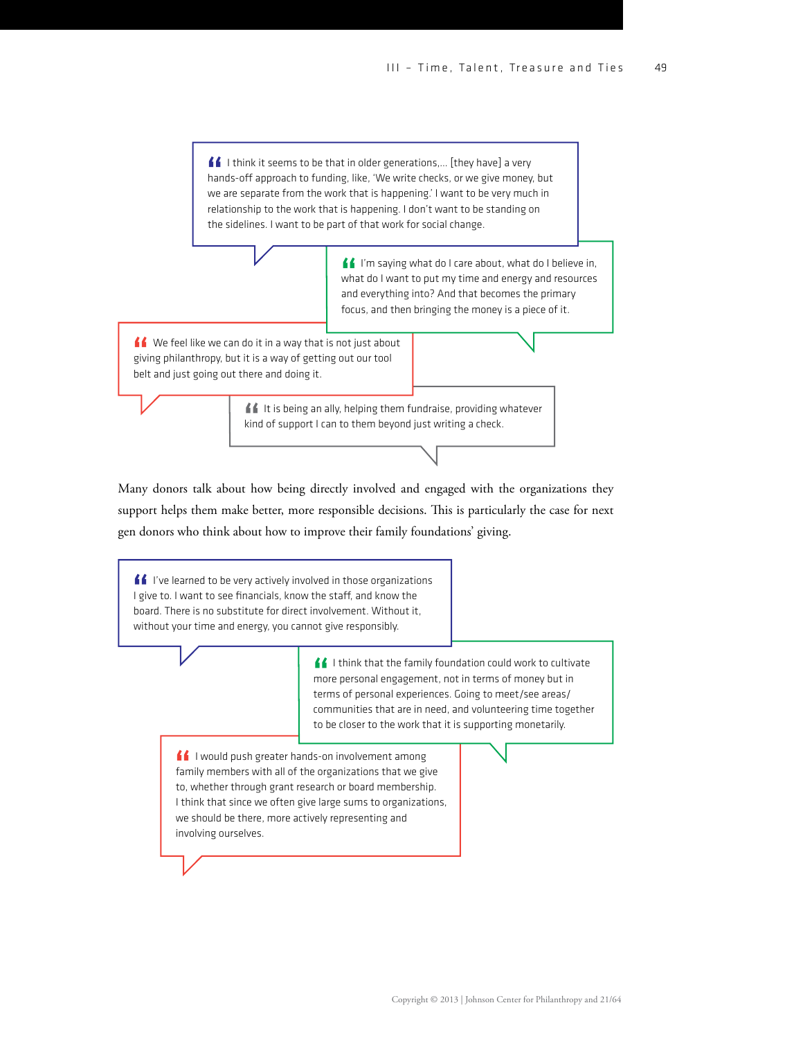> I think it seems to be that in older generations,... [they have] a very hands-off approach to funding, like, 'We write checks, or we give money, but we are separate from the work that is happening.' I want to be very much in relationship to the work that is happening. I don't want to be standing on the sidelines. I want to be part of that work for social change.

> I'm saying what do I care about, what do I believe in, what do I want to put my time and energy and resources and everything into? And that becomes the primary focus, and then bringing the money is a piece of it.

> We feel like we can do it in a way that is not just about giving philanthropy, but it is a way of getting out our tool belt and just going out there and doing it.

> It is being an ally, helping them fundraise, providing whatever kind of support I can to them beyond just writing a check.

Many donors talk about how being directly involved and engaged with the organizations they support helps them make better, more responsible decisions. This is particularly the case for next gen donors who think about how to improve their family foundations' giving.

> I've learned to be very actively involved in those organizations I give to. I want to see financials, know the staff, and know the board. There is no substitute for direct involvement. Without it, without your time and energy, you cannot give responsibly.

> I think that the family foundation could work to cultivate more personal engagement, not in terms of money but in terms of personal experiences. Going to meet/see areas/communities that are in need, and volunteering time together to be closer to the work that it is supporting monetarily.

> I would push greater hands-on involvement among family members with all of the organizations that we give to, whether through grant research or board membership. I think that since we often give large sums to organizations, we should be there, more actively representing and involving ourselves.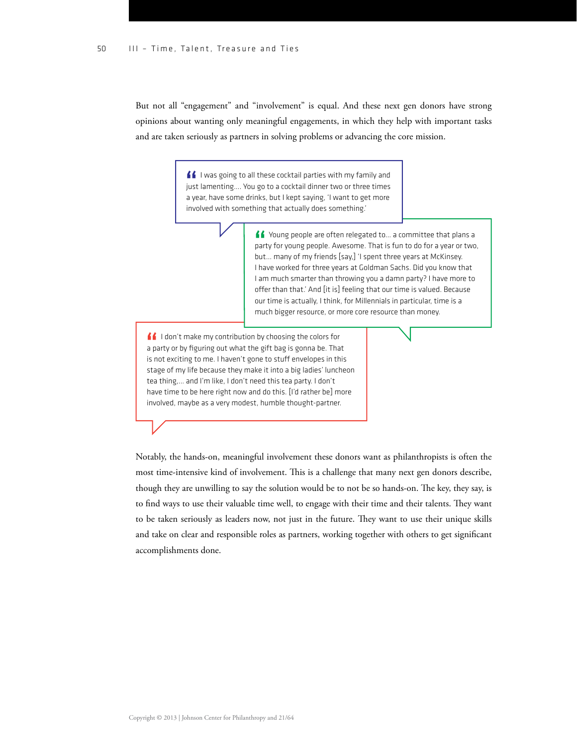But not all "engagement" and "involvement" is equal. And these next gen donors have strong opinions about wanting only meaningful engagements, in which they help with important tasks and are taken seriously as partners in solving problems or advancing the core mission.

> "I was going to all these cocktail parties with my family and just lamenting.... You go to a cocktail dinner two or three times a year, have some drinks, but I kept saying, 'I want to get more involved with something that actually does something.'

> "Young people are often relegated to... a committee that plans a party for young people. Awesome. That is fun to do for a year or two, but... many of my friends [say,] 'I spent three years at McKinsey. I have worked for three years at Goldman Sachs. Did you know that I am much smarter than throwing you a damn party? I have more to offer than that.' And [it is] feeling that our time is valued. Because our time is actually, I think, for Millennials in particular, time is a much bigger resource, or more core resource than money.

> "I don't make my contribution by choosing the colors for a party or by figuring out what the gift bag is gonna be. That is not exciting to me. I haven't gone to stuff envelopes in this stage of my life because they make it into a big ladies' luncheon tea thing,... and I'm like, I don't need this tea party. I don't have time to be here right now and do this. [I'd rather be] more involved, maybe as a very modest, humble thought-partner.

Notably, the hands-on, meaningful involvement these donors want as philanthropists is often the most time-intensive kind of involvement. This is a challenge that many next gen donors describe, though they are unwilling to say the solution would be to not be so hands-on. The key, they say, is to find ways to use their valuable time well, to engage with their time and their talents. They want to be taken seriously as leaders now, not just in the future. They want to use their unique skills and take on clear and responsible roles as partners, working together with others to get significant accomplishments done.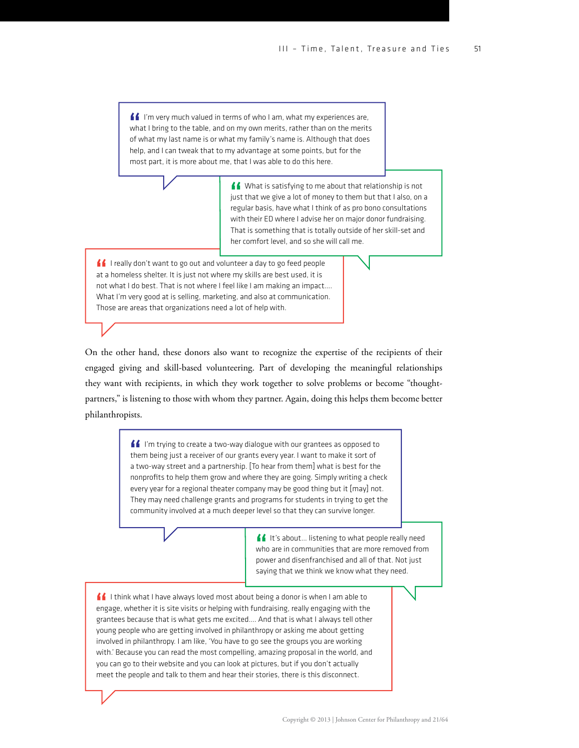> I'm very much valued in terms of who I am, what my experiences are, what I bring to the table, and on my own merits, rather than on the merits of what my last name is or what my family's name is. Although that does help, and I can tweak that to my advantage at some points, but for the most part, it is more about me, that I was able to do this here.

> What is satisfying to me about that relationship is not just that we give a lot of money to them but that I also, on a regular basis, have what I think of as pro bono consultations with their ED where I advise her on major donor fundraising. That is something that is totally outside of her skill-set and her comfort level, and so she will call me.

> I really don't want to go out and volunteer a day to go feed people at a homeless shelter. It is just not where my skills are best used, it is not what I do best. That is not where I feel like I am making an impact.... What I'm very good at is selling, marketing, and also at communication. Those are areas that organizations need a lot of help with.

On the other hand, these donors also want to recognize the expertise of the recipients of their engaged giving and skill-based volunteering. Part of developing the meaningful relationships they want with recipients, in which they work together to solve problems or become "thought-partners," is listening to those with whom they partner. Again, doing this helps them become better philanthropists.

> I'm trying to create a two-way dialogue with our grantees as opposed to them being just a receiver of our grants every year. I want to make it sort of a two-way street and a partnership. [To hear from them] what is best for the nonprofits to help them grow and where they are going. Simply writing a check every year for a regional theater company may be good thing but it [may] not. They may need challenge grants and programs for students in trying to get the community involved at a much deeper level so that they can survive longer.

> It's about... listening to what people really need who are in communities that are more removed from power and disenfranchised and all of that. Not just saying that we think we know what they need.

> I think what I have always loved most about being a donor is when I am able to engage, whether it is site visits or helping with fundraising, really engaging with the grantees because that is what gets me excited.... And that is what I always tell other young people who are getting involved in philanthropy or asking me about getting involved in philanthropy. I am like, 'You have to go see the groups you are working with.' Because you can read the most compelling, amazing proposal in the world, and you can go to their website and you can look at pictures, but if you don't actually meet the people and talk to them and hear their stories, there is this disconnect.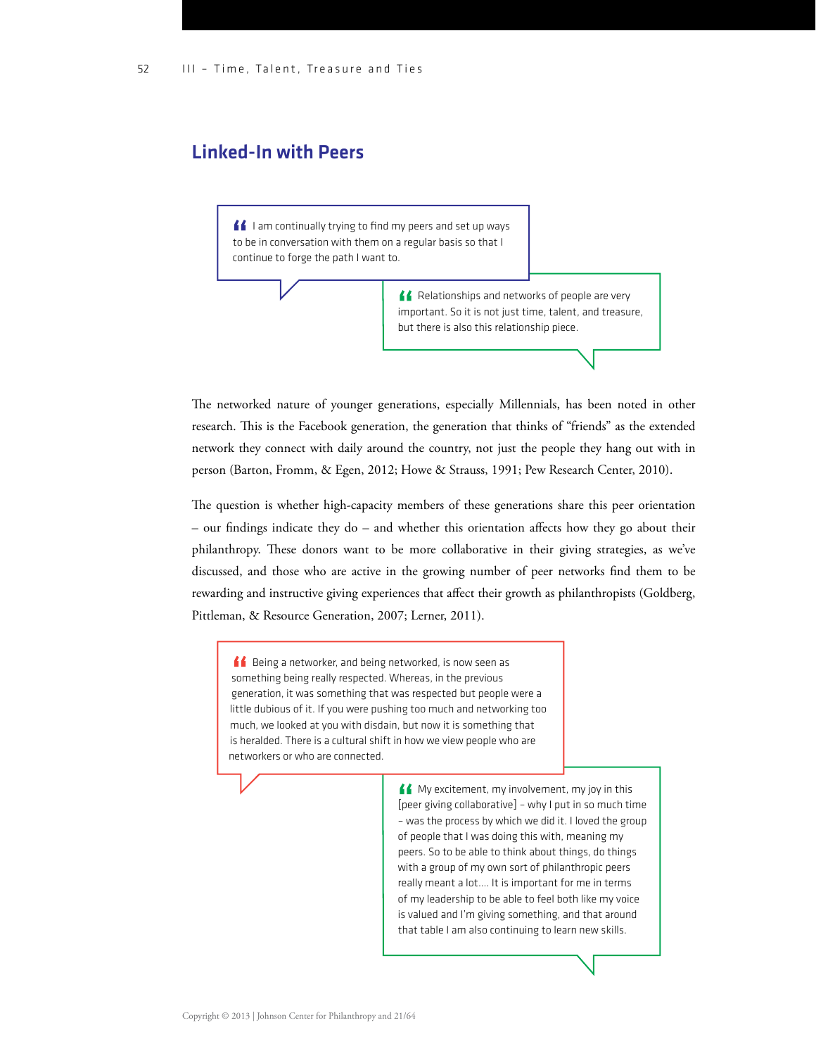## Linked-In with Peers

> “I am continually trying to find my peers and set up ways to be in conversation with them on a regular basis so that I continue to forge the path I want to.

> “Relationships and networks of people are very important. So it is not just time, talent, and treasure, but there is also this relationship piece.

The networked nature of younger generations, especially Millennials, has been noted in other research. This is the Facebook generation, the generation that thinks of “friends” as the extended network they connect with daily around the country, not just the people they hang out with in person (Barton, Fromm, & Egen, 2012; Howe & Strauss, 1991; Pew Research Center, 2010).

The question is whether high-capacity members of these generations share this peer orientation – our findings indicate they do – and whether this orientation affects how they go about their philanthropy. These donors want to be more collaborative in their giving strategies, as we've discussed, and those who are active in the growing number of peer networks find them to be rewarding and instructive giving experiences that affect their growth as philanthropists (Goldberg, Pittleman, & Resource Generation, 2007; Lerner, 2011).

> “Being a networker, and being networked, is now seen as something being really respected. Whereas, in the previous generation, it was something that was respected but people were a little dubious of it. If you were pushing too much and networking too much, we looked at you with disdain, but now it is something that is heralded. There is a cultural shift in how we view people who are networkers or who are connected.

> “My excitement, my involvement, my joy in this [peer giving collaborative] – why I put in so much time – was the process by which we did it. I loved the group of people that I was doing this with, meaning my peers. So to be able to think about things, do things with a group of my own sort of philanthropic peers really meant a lot.... It is important for me in terms of my leadership to be able to feel both like my voice is valued and I'm giving something, and that around that table I am also continuing to learn new skills.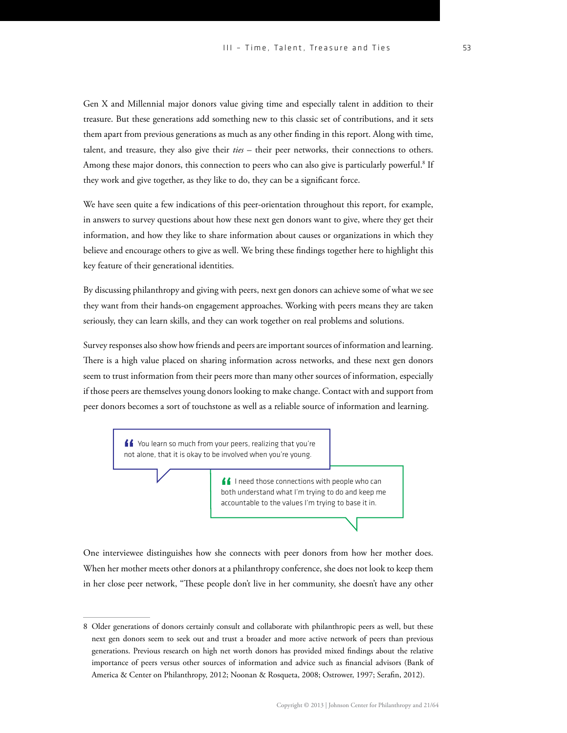Gen X and Millennial major donors value giving time and especially talent in addition to their treasure. But these generations add something new to this classic set of contributions, and it sets them apart from previous generations as much as any other finding in this report. Along with time, talent, and treasure, they also give their *ties* – their peer networks, their connections to others. Among these major donors, this connection to peers who can also give is particularly powerful.[8] If they work and give together, as they like to do, they can be a significant force.

We have seen quite a few indications of this peer-orientation throughout this report, for example, in answers to survey questions about how these next gen donors want to give, where they get their information, and how they like to share information about causes or organizations in which they believe and encourage others to give as well. We bring these findings together here to highlight this key feature of their generational identities.

By discussing philanthropy and giving with peers, next gen donors can achieve some of what we see they want from their hands-on engagement approaches. Working with peers means they are taken seriously, they can learn skills, and they can work together on real problems and solutions.

Survey responses also show how friends and peers are important sources of information and learning. There is a high value placed on sharing information across networks, and these next gen donors seem to trust information from their peers more than many other sources of information, especially if those peers are themselves young donors looking to make change. Contact with and support from peer donors becomes a sort of touchstone as well as a reliable source of information and learning.

> “You learn so much from your peers, realizing that you're not alone, that it is okay to be involved when you're young.

> “I need those connections with people who can both understand what I'm trying to do and keep me accountable to the values I'm trying to base it in.

One interviewee distinguishes how she connects with peer donors from how her mother does. When her mother meets other donors at a philanthropy conference, she does not look to keep them in her close peer network, “These people don't live in her community, she doesn't have any other

---

8 Older generations of donors certainly consult and collaborate with philanthropic peers as well, but these next gen donors seem to seek out and trust a broader and more active network of peers than previous generations. Previous research on high net worth donors has provided mixed findings about the relative importance of peers versus other sources of information and advice such as financial advisors (Bank of America & Center on Philanthropy, 2012; Noonan & Rosqueta, 2008; Ostrower, 1997; Serafin, 2012).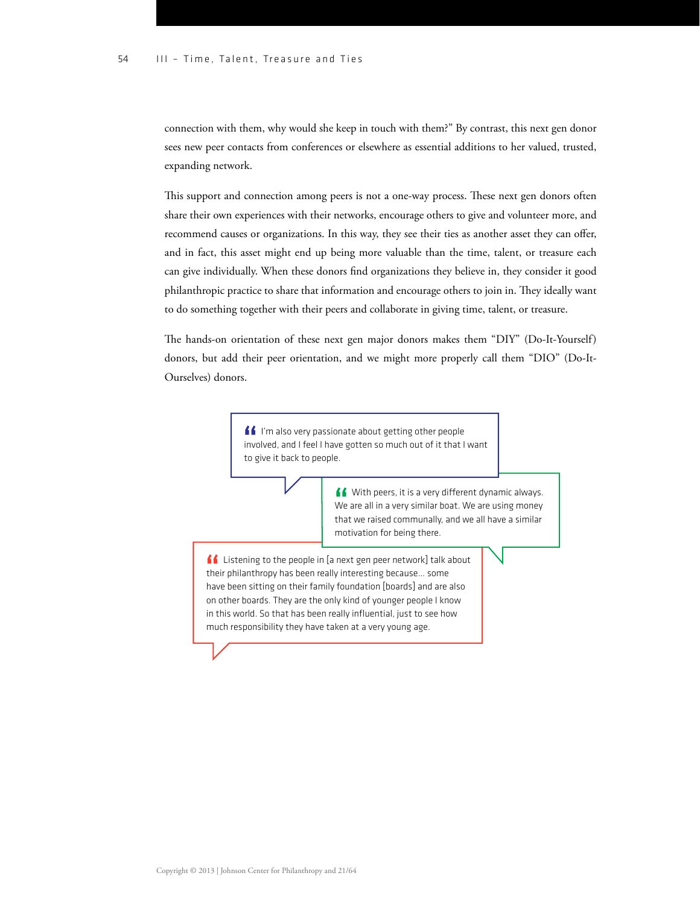connection with them, why would she keep in touch with them?" By contrast, this next gen donor sees new peer contacts from conferences or elsewhere as essential additions to her valued, trusted, expanding network.

This support and connection among peers is not a one-way process. These next gen donors often share their own experiences with their networks, encourage others to give and volunteer more, and recommend causes or organizations. In this way, they see their ties as another asset they can offer, and in fact, this asset might end up being more valuable than the time, talent, or treasure each can give individually. When these donors find organizations they believe in, they consider it good philanthropic practice to share that information and encourage others to join in. They ideally want to do something together with their peers and collaborate in giving time, talent, or treasure.

The hands-on orientation of these next gen major donors makes them "DIY" (Do-It-Yourself) donors, but add their peer orientation, and we might more properly call them "DIO" (Do-It-Ourselves) donors.

> "I'm also very passionate about getting other people involved, and I feel I have gotten so much out of it that I want to give it back to people.

> "With peers, it is a very different dynamic always. We are all in a very similar boat. We are using money that we raised communally, and we all have a similar motivation for being there.

> "Listening to the people in [a next gen peer network] talk about their philanthropy has been really interesting because... some have been sitting on their family foundation [boards] and are also on other boards. They are the only kind of younger people I know in this world. So that has been really influential, just to see how much responsibility they have taken at a very young age.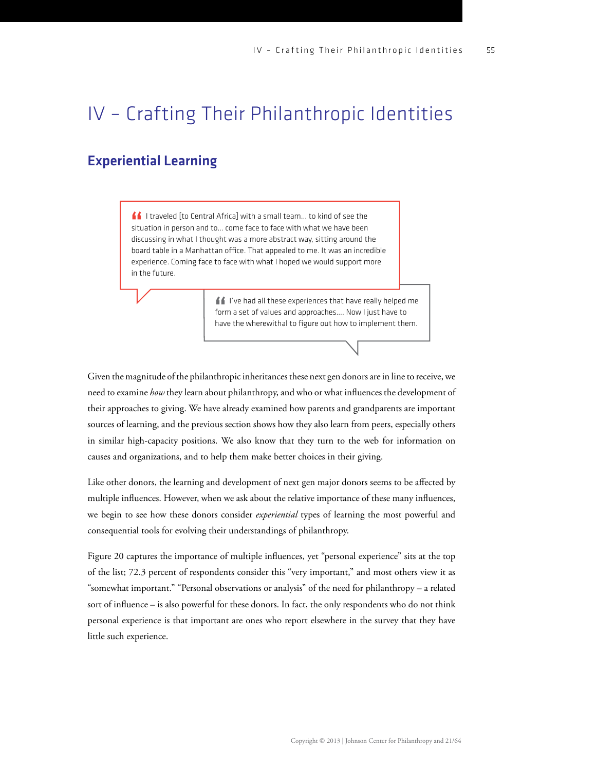# IV – Crafting Their Philanthropic Identities

## Experiential Learning

> I traveled [to Central Africa] with a small team... to kind of see the situation in person and to... come face to face with what we have been discussing in what I thought was a more abstract way, sitting around the board table in a Manhattan office. That appealed to me. It was an incredible experience. Coming face to face with what I hoped we would support more in the future.

> I've had all these experiences that have really helped me form a set of values and approaches.... Now I just have to have the wherewithal to figure out how to implement them.

Given the magnitude of the philanthropic inheritances these next gen donors are in line to receive, we need to examine *how* they learn about philanthropy, and who or what influences the development of their approaches to giving. We have already examined how parents and grandparents are important sources of learning, and the previous section shows how they also learn from peers, especially others in similar high-capacity positions. We also know that they turn to the web for information on causes and organizations, and to help them make better choices in their giving.

Like other donors, the learning and development of next gen major donors seems to be affected by multiple influences. However, when we ask about the relative importance of these many influences, we begin to see how these donors consider *experiential* types of learning the most powerful and consequential tools for evolving their understandings of philanthropy.

Figure 20 captures the importance of multiple influences, yet "personal experience" sits at the top of the list; 72.3 percent of respondents consider this "very important," and most others view it as "somewhat important." "Personal observations or analysis" of the need for philanthropy – a related sort of influence – is also powerful for these donors. In fact, the only respondents who do not think personal experience is that important are ones who report elsewhere in the survey that they have little such experience.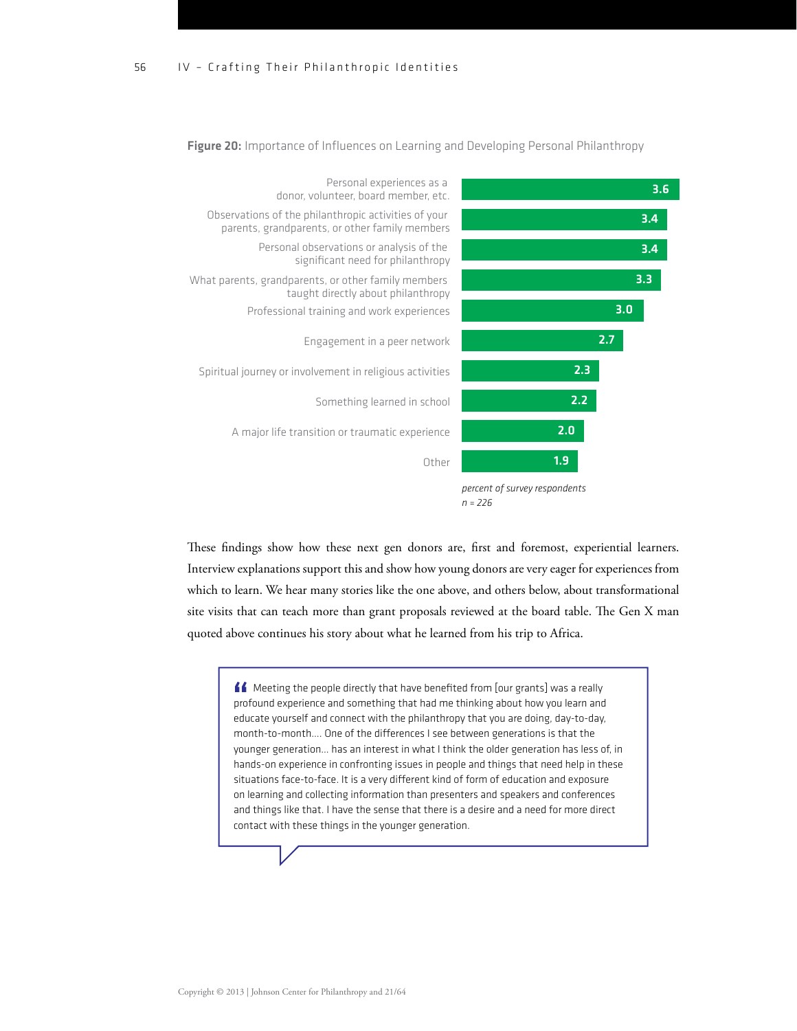**Figure 20:** Importance of Influences on Learning and Developing Personal Philanthropy

| Influence | Value |
|---|---|
| Personal experiences as a donor, volunteer, board member, etc. | 3.6 |
| Observations of the philanthropic activities of your parents, grandparents, or other family members | 3.4 |
| Personal observations or analysis of the significant need for philanthropy | 3.4 |
| What parents, grandparents, or other family members taught directly about philanthropy | 3.3 |
| Professional training and work experiences | 3.0 |
| Engagement in a peer network | 2.7 |
| Spiritual journey or involvement in religious activities | 2.3 |
| Something learned in school | 2.2 |
| A major life transition or traumatic experience | 2.0 |
| Other | 1.9 |

*percent of survey respondents*
*n = 226*

These findings show how these next gen donors are, first and foremost, experiential learners. Interview explanations support this and show how young donors are very eager for experiences from which to learn. We hear many stories like the one above, and others below, about transformational site visits that can teach more than grant proposals reviewed at the board table. The Gen X man quoted above continues his story about what he learned from his trip to Africa.

> “Meeting the people directly that have benefited from [our grants] was a really profound experience and something that had me thinking about how you learn and educate yourself and connect with the philanthropy that you are doing, day-to-day, month-to-month.... One of the differences I see between generations is that the younger generation... has an interest in what I think the older generation has less of, in hands-on experience in confronting issues in people and things that need help in these situations face-to-face. It is a very different kind of form of education and exposure on learning and collecting information than presenters and speakers and conferences and things like that. I have the sense that there is a desire and a need for more direct contact with these things in the younger generation.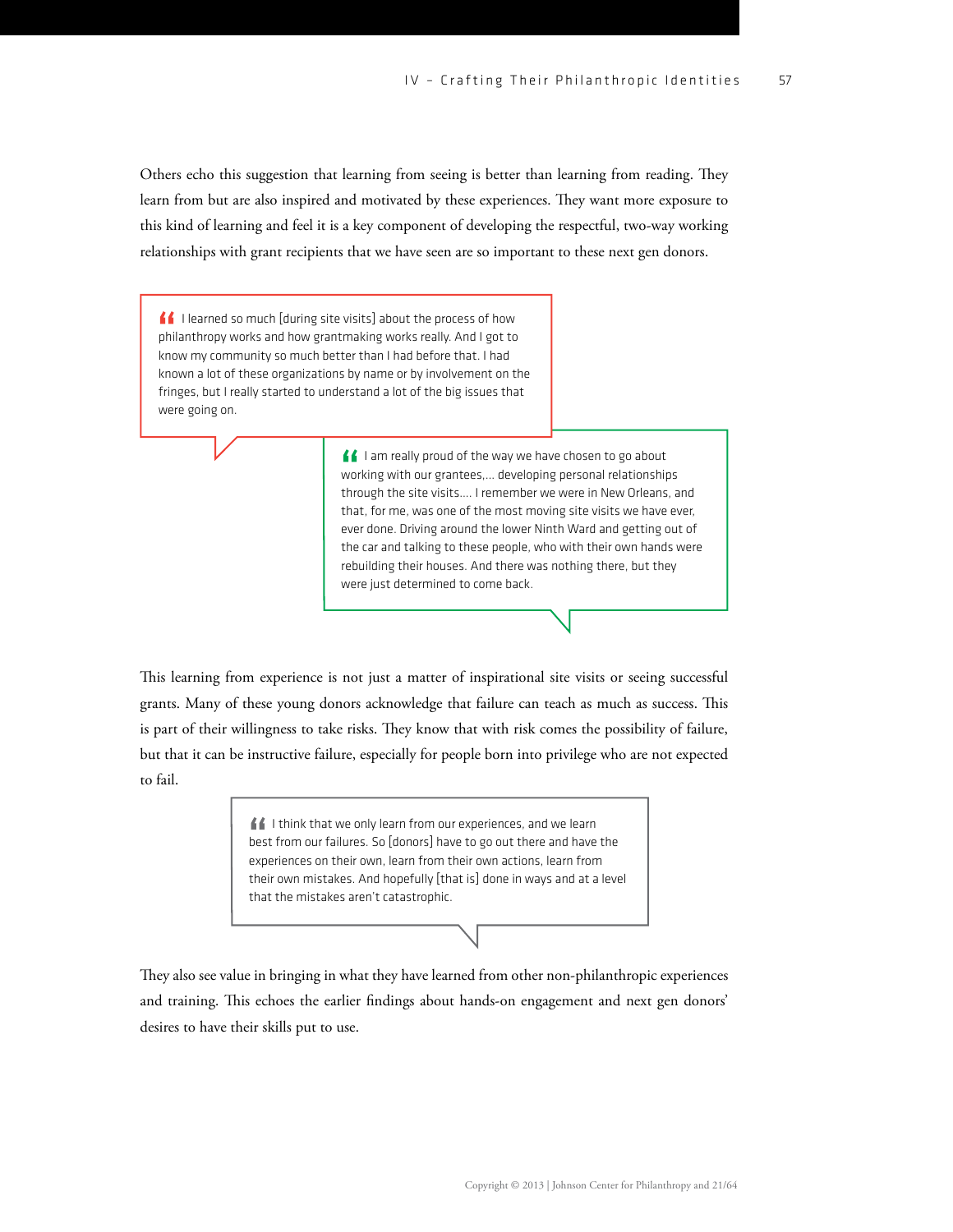Others echo this suggestion that learning from seeing is better than learning from reading. They learn from but are also inspired and motivated by these experiences. They want more exposure to this kind of learning and feel it is a key component of developing the respectful, two-way working relationships with grant recipients that we have seen are so important to these next gen donors.

> I learned so much [during site visits] about the process of how philanthropy works and how grantmaking works really. And I got to know my community so much better than I had before that. I had known a lot of these organizations by name or by involvement on the fringes, but I really started to understand a lot of the big issues that were going on.

> I am really proud of the way we have chosen to go about working with our grantees,... developing personal relationships through the site visits.... I remember we were in New Orleans, and that, for me, was one of the most moving site visits we have ever, ever done. Driving around the lower Ninth Ward and getting out of the car and talking to these people, who with their own hands were rebuilding their houses. And there was nothing there, but they were just determined to come back.

This learning from experience is not just a matter of inspirational site visits or seeing successful grants. Many of these young donors acknowledge that failure can teach as much as success. This is part of their willingness to take risks. They know that with risk comes the possibility of failure, but that it can be instructive failure, especially for people born into privilege who are not expected to fail.

> I think that we only learn from our experiences, and we learn best from our failures. So [donors] have to go out there and have the experiences on their own, learn from their own actions, learn from their own mistakes. And hopefully [that is] done in ways and at a level that the mistakes aren't catastrophic.

They also see value in bringing in what they have learned from other non-philanthropic experiences and training. This echoes the earlier findings about hands-on engagement and next gen donors' desires to have their skills put to use.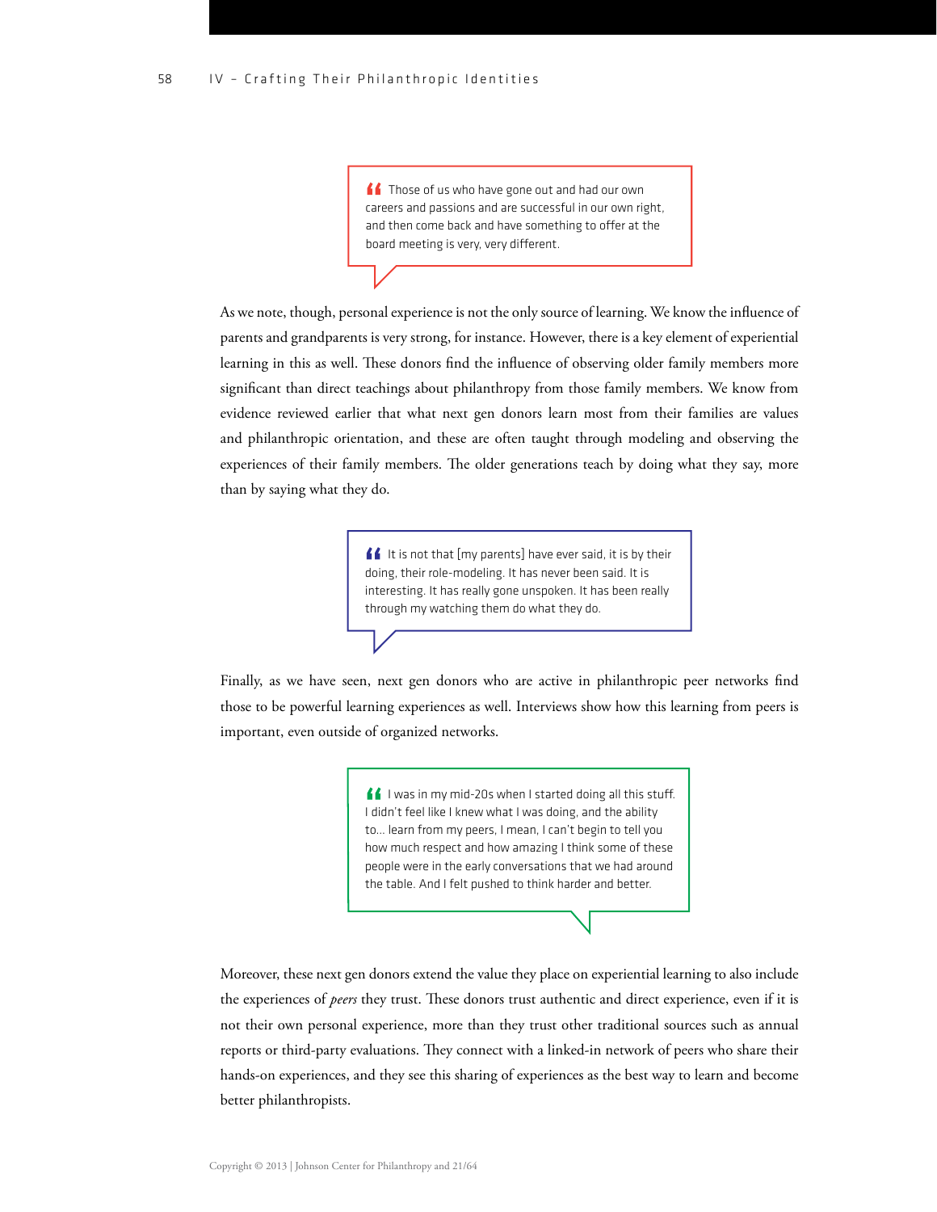> Those of us who have gone out and had our own careers and passions and are successful in our own right, and then come back and have something to offer at the board meeting is very, very different.

As we note, though, personal experience is not the only source of learning. We know the influence of parents and grandparents is very strong, for instance. However, there is a key element of experiential learning in this as well. These donors find the influence of observing older family members more significant than direct teachings about philanthropy from those family members. We know from evidence reviewed earlier that what next gen donors learn most from their families are values and philanthropic orientation, and these are often taught through modeling and observing the experiences of their family members. The older generations teach by doing what they say, more than by saying what they do.

> It is not that [my parents] have ever said, it is by their doing, their role-modeling. It has never been said. It is interesting. It has really gone unspoken. It has been really through my watching them do what they do.

Finally, as we have seen, next gen donors who are active in philanthropic peer networks find those to be powerful learning experiences as well. Interviews show how this learning from peers is important, even outside of organized networks.

> I was in my mid-20s when I started doing all this stuff. I didn't feel like I knew what I was doing, and the ability to... learn from my peers, I mean, I can't begin to tell you how much respect and how amazing I think some of these people were in the early conversations that we had around the table. And I felt pushed to think harder and better.

Moreover, these next gen donors extend the value they place on experiential learning to also include the experiences of *peers* they trust. These donors trust authentic and direct experience, even if it is not their own personal experience, more than they trust other traditional sources such as annual reports or third-party evaluations. They connect with a linked-in network of peers who share their hands-on experiences, and they see this sharing of experiences as the best way to learn and become better philanthropists.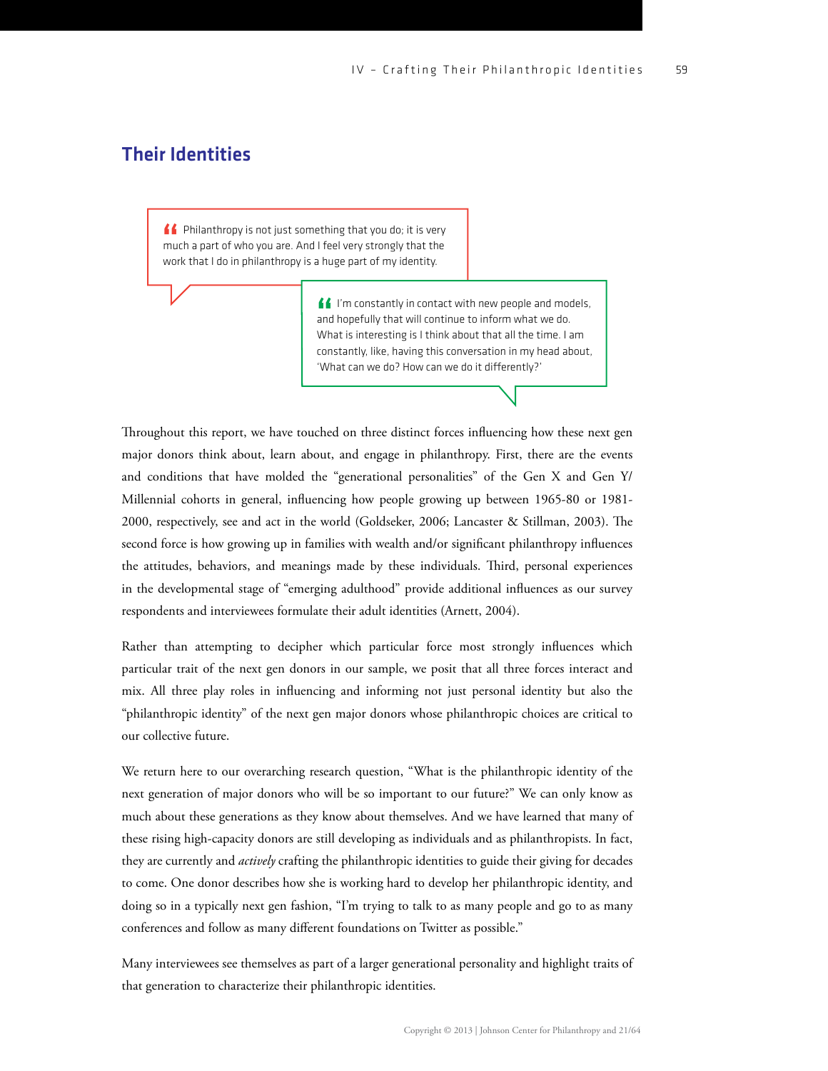## Their Identities

> Philanthropy is not just something that you do; it is very much a part of who you are. And I feel very strongly that the work that I do in philanthropy is a huge part of my identity.

> I'm constantly in contact with new people and models, and hopefully that will continue to inform what we do. What is interesting is I think about that all the time. I am constantly, like, having this conversation in my head about, 'What can we do? How can we do it differently?'

Throughout this report, we have touched on three distinct forces influencing how these next gen major donors think about, learn about, and engage in philanthropy. First, there are the events and conditions that have molded the "generational personalities" of the Gen X and Gen Y/ Millennial cohorts in general, influencing how people growing up between 1965-80 or 1981-2000, respectively, see and act in the world (Goldseker, 2006; Lancaster & Stillman, 2003). The second force is how growing up in families with wealth and/or significant philanthropy influences the attitudes, behaviors, and meanings made by these individuals. Third, personal experiences in the developmental stage of "emerging adulthood" provide additional influences as our survey respondents and interviewees formulate their adult identities (Arnett, 2004).

Rather than attempting to decipher which particular force most strongly influences which particular trait of the next gen donors in our sample, we posit that all three forces interact and mix. All three play roles in influencing and informing not just personal identity but also the "philanthropic identity" of the next gen major donors whose philanthropic choices are critical to our collective future.

We return here to our overarching research question, "What is the philanthropic identity of the next generation of major donors who will be so important to our future?" We can only know as much about these generations as they know about themselves. And we have learned that many of these rising high-capacity donors are still developing as individuals and as philanthropists. In fact, they are currently and *actively* crafting the philanthropic identities to guide their giving for decades to come. One donor describes how she is working hard to develop her philanthropic identity, and doing so in a typically next gen fashion, "I'm trying to talk to as many people and go to as many conferences and follow as many different foundations on Twitter as possible."

Many interviewees see themselves as part of a larger generational personality and highlight traits of that generation to characterize their philanthropic identities.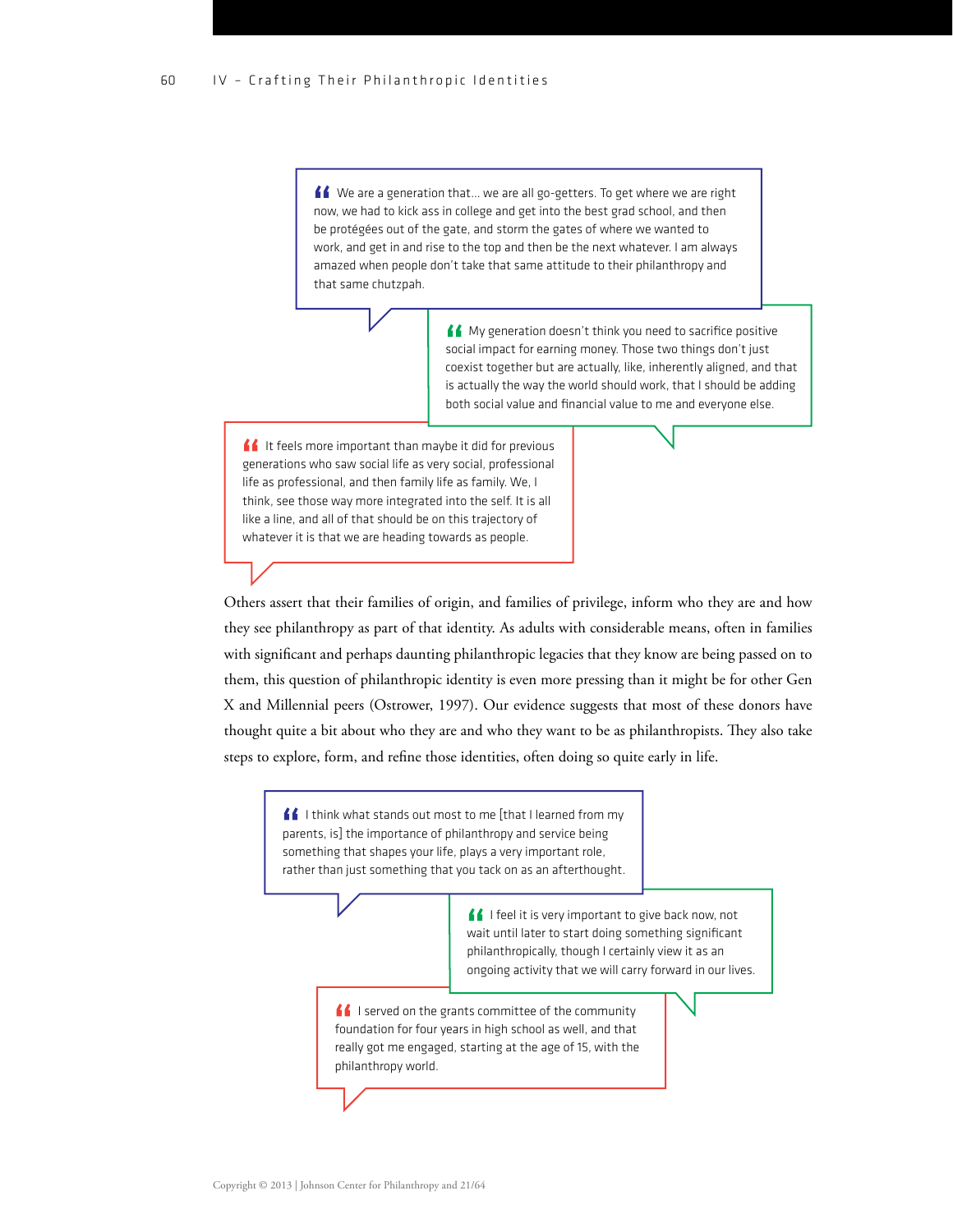> We are a generation that… we are all go-getters. To get where we are right now, we had to kick ass in college and get into the best grad school, and then be protégées out of the gate, and storm the gates of where we wanted to work, and get in and rise to the top and then be the next whatever. I am always amazed when people don't take that same attitude to their philanthropy and that same chutzpah.

> My generation doesn't think you need to sacrifice positive social impact for earning money. Those two things don't just coexist together but are actually, like, inherently aligned, and that is actually the way the world should work, that I should be adding both social value and financial value to me and everyone else.

> It feels more important than maybe it did for previous generations who saw social life as very social, professional life as professional, and then family life as family. We, I think, see those way more integrated into the self. It is all like a line, and all of that should be on this trajectory of whatever it is that we are heading towards as people.

Others assert that their families of origin, and families of privilege, inform who they are and how they see philanthropy as part of that identity. As adults with considerable means, often in families with significant and perhaps daunting philanthropic legacies that they know are being passed on to them, this question of philanthropic identity is even more pressing than it might be for other Gen X and Millennial peers (Ostrower, 1997). Our evidence suggests that most of these donors have thought quite a bit about who they are and who they want to be as philanthropists. They also take steps to explore, form, and refine those identities, often doing so quite early in life.

> I think what stands out most to me [that I learned from my parents, is] the importance of philanthropy and service being something that shapes your life, plays a very important role, rather than just something that you tack on as an afterthought.

> I feel it is very important to give back now, not wait until later to start doing something significant philanthropically, though I certainly view it as an ongoing activity that we will carry forward in our lives.

> I served on the grants committee of the community foundation for four years in high school as well, and that really got me engaged, starting at the age of 15, with the philanthropy world.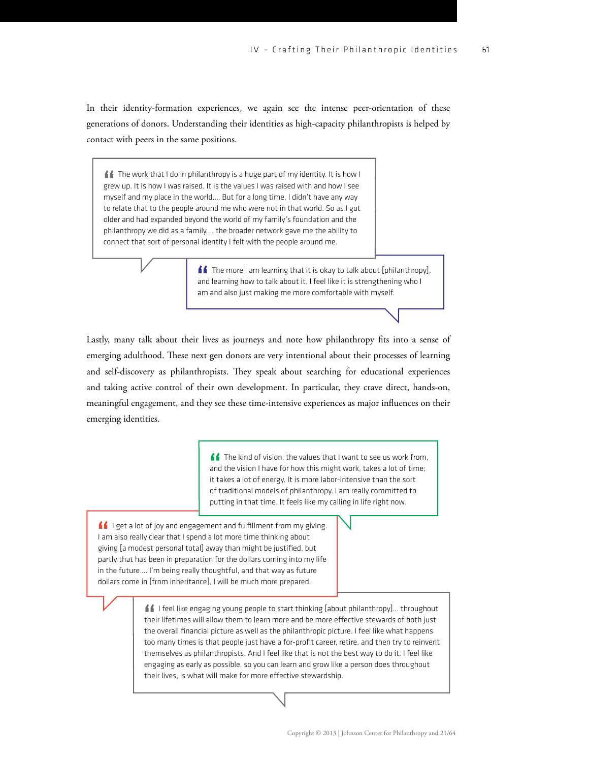In their identity-formation experiences, we again see the intense peer-orientation of these generations of donors. Understanding their identities as high-capacity philanthropists is helped by contact with peers in the same positions.

> “The work that I do in philanthropy is a huge part of my identity. It is how I grew up. It is how I was raised. It is the values I was raised with and how I see myself and my place in the world.... But for a long time, I didn't have any way to relate that to the people around me who were not in that world. So as I got older and had expanded beyond the world of my family's foundation and the philanthropy we did as a family,... the broader network gave me the ability to connect that sort of personal identity I felt with the people around me.

> “The more I am learning that it is okay to talk about [philanthropy], and learning how to talk about it, I feel like it is strengthening who I am and also just making me more comfortable with myself.

Lastly, many talk about their lives as journeys and note how philanthropy fits into a sense of emerging adulthood. These next gen donors are very intentional about their processes of learning and self-discovery as philanthropists. They speak about searching for educational experiences and taking active control of their own development. In particular, they crave direct, hands-on, meaningful engagement, and they see these time-intensive experiences as major influences on their emerging identities.

> “The kind of vision, the values that I want to see us work from, and the vision I have for how this might work, takes a lot of time; it takes a lot of energy. It is more labor-intensive than the sort of traditional models of philanthropy. I am really committed to putting in that time. It feels like my calling in life right now.

> “I get a lot of joy and engagement and fulfillment from my giving. I am also really clear that I spend a lot more time thinking about giving [a modest personal total] away than might be justified, but partly that has been in preparation for the dollars coming into my life in the future.... I'm being really thoughtful, and that way as future dollars come in [from inheritance], I will be much more prepared.

> “I feel like engaging young people to start thinking [about philanthropy]... throughout their lifetimes will allow them to learn more and be more effective stewards of both just the overall financial picture as well as the philanthropic picture. I feel like what happens too many times is that people just have a for-profit career, retire, and then try to reinvent themselves as philanthropists. And I feel like that is not the best way to do it. I feel like engaging as early as possible, so you can learn and grow like a person does throughout their lives, is what will make for more effective stewardship.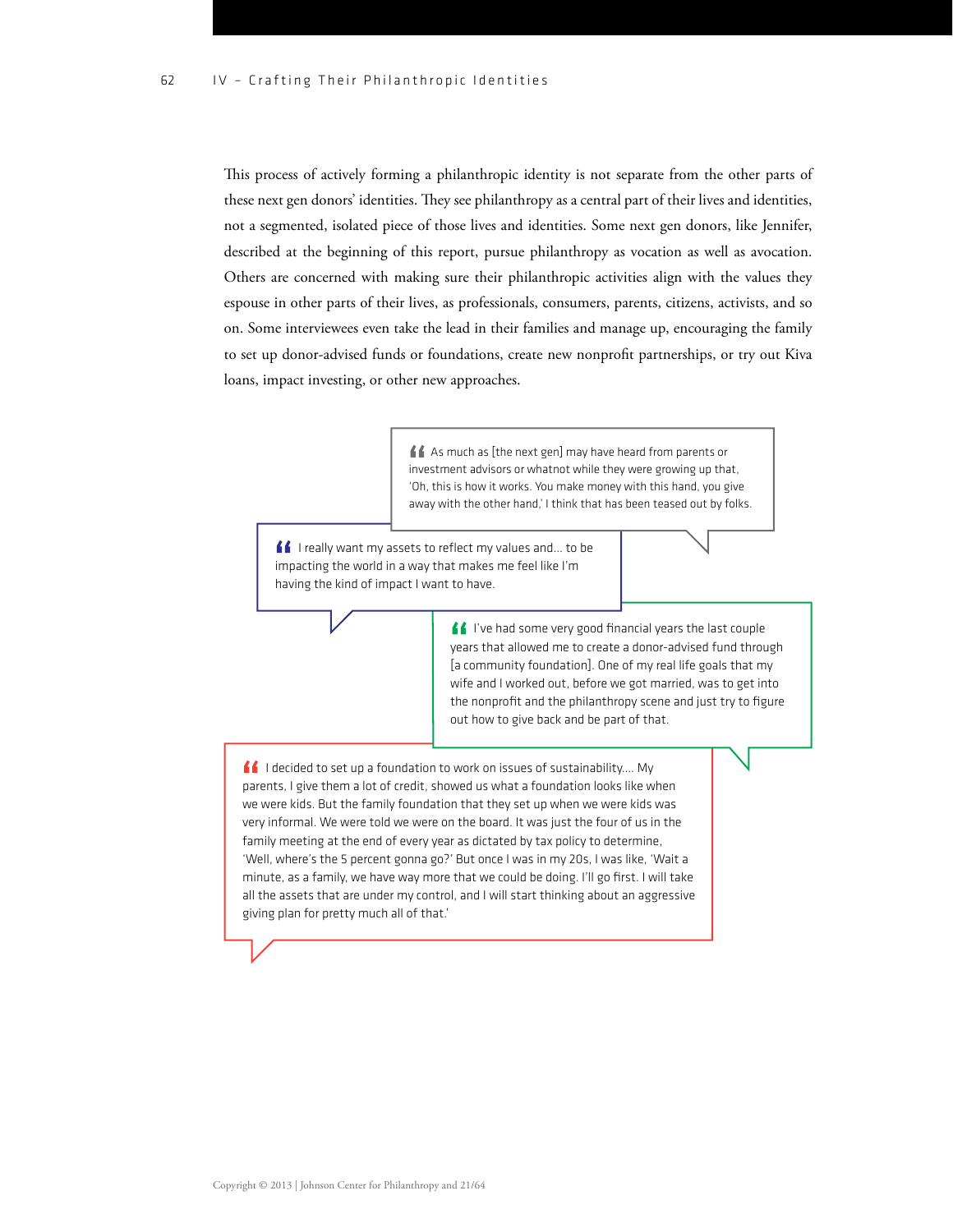This process of actively forming a philanthropic identity is not separate from the other parts of these next gen donors' identities. They see philanthropy as a central part of their lives and identities, not a segmented, isolated piece of those lives and identities. Some next gen donors, like Jennifer, described at the beginning of this report, pursue philanthropy as vocation as well as avocation. Others are concerned with making sure their philanthropic activities align with the values they espouse in other parts of their lives, as professionals, consumers, parents, citizens, activists, and so on. Some interviewees even take the lead in their families and manage up, encouraging the family to set up donor-advised funds or foundations, create new nonprofit partnerships, or try out Kiva loans, impact investing, or other new approaches.

> "As much as [the next gen] may have heard from parents or investment advisors or whatnot while they were growing up that, 'Oh, this is how it works. You make money with this hand, you give away with the other hand,' I think that has been teased out by folks.

> "I really want my assets to reflect my values and… to be impacting the world in a way that makes me feel like I'm having the kind of impact I want to have.

> "I've had some very good financial years the last couple years that allowed me to create a donor-advised fund through [a community foundation]. One of my real life goals that my wife and I worked out, before we got married, was to get into the nonprofit and the philanthropy scene and just try to figure out how to give back and be part of that.

> "I decided to set up a foundation to work on issues of sustainability…. My parents, I give them a lot of credit, showed us what a foundation looks like when we were kids. But the family foundation that they set up when we were kids was very informal. We were told we were on the board. It was just the four of us in the family meeting at the end of every year as dictated by tax policy to determine, 'Well, where's the 5 percent gonna go?' But once I was in my 20s, I was like, 'Wait a minute, as a family, we have way more that we could be doing. I'll go first. I will take all the assets that are under my control, and I will start thinking about an aggressive giving plan for pretty much all of that.'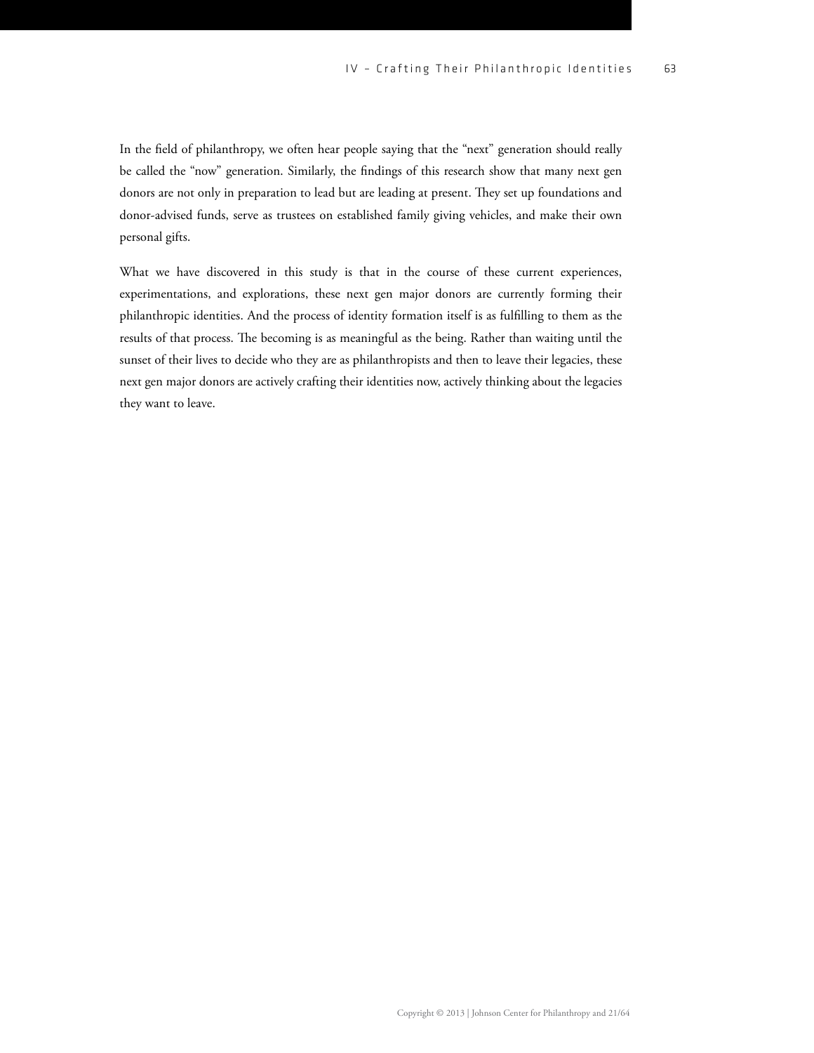In the field of philanthropy, we often hear people saying that the "next" generation should really be called the "now" generation. Similarly, the findings of this research show that many next gen donors are not only in preparation to lead but are leading at present. They set up foundations and donor-advised funds, serve as trustees on established family giving vehicles, and make their own personal gifts.

What we have discovered in this study is that in the course of these current experiences, experimentations, and explorations, these next gen major donors are currently forming their philanthropic identities. And the process of identity formation itself is as fulfilling to them as the results of that process. The becoming is as meaningful as the being. Rather than waiting until the sunset of their lives to decide who they are as philanthropists and then to leave their legacies, these next gen major donors are actively crafting their identities now, actively thinking about the legacies they want to leave.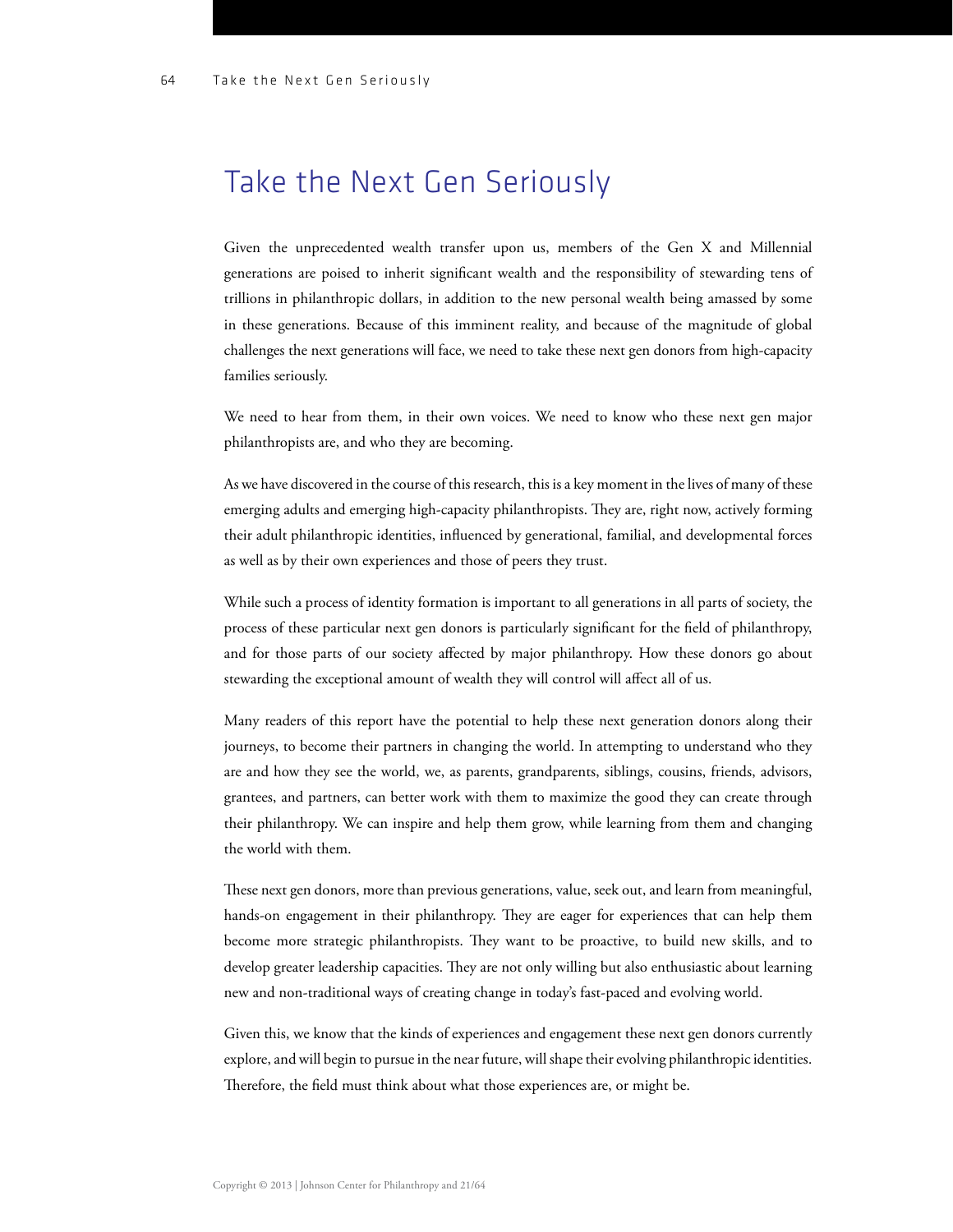# Take the Next Gen Seriously

Given the unprecedented wealth transfer upon us, members of the Gen X and Millennial generations are poised to inherit significant wealth and the responsibility of stewarding tens of trillions in philanthropic dollars, in addition to the new personal wealth being amassed by some in these generations. Because of this imminent reality, and because of the magnitude of global challenges the next generations will face, we need to take these next gen donors from high-capacity families seriously.

We need to hear from them, in their own voices. We need to know who these next gen major philanthropists are, and who they are becoming.

As we have discovered in the course of this research, this is a key moment in the lives of many of these emerging adults and emerging high-capacity philanthropists. They are, right now, actively forming their adult philanthropic identities, influenced by generational, familial, and developmental forces as well as by their own experiences and those of peers they trust.

While such a process of identity formation is important to all generations in all parts of society, the process of these particular next gen donors is particularly significant for the field of philanthropy, and for those parts of our society affected by major philanthropy. How these donors go about stewarding the exceptional amount of wealth they will control will affect all of us.

Many readers of this report have the potential to help these next generation donors along their journeys, to become their partners in changing the world. In attempting to understand who they are and how they see the world, we, as parents, grandparents, siblings, cousins, friends, advisors, grantees, and partners, can better work with them to maximize the good they can create through their philanthropy. We can inspire and help them grow, while learning from them and changing the world with them.

These next gen donors, more than previous generations, value, seek out, and learn from meaningful, hands-on engagement in their philanthropy. They are eager for experiences that can help them become more strategic philanthropists. They want to be proactive, to build new skills, and to develop greater leadership capacities. They are not only willing but also enthusiastic about learning new and non-traditional ways of creating change in today's fast-paced and evolving world.

Given this, we know that the kinds of experiences and engagement these next gen donors currently explore, and will begin to pursue in the near future, will shape their evolving philanthropic identities. Therefore, the field must think about what those experiences are, or might be.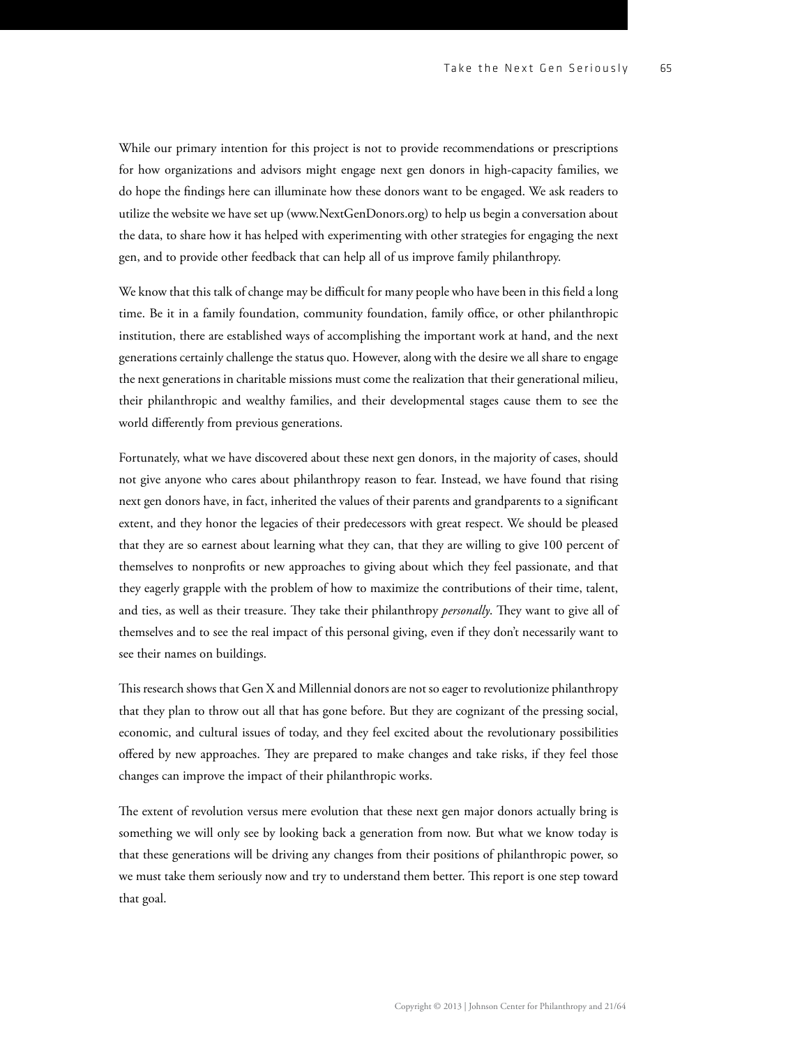While our primary intention for this project is not to provide recommendations or prescriptions for how organizations and advisors might engage next gen donors in high-capacity families, we do hope the findings here can illuminate how these donors want to be engaged. We ask readers to utilize the website we have set up (www.NextGenDonors.org) to help us begin a conversation about the data, to share how it has helped with experimenting with other strategies for engaging the next gen, and to provide other feedback that can help all of us improve family philanthropy.

We know that this talk of change may be difficult for many people who have been in this field a long time. Be it in a family foundation, community foundation, family office, or other philanthropic institution, there are established ways of accomplishing the important work at hand, and the next generations certainly challenge the status quo. However, along with the desire we all share to engage the next generations in charitable missions must come the realization that their generational milieu, their philanthropic and wealthy families, and their developmental stages cause them to see the world differently from previous generations.

Fortunately, what we have discovered about these next gen donors, in the majority of cases, should not give anyone who cares about philanthropy reason to fear. Instead, we have found that rising next gen donors have, in fact, inherited the values of their parents and grandparents to a significant extent, and they honor the legacies of their predecessors with great respect. We should be pleased that they are so earnest about learning what they can, that they are willing to give 100 percent of themselves to nonprofits or new approaches to giving about which they feel passionate, and that they eagerly grapple with the problem of how to maximize the contributions of their time, talent, and ties, as well as their treasure. They take their philanthropy *personally*. They want to give all of themselves and to see the real impact of this personal giving, even if they don't necessarily want to see their names on buildings.

This research shows that Gen X and Millennial donors are not so eager to revolutionize philanthropy that they plan to throw out all that has gone before. But they are cognizant of the pressing social, economic, and cultural issues of today, and they feel excited about the revolutionary possibilities offered by new approaches. They are prepared to make changes and take risks, if they feel those changes can improve the impact of their philanthropic works.

The extent of revolution versus mere evolution that these next gen major donors actually bring is something we will only see by looking back a generation from now. But what we know today is that these generations will be driving any changes from their positions of philanthropic power, so we must take them seriously now and try to understand them better. This report is one step toward that goal.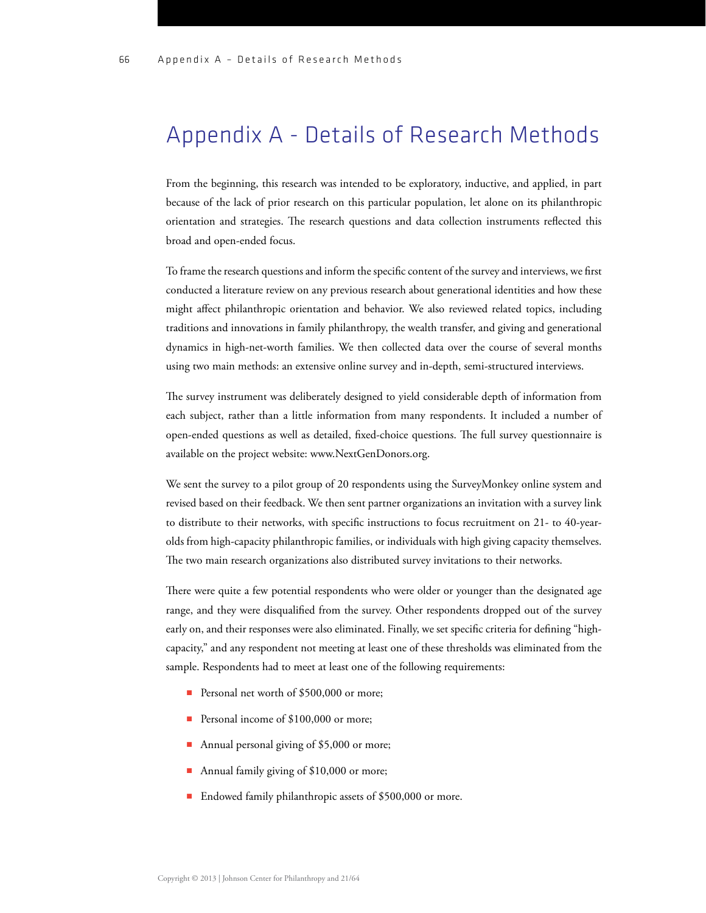# Appendix A - Details of Research Methods

From the beginning, this research was intended to be exploratory, inductive, and applied, in part because of the lack of prior research on this particular population, let alone on its philanthropic orientation and strategies. The research questions and data collection instruments reflected this broad and open-ended focus.

To frame the research questions and inform the specific content of the survey and interviews, we first conducted a literature review on any previous research about generational identities and how these might affect philanthropic orientation and behavior. We also reviewed related topics, including traditions and innovations in family philanthropy, the wealth transfer, and giving and generational dynamics in high-net-worth families. We then collected data over the course of several months using two main methods: an extensive online survey and in-depth, semi-structured interviews.

The survey instrument was deliberately designed to yield considerable depth of information from each subject, rather than a little information from many respondents. It included a number of open-ended questions as well as detailed, fixed-choice questions. The full survey questionnaire is available on the project website: www.NextGenDonors.org.

We sent the survey to a pilot group of 20 respondents using the SurveyMonkey online system and revised based on their feedback. We then sent partner organizations an invitation with a survey link to distribute to their networks, with specific instructions to focus recruitment on 21- to 40-year-olds from high-capacity philanthropic families, or individuals with high giving capacity themselves. The two main research organizations also distributed survey invitations to their networks.

There were quite a few potential respondents who were older or younger than the designated age range, and they were disqualified from the survey. Other respondents dropped out of the survey early on, and their responses were also eliminated. Finally, we set specific criteria for defining "high-capacity," and any respondent not meeting at least one of these thresholds was eliminated from the sample. Respondents had to meet at least one of the following requirements:

- Personal net worth of $500,000 or more;
- Personal income of $100,000 or more;
- Annual personal giving of $5,000 or more;
- Annual family giving of $10,000 or more;
- Endowed family philanthropic assets of $500,000 or more.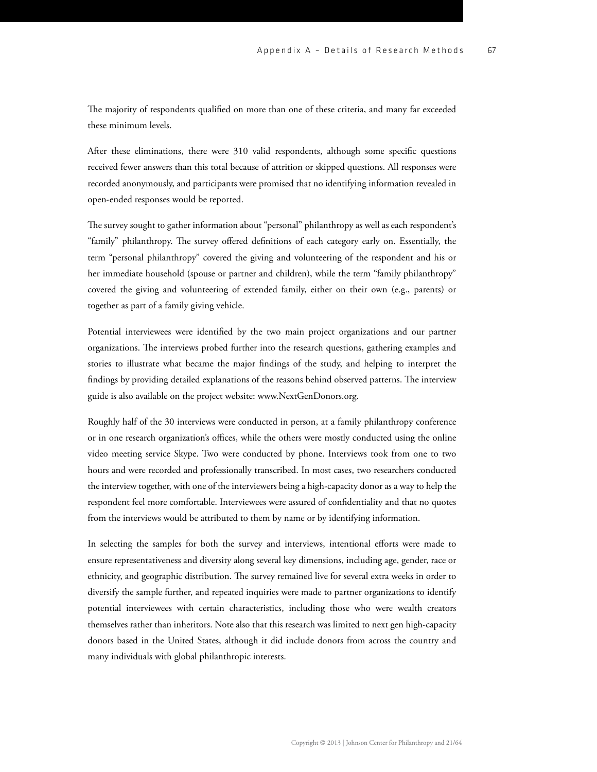The majority of respondents qualified on more than one of these criteria, and many far exceeded these minimum levels.

After these eliminations, there were 310 valid respondents, although some specific questions received fewer answers than this total because of attrition or skipped questions. All responses were recorded anonymously, and participants were promised that no identifying information revealed in open-ended responses would be reported.

The survey sought to gather information about "personal" philanthropy as well as each respondent's "family" philanthropy. The survey offered definitions of each category early on. Essentially, the term "personal philanthropy" covered the giving and volunteering of the respondent and his or her immediate household (spouse or partner and children), while the term "family philanthropy" covered the giving and volunteering of extended family, either on their own (e.g., parents) or together as part of a family giving vehicle.

Potential interviewees were identified by the two main project organizations and our partner organizations. The interviews probed further into the research questions, gathering examples and stories to illustrate what became the major findings of the study, and helping to interpret the findings by providing detailed explanations of the reasons behind observed patterns. The interview guide is also available on the project website: www.NextGenDonors.org.

Roughly half of the 30 interviews were conducted in person, at a family philanthropy conference or in one research organization's offices, while the others were mostly conducted using the online video meeting service Skype. Two were conducted by phone. Interviews took from one to two hours and were recorded and professionally transcribed. In most cases, two researchers conducted the interview together, with one of the interviewers being a high-capacity donor as a way to help the respondent feel more comfortable. Interviewees were assured of confidentiality and that no quotes from the interviews would be attributed to them by name or by identifying information.

In selecting the samples for both the survey and interviews, intentional efforts were made to ensure representativeness and diversity along several key dimensions, including age, gender, race or ethnicity, and geographic distribution. The survey remained live for several extra weeks in order to diversify the sample further, and repeated inquiries were made to partner organizations to identify potential interviewees with certain characteristics, including those who were wealth creators themselves rather than inheritors. Note also that this research was limited to next gen high-capacity donors based in the United States, although it did include donors from across the country and many individuals with global philanthropic interests.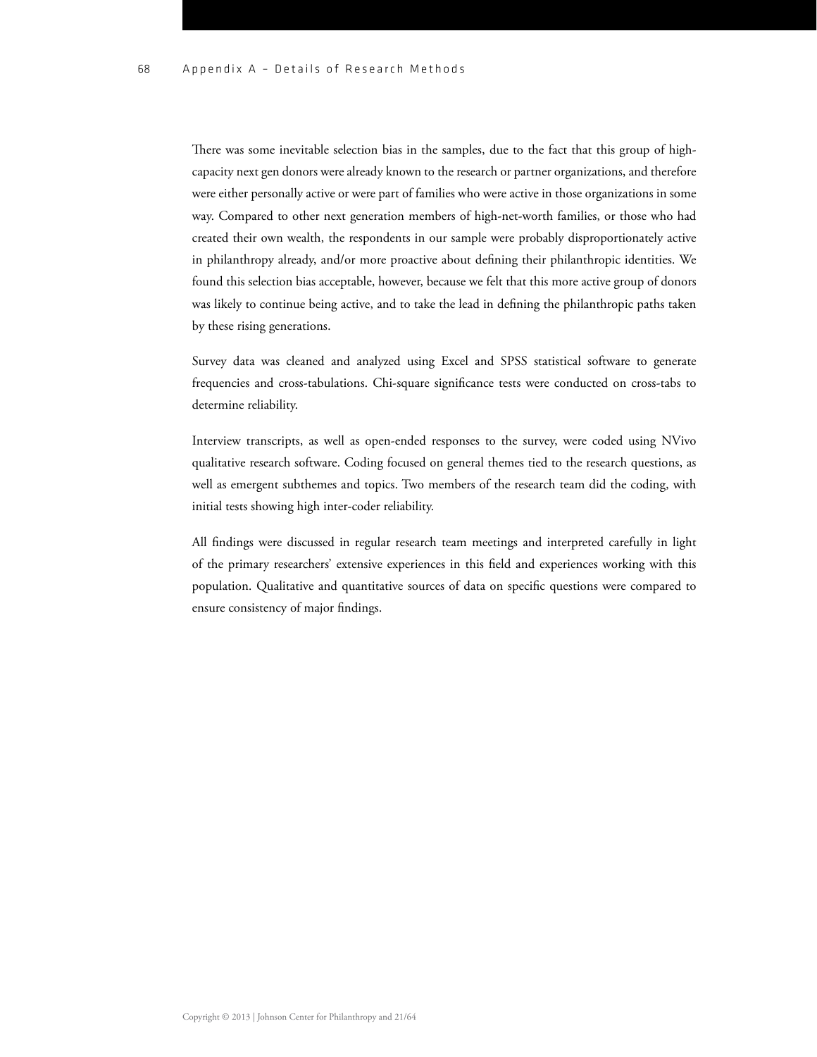There was some inevitable selection bias in the samples, due to the fact that this group of high-capacity next gen donors were already known to the research or partner organizations, and therefore were either personally active or were part of families who were active in those organizations in some way. Compared to other next generation members of high-net-worth families, or those who had created their own wealth, the respondents in our sample were probably disproportionately active in philanthropy already, and/or more proactive about defining their philanthropic identities. We found this selection bias acceptable, however, because we felt that this more active group of donors was likely to continue being active, and to take the lead in defining the philanthropic paths taken by these rising generations.

Survey data was cleaned and analyzed using Excel and SPSS statistical software to generate frequencies and cross-tabulations. Chi-square significance tests were conducted on cross-tabs to determine reliability.

Interview transcripts, as well as open-ended responses to the survey, were coded using NVivo qualitative research software. Coding focused on general themes tied to the research questions, as well as emergent subthemes and topics. Two members of the research team did the coding, with initial tests showing high inter-coder reliability.

All findings were discussed in regular research team meetings and interpreted carefully in light of the primary researchers' extensive experiences in this field and experiences working with this population. Qualitative and quantitative sources of data on specific questions were compared to ensure consistency of major findings.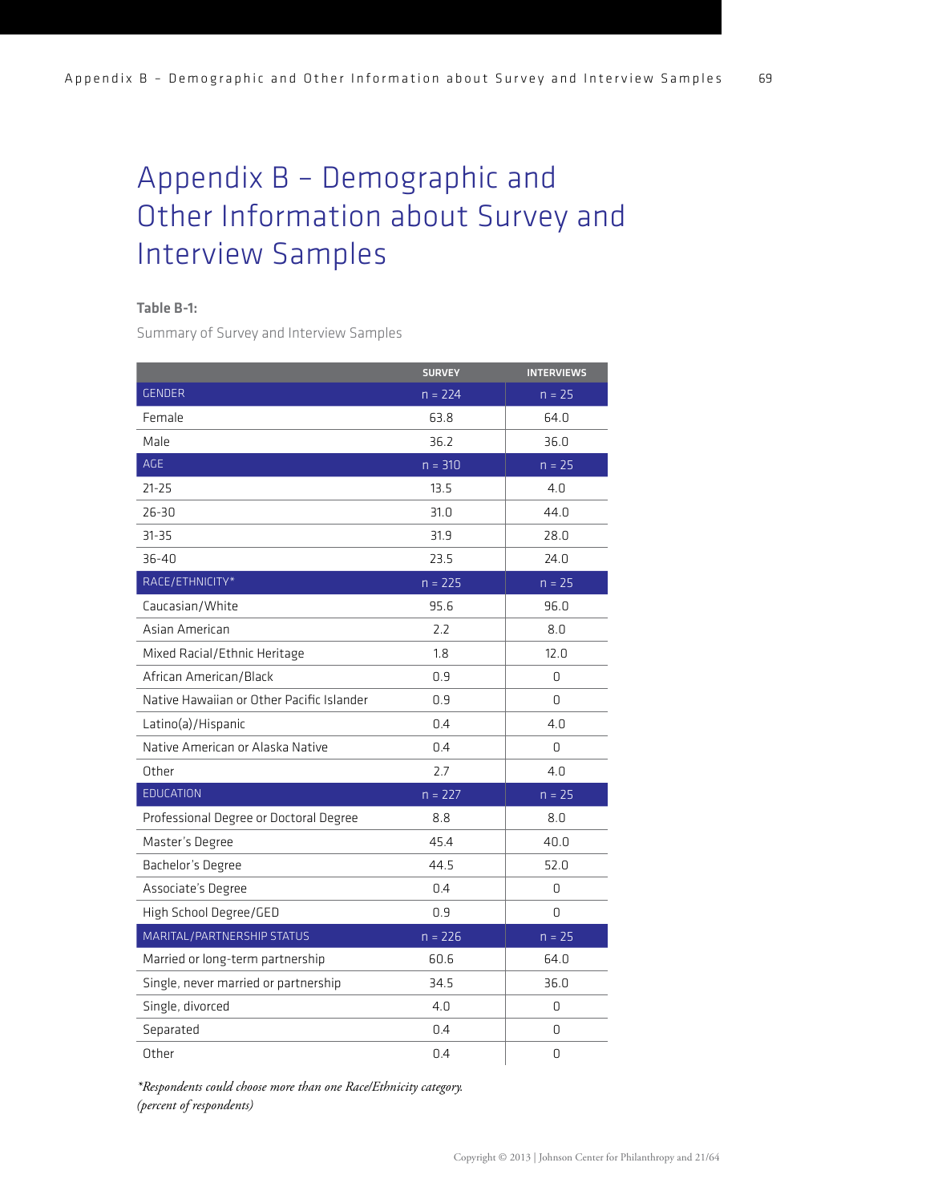# Appendix B – Demographic and Other Information about Survey and Interview Samples

**Table B-1:**

Summary of Survey and Interview Samples

| | SURVEY | INTERVIEWS |
|---|---|---|
| GENDER | n = 224 | n = 25 |
| Female | 63.8 | 64.0 |
| Male | 36.2 | 36.0 |
| AGE | n = 310 | n = 25 |
| 21-25 | 13.5 | 4.0 |
| 26-30 | 31.0 | 44.0 |
| 31-35 | 31.9 | 28.0 |
| 36-40 | 23.5 | 24.0 |
| RACE/ETHNICITY* | n = 225 | n = 25 |
| Caucasian/White | 95.6 | 96.0 |
| Asian American | 2.2 | 8.0 |
| Mixed Racial/Ethnic Heritage | 1.8 | 12.0 |
| African American/Black | 0.9 | 0 |
| Native Hawaiian or Other Pacific Islander | 0.9 | 0 |
| Latino(a)/Hispanic | 0.4 | 4.0 |
| Native American or Alaska Native | 0.4 | 0 |
| Other | 2.7 | 4.0 |
| EDUCATION | n = 227 | n = 25 |
| Professional Degree or Doctoral Degree | 8.8 | 8.0 |
| Master's Degree | 45.4 | 40.0 |
| Bachelor's Degree | 44.5 | 52.0 |
| Associate's Degree | 0.4 | 0 |
| High School Degree/GED | 0.9 | 0 |
| MARITAL/PARTNERSHIP STATUS | n = 226 | n = 25 |
| Married or long-term partnership | 60.6 | 64.0 |
| Single, never married or partnership | 34.5 | 36.0 |
| Single, divorced | 4.0 | 0 |
| Separated | 0.4 | 0 |
| Other | 0.4 | 0 |

*\*Respondents could choose more than one Race/Ethnicity category.*
*(percent of respondents)*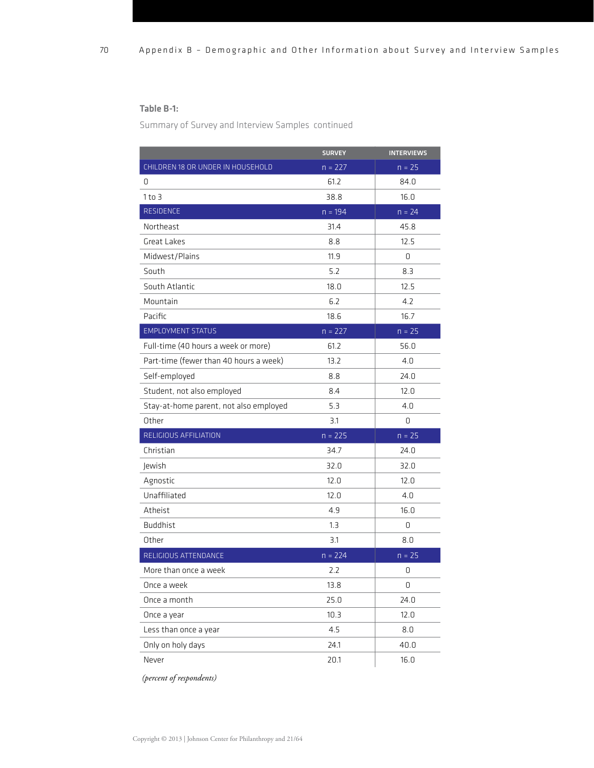**Table B-1:**

Summary of Survey and Interview Samples continued

| | SURVEY | INTERVIEWS |
|---|---|---|
| CHILDREN 18 OR UNDER IN HOUSEHOLD | n = 227 | n = 25 |
| 0 | 61.2 | 84.0 |
| 1 to 3 | 38.8 | 16.0 |
| RESIDENCE | n = 194 | n = 24 |
| Northeast | 31.4 | 45.8 |
| Great Lakes | 8.8 | 12.5 |
| Midwest/Plains | 11.9 | 0 |
| South | 5.2 | 8.3 |
| South Atlantic | 18.0 | 12.5 |
| Mountain | 6.2 | 4.2 |
| Pacific | 18.6 | 16.7 |
| EMPLOYMENT STATUS | n = 227 | n = 25 |
| Full-time (40 hours a week or more) | 61.2 | 56.0 |
| Part-time (fewer than 40 hours a week) | 13.2 | 4.0 |
| Self-employed | 8.8 | 24.0 |
| Student, not also employed | 8.4 | 12.0 |
| Stay-at-home parent, not also employed | 5.3 | 4.0 |
| Other | 3.1 | 0 |
| RELIGIOUS AFFILIATION | n = 225 | n = 25 |
| Christian | 34.7 | 24.0 |
| Jewish | 32.0 | 32.0 |
| Agnostic | 12.0 | 12.0 |
| Unaffiliated | 12.0 | 4.0 |
| Atheist | 4.9 | 16.0 |
| Buddhist | 1.3 | 0 |
| Other | 3.1 | 8.0 |
| RELIGIOUS ATTENDANCE | n = 224 | n = 25 |
| More than once a week | 2.2 | 0 |
| Once a week | 13.8 | 0 |
| Once a month | 25.0 | 24.0 |
| Once a year | 10.3 | 12.0 |
| Less than once a year | 4.5 | 8.0 |
| Only on holy days | 24.1 | 40.0 |
| Never | 20.1 | 16.0 |

*(percent of respondents)*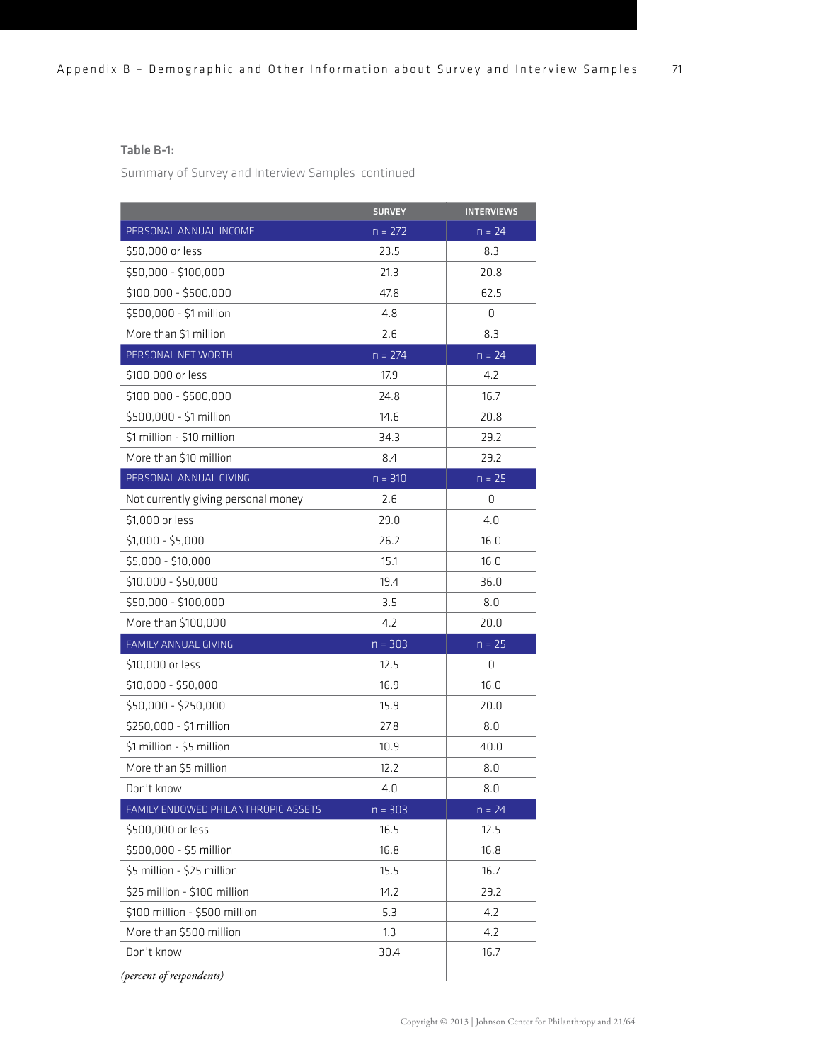**Table B-1:**

Summary of Survey and Interview Samples continued

| | SURVEY | INTERVIEWS |
|---|---|---|
| PERSONAL ANNUAL INCOME | n = 272 | n = 24 |
| $50,000 or less | 23.5 | 8.3 |
| $50,000 - $100,000 | 21.3 | 20.8 |
| $100,000 - $500,000 | 47.8 | 62.5 |
| $500,000 - $1 million | 4.8 | 0 |
| More than $1 million | 2.6 | 8.3 |
| PERSONAL NET WORTH | n = 274 | n = 24 |
| $100,000 or less | 17.9 | 4.2 |
| $100,000 - $500,000 | 24.8 | 16.7 |
| $500,000 - $1 million | 14.6 | 20.8 |
| $1 million - $10 million | 34.3 | 29.2 |
| More than $10 million | 8.4 | 29.2 |
| PERSONAL ANNUAL GIVING | n = 310 | n = 25 |
| Not currently giving personal money | 2.6 | 0 |
| $1,000 or less | 29.0 | 4.0 |
| $1,000 - $5,000 | 26.2 | 16.0 |
| $5,000 - $10,000 | 15.1 | 16.0 |
| $10,000 - $50,000 | 19.4 | 36.0 |
| $50,000 - $100,000 | 3.5 | 8.0 |
| More than $100,000 | 4.2 | 20.0 |
| FAMILY ANNUAL GIVING | n = 303 | n = 25 |
| $10,000 or less | 12.5 | 0 |
| $10,000 - $50,000 | 16.9 | 16.0 |
| $50,000 - $250,000 | 15.9 | 20.0 |
| $250,000 - $1 million | 27.8 | 8.0 |
| $1 million - $5 million | 10.9 | 40.0 |
| More than $5 million | 12.2 | 8.0 |
| Don't know | 4.0 | 8.0 |
| FAMILY ENDOWED PHILANTHROPIC ASSETS | n = 303 | n = 24 |
| $500,000 or less | 16.5 | 12.5 |
| $500,000 - $5 million | 16.8 | 16.8 |
| $5 million - $25 million | 15.5 | 16.7 |
| $25 million - $100 million | 14.2 | 29.2 |
| $100 million - $500 million | 5.3 | 4.2 |
| More than $500 million | 1.3 | 4.2 |
| Don't know | 30.4 | 16.7 |

*(percent of respondents)*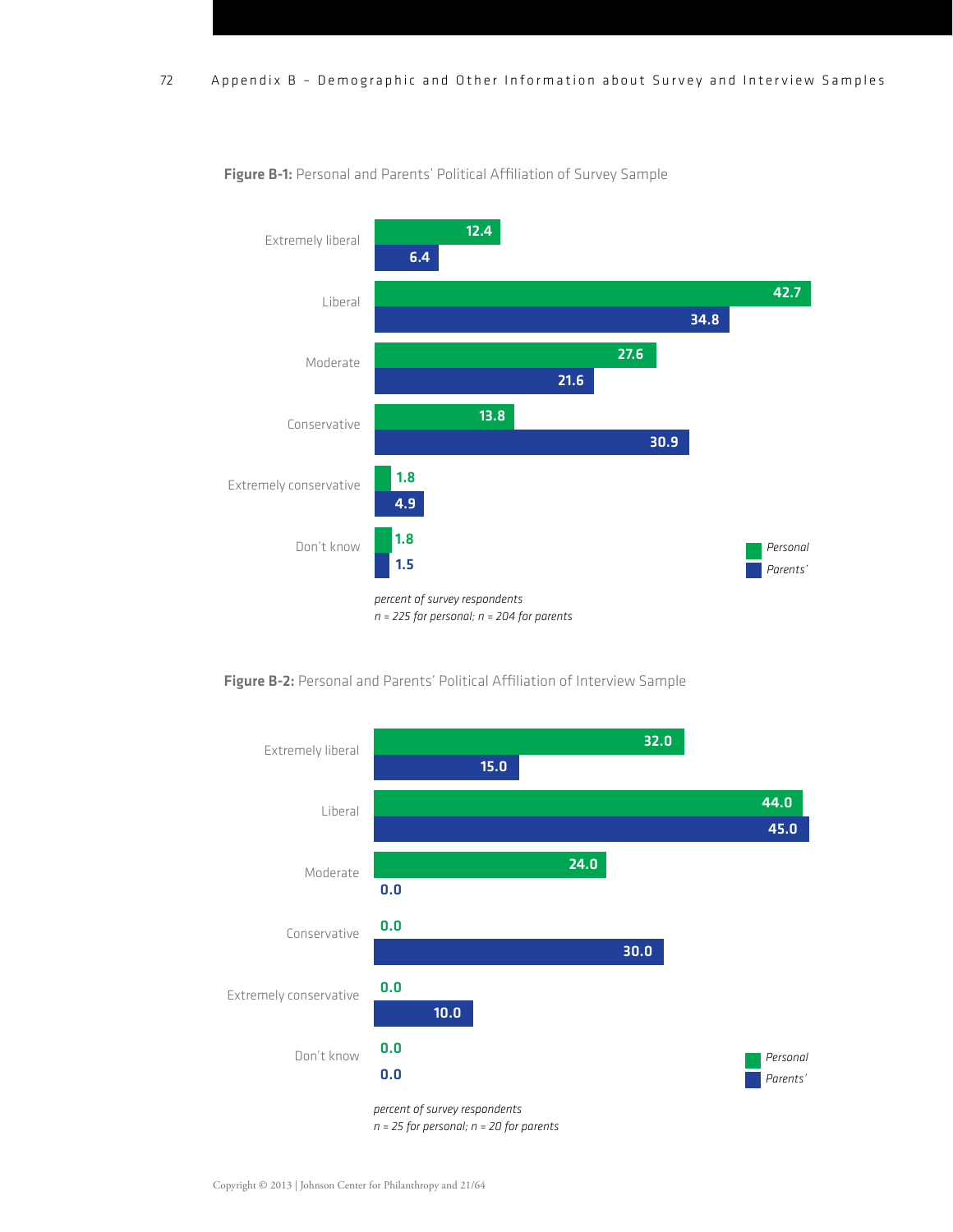**Figure B-1:** Personal and Parents' Political Affiliation of Survey Sample

| | Personal | Parents' |
|---|---|---|
| Extremely liberal | 12.4 | 6.4 |
| Liberal | 42.7 | 34.8 |
| Moderate | 27.6 | 21.6 |
| Conservative | 13.8 | 30.9 |
| Extremely conservative | 1.8 | 4.9 |
| Don't know | 1.8 | 1.5 |

*percent of survey respondents*
*n = 225 for personal; n = 204 for parents*

**Figure B-2:** Personal and Parents' Political Affiliation of Interview Sample

| | Personal | Parents' |
|---|---|---|
| Extremely liberal | 32.0 | 15.0 |
| Liberal | 44.0 | 45.0 |
| Moderate | 24.0 | 0.0 |
| Conservative | 0.0 | 30.0 |
| Extremely conservative | 0.0 | 10.0 |
| Don't know | 0.0 | 0.0 |

*percent of survey respondents*
*n = 25 for personal; n = 20 for parents*

Copyright © 2013 | Johnson Center for Philanthropy and 21/64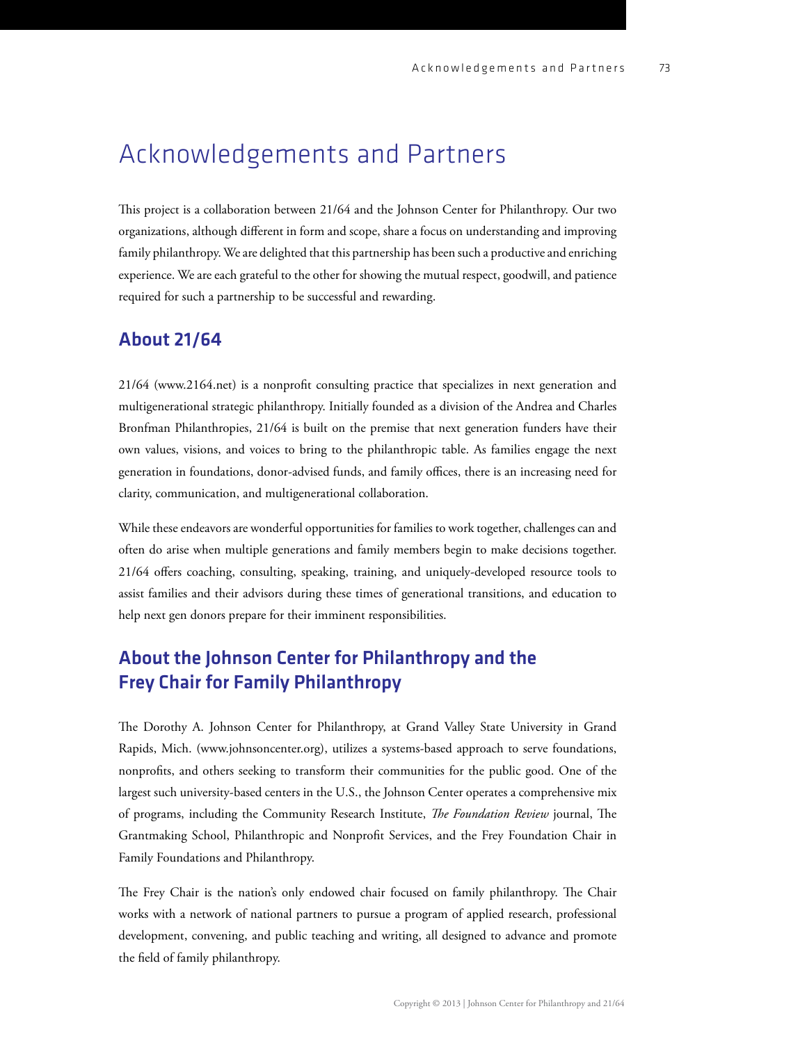# Acknowledgements and Partners

This project is a collaboration between 21/64 and the Johnson Center for Philanthropy. Our two organizations, although different in form and scope, share a focus on understanding and improving family philanthropy. We are delighted that this partnership has been such a productive and enriching experience. We are each grateful to the other for showing the mutual respect, goodwill, and patience required for such a partnership to be successful and rewarding.

## About 21/64

21/64 (www.2164.net) is a nonprofit consulting practice that specializes in next generation and multigenerational strategic philanthropy. Initially founded as a division of the Andrea and Charles Bronfman Philanthropies, 21/64 is built on the premise that next generation funders have their own values, visions, and voices to bring to the philanthropic table. As families engage the next generation in foundations, donor-advised funds, and family offices, there is an increasing need for clarity, communication, and multigenerational collaboration.

While these endeavors are wonderful opportunities for families to work together, challenges can and often do arise when multiple generations and family members begin to make decisions together. 21/64 offers coaching, consulting, speaking, training, and uniquely-developed resource tools to assist families and their advisors during these times of generational transitions, and education to help next gen donors prepare for their imminent responsibilities.

## About the Johnson Center for Philanthropy and the Frey Chair for Family Philanthropy

The Dorothy A. Johnson Center for Philanthropy, at Grand Valley State University in Grand Rapids, Mich. (www.johnsoncenter.org), utilizes a systems-based approach to serve foundations, nonprofits, and others seeking to transform their communities for the public good. One of the largest such university-based centers in the U.S., the Johnson Center operates a comprehensive mix of programs, including the Community Research Institute, *The Foundation Review* journal, The Grantmaking School, Philanthropic and Nonprofit Services, and the Frey Foundation Chair in Family Foundations and Philanthropy.

The Frey Chair is the nation's only endowed chair focused on family philanthropy. The Chair works with a network of national partners to pursue a program of applied research, professional development, convening, and public teaching and writing, all designed to advance and promote the field of family philanthropy.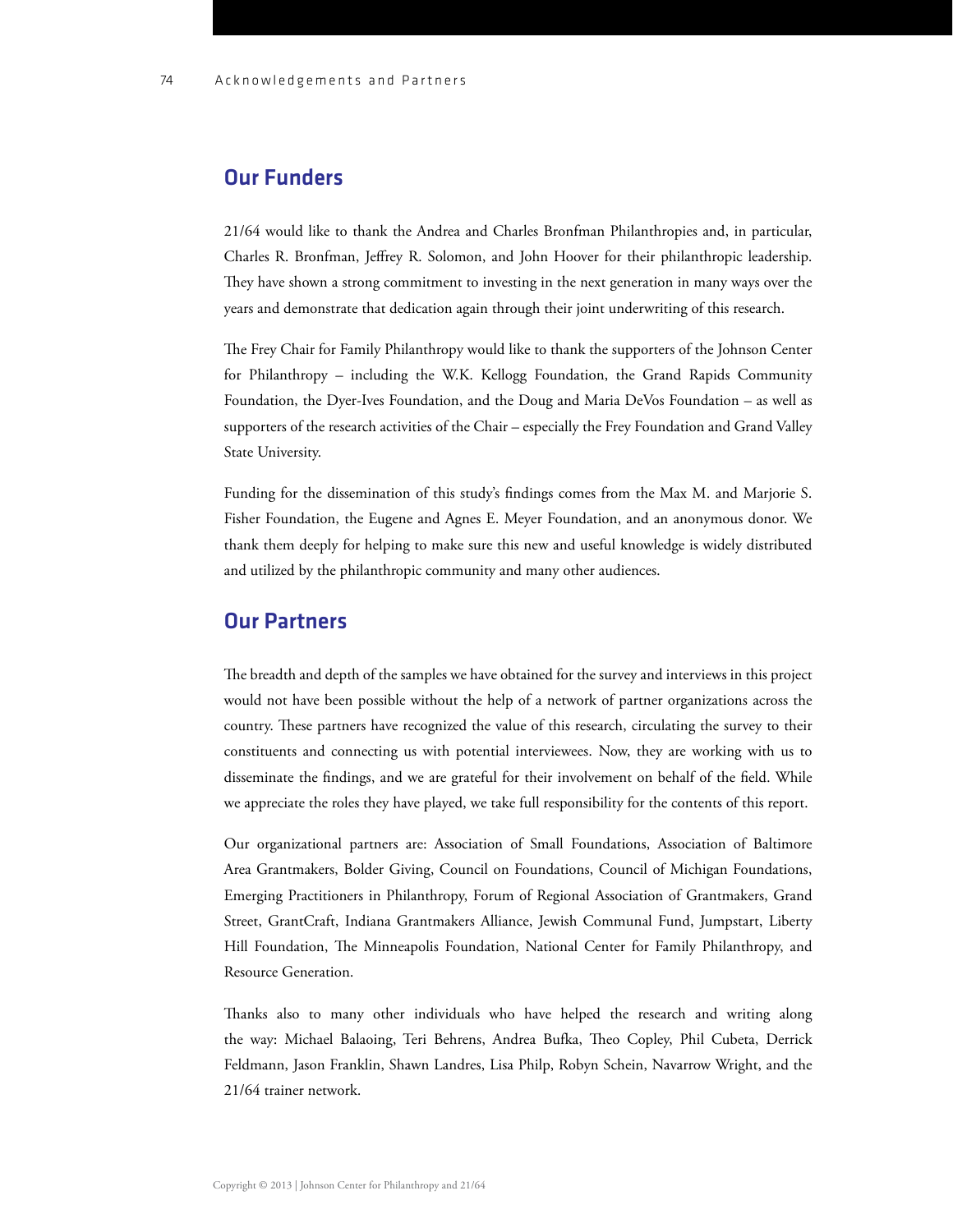## Our Funders

21/64 would like to thank the Andrea and Charles Bronfman Philanthropies and, in particular, Charles R. Bronfman, Jeffrey R. Solomon, and John Hoover for their philanthropic leadership. They have shown a strong commitment to investing in the next generation in many ways over the years and demonstrate that dedication again through their joint underwriting of this research.

The Frey Chair for Family Philanthropy would like to thank the supporters of the Johnson Center for Philanthropy – including the W.K. Kellogg Foundation, the Grand Rapids Community Foundation, the Dyer-Ives Foundation, and the Doug and Maria DeVos Foundation – as well as supporters of the research activities of the Chair – especially the Frey Foundation and Grand Valley State University.

Funding for the dissemination of this study's findings comes from the Max M. and Marjorie S. Fisher Foundation, the Eugene and Agnes E. Meyer Foundation, and an anonymous donor. We thank them deeply for helping to make sure this new and useful knowledge is widely distributed and utilized by the philanthropic community and many other audiences.

## Our Partners

The breadth and depth of the samples we have obtained for the survey and interviews in this project would not have been possible without the help of a network of partner organizations across the country. These partners have recognized the value of this research, circulating the survey to their constituents and connecting us with potential interviewees. Now, they are working with us to disseminate the findings, and we are grateful for their involvement on behalf of the field. While we appreciate the roles they have played, we take full responsibility for the contents of this report.

Our organizational partners are: Association of Small Foundations, Association of Baltimore Area Grantmakers, Bolder Giving, Council on Foundations, Council of Michigan Foundations, Emerging Practitioners in Philanthropy, Forum of Regional Association of Grantmakers, Grand Street, GrantCraft, Indiana Grantmakers Alliance, Jewish Communal Fund, Jumpstart, Liberty Hill Foundation, The Minneapolis Foundation, National Center for Family Philanthropy, and Resource Generation.

Thanks also to many other individuals who have helped the research and writing along the way: Michael Balaoing, Teri Behrens, Andrea Bufka, Theo Copley, Phil Cubeta, Derrick Feldmann, Jason Franklin, Shawn Landres, Lisa Philp, Robyn Schein, Navarrow Wright, and the 21/64 trainer network.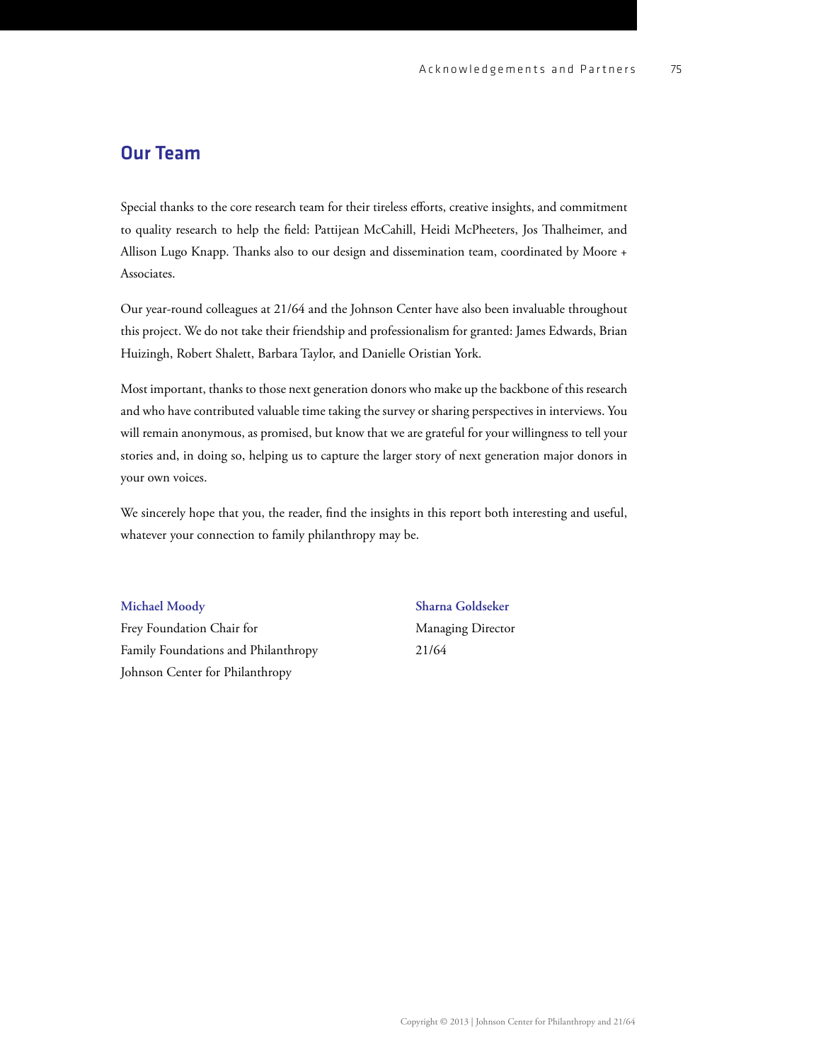## Our Team

Special thanks to the core research team for their tireless efforts, creative insights, and commitment to quality research to help the field: Pattijean McCahill, Heidi McPheeters, Jos Thalheimer, and Allison Lugo Knapp. Thanks also to our design and dissemination team, coordinated by Moore + Associates.

Our year-round colleagues at 21/64 and the Johnson Center have also been invaluable throughout this project. We do not take their friendship and professionalism for granted: James Edwards, Brian Huizingh, Robert Shalett, Barbara Taylor, and Danielle Oristian York.

Most important, thanks to those next generation donors who make up the backbone of this research and who have contributed valuable time taking the survey or sharing perspectives in interviews. You will remain anonymous, as promised, but know that we are grateful for your willingness to tell your stories and, in doing so, helping us to capture the larger story of next generation major donors in your own voices.

We sincerely hope that you, the reader, find the insights in this report both interesting and useful, whatever your connection to family philanthropy may be.

**Michael Moody**
Frey Foundation Chair for
Family Foundations and Philanthropy
Johnson Center for Philanthropy

**Sharna Goldseker**
Managing Director
21/64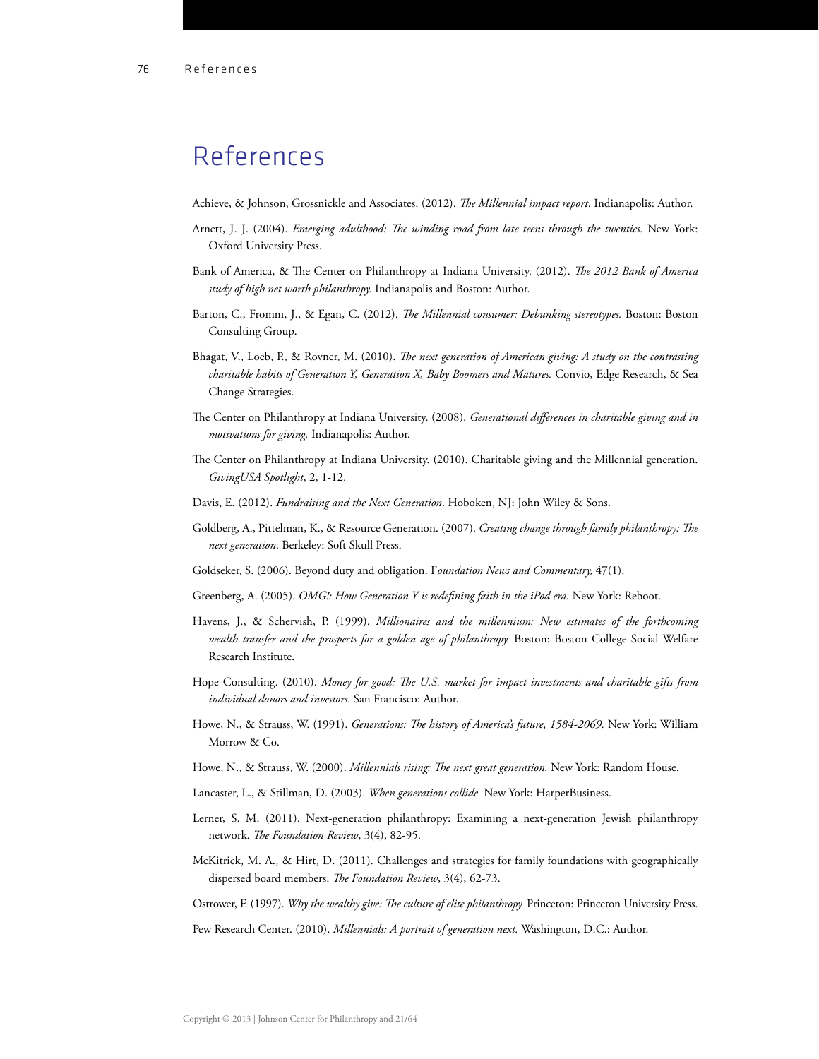# References

Achieve, & Johnson, Grossnickle and Associates. (2012). *The Millennial impact report*. Indianapolis: Author.

Arnett, J. J. (2004). *Emerging adulthood: The winding road from late teens through the twenties.* New York: Oxford University Press.

Bank of America, & The Center on Philanthropy at Indiana University. (2012). *The 2012 Bank of America study of high net worth philanthropy.* Indianapolis and Boston: Author.

Barton, C., Fromm, J., & Egan, C. (2012). *The Millennial consumer: Debunking stereotypes.* Boston: Boston Consulting Group.

Bhagat, V., Loeb, P., & Rovner, M. (2010). *The next generation of American giving: A study on the contrasting charitable habits of Generation Y, Generation X, Baby Boomers and Matures.* Convio, Edge Research, & Sea Change Strategies.

The Center on Philanthropy at Indiana University. (2008). *Generational differences in charitable giving and in motivations for giving.* Indianapolis: Author.

The Center on Philanthropy at Indiana University. (2010). Charitable giving and the Millennial generation. *GivingUSA Spotlight*, 2, 1-12.

Davis, E. (2012). *Fundraising and the Next Generation*. Hoboken, NJ: John Wiley & Sons.

Goldberg, A., Pittelman, K., & Resource Generation. (2007). *Creating change through family philanthropy: The next generation*. Berkeley: Soft Skull Press.

Goldseker, S. (2006). Beyond duty and obligation. F*oundation News and Commentary,* 47(1).

Greenberg, A. (2005). *OMG!: How Generation Y is redefining faith in the iPod era.* New York: Reboot.

Havens, J., & Schervish, P. (1999). *Millionaires and the millennium: New estimates of the forthcoming wealth transfer and the prospects for a golden age of philanthropy.* Boston: Boston College Social Welfare Research Institute.

Hope Consulting. (2010). *Money for good: The U.S. market for impact investments and charitable gifts from individual donors and investors.* San Francisco: Author.

Howe, N., & Strauss, W. (1991). *Generations: The history of America's future, 1584-2069.* New York: William Morrow & Co.

Howe, N., & Strauss, W. (2000). *Millennials rising: The next great generation.* New York: Random House.

Lancaster, L., & Stillman, D. (2003). *When generations collide.* New York: HarperBusiness.

Lerner, S. M. (2011). Next-generation philanthropy: Examining a next-generation Jewish philanthropy network. *The Foundation Review*, 3(4), 82-95.

McKitrick, M. A., & Hirt, D. (2011). Challenges and strategies for family foundations with geographically dispersed board members. *The Foundation Review*, 3(4), 62-73.

Ostrower, F. (1997). *Why the wealthy give: The culture of elite philanthropy.* Princeton: Princeton University Press.

Pew Research Center. (2010). *Millennials: A portrait of generation next.* Washington, D.C.: Author.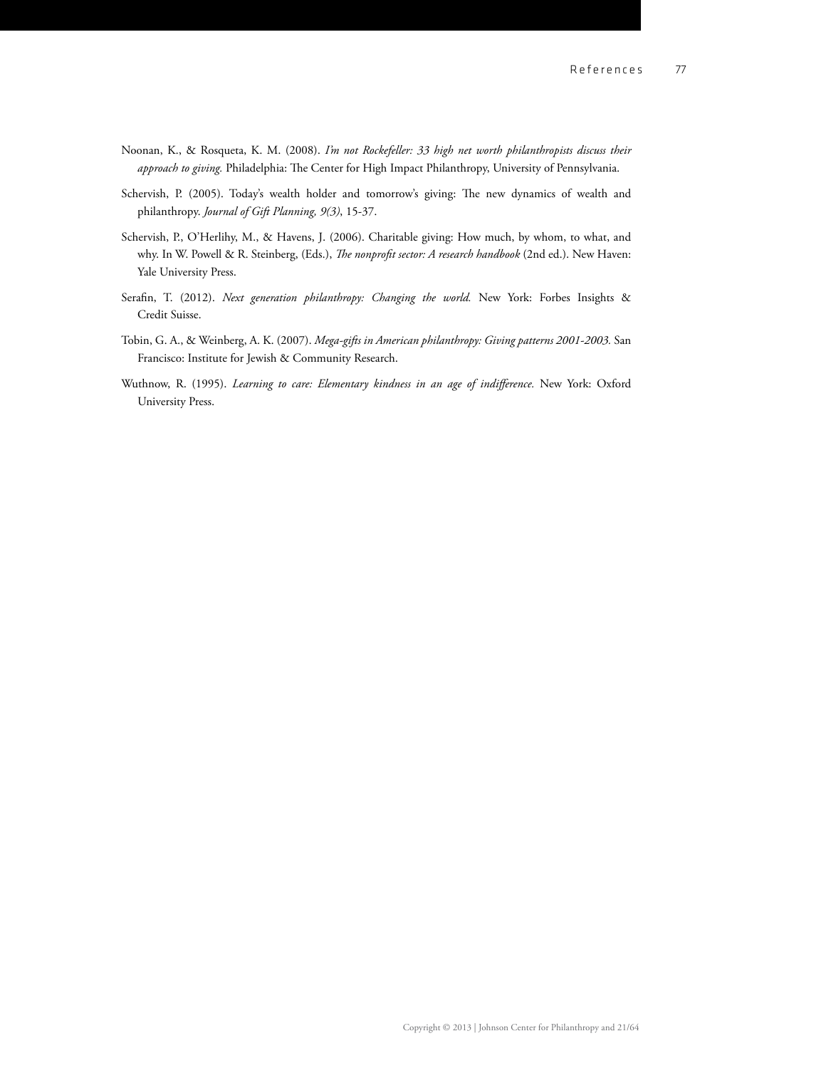Noonan, K., & Rosqueta, K. M. (2008). *I'm not Rockefeller: 33 high net worth philanthropists discuss their approach to giving.* Philadelphia: The Center for High Impact Philanthropy, University of Pennsylvania.

Schervish, P. (2005). Today's wealth holder and tomorrow's giving: The new dynamics of wealth and philanthropy. *Journal of Gift Planning, 9(3)*, 15-37.

Schervish, P., O'Herlihy, M., & Havens, J. (2006). Charitable giving: How much, by whom, to what, and why. In W. Powell & R. Steinberg, (Eds.), *The nonprofit sector: A research handbook* (2nd ed.). New Haven: Yale University Press.

Serafin, T. (2012). *Next generation philanthropy: Changing the world.* New York: Forbes Insights & Credit Suisse.

Tobin, G. A., & Weinberg, A. K. (2007). *Mega-gifts in American philanthropy: Giving patterns 2001-2003.* San Francisco: Institute for Jewish & Community Research.

Wuthnow, R. (1995). *Learning to care: Elementary kindness in an age of indifference.* New York: Oxford University Press.